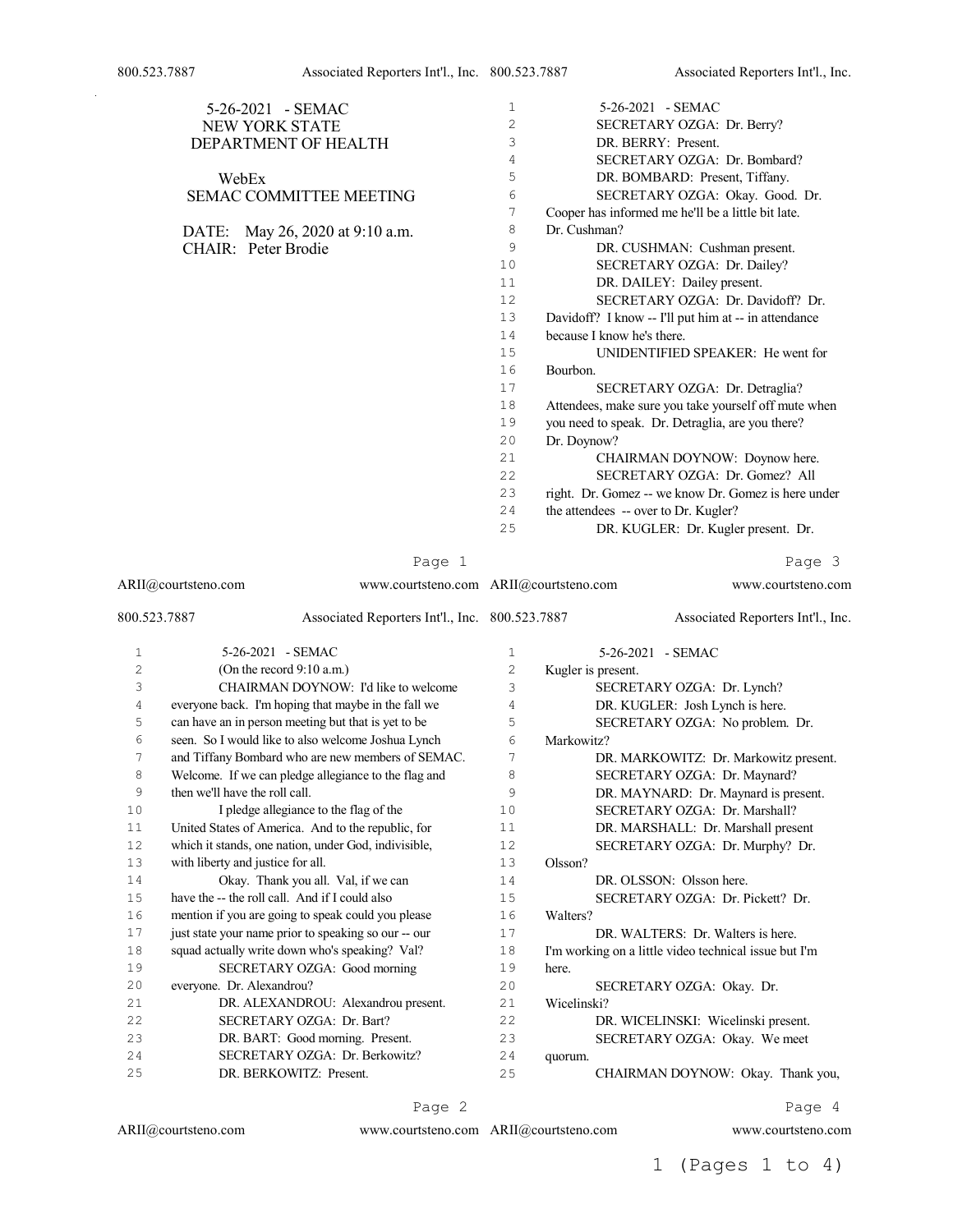5-26-2021 - SEMAC
NEW YORK STATE
DEPARTMENT OF HEALTH

WebEx
SEMAC COMMITTEE MEETING

DATE: May 26, 2020 at 9:10 a.m.
CHAIR: Peter Brodie

---

5-26-2021 - SEMAC

(On the record 9:10 a.m.)

CHAIRMAN DOYNOW: I'd like to welcome everyone back. I'm hoping that maybe in the fall we can have an in person meeting but that is yet to be seen. So I would like to also welcome Joshua Lynch and Tiffany Bombard who are new members of SEMAC. Welcome. If we can pledge allegiance to the flag and then we'll have the roll call.

I pledge allegiance to the flag of the United States of America. And to the republic, for which it stands, one nation, under God, indivisible, with liberty and justice for all.

Okay. Thank you all. Val, if we can have the -- the roll call. And if I could also mention if you are going to speak could you please just state your name prior to speaking so our -- our squad actually write down who's speaking? Val?

SECRETARY OZGA: Good morning everyone. Dr. Alexandrou?

DR. ALEXANDROU: Alexandrou present.

SECRETARY OZGA: Dr. Bart?

DR. BART: Good morning. Present.

SECRETARY OZGA: Dr. Berkowitz?

DR. BERKOWITZ: Present.

---

5-26-2021 - SEMAC

SECRETARY OZGA: Dr. Berry?

DR. BERRY: Present.

SECRETARY OZGA: Dr. Bombard?

DR. BOMBARD: Present, Tiffany.

SECRETARY OZGA: Okay. Good. Dr. Cooper has informed me he'll be a little bit late. Dr. Cushman?

DR. CUSHMAN: Cushman present.

SECRETARY OZGA: Dr. Dailey?

DR. DAILEY: Dailey present.

SECRETARY OZGA: Dr. Davidoff? Dr. Davidoff? I know -- I'll put him at -- in attendance because I know he's there.

UNIDENTIFIED SPEAKER: He went for Bourbon.

SECRETARY OZGA: Dr. Detraglia? Attendees, make sure you take yourself off mute when you need to speak. Dr. Detraglia, are you there? Dr. Doynow?

CHAIRMAN DOYNOW: Doynow here.

SECRETARY OZGA: Dr. Gomez? All right. Dr. Gomez -- we know Dr. Gomez is here under the attendees -- over to Dr. Kugler?

DR. KUGLER: Dr. Kugler present. Dr.

---

5-26-2021 - SEMAC

Kugler is present.

SECRETARY OZGA: Dr. Lynch?

DR. KUGLER: Josh Lynch is here.

SECRETARY OZGA: No problem. Dr. Markowitz?

DR. MARKOWITZ: Dr. Markowitz present.

SECRETARY OZGA: Dr. Maynard?

DR. MAYNARD: Dr. Maynard is present.

SECRETARY OZGA: Dr. Marshall?

DR. MARSHALL: Dr. Marshall present

SECRETARY OZGA: Dr. Murphy? Dr. Olsson?

DR. OLSSON: Olsson here.

SECRETARY OZGA: Dr. Pickett? Dr. Walters?

DR. WALTERS: Dr. Walters is here. I'm working on a little video technical issue but I'm here.

SECRETARY OZGA: Okay. Dr. Wicelinski?

DR. WICELINSKI: Wicelinski present.

SECRETARY OZGA: Okay. We meet quorum.

CHAIRMAN DOYNOW: Okay. Thank you,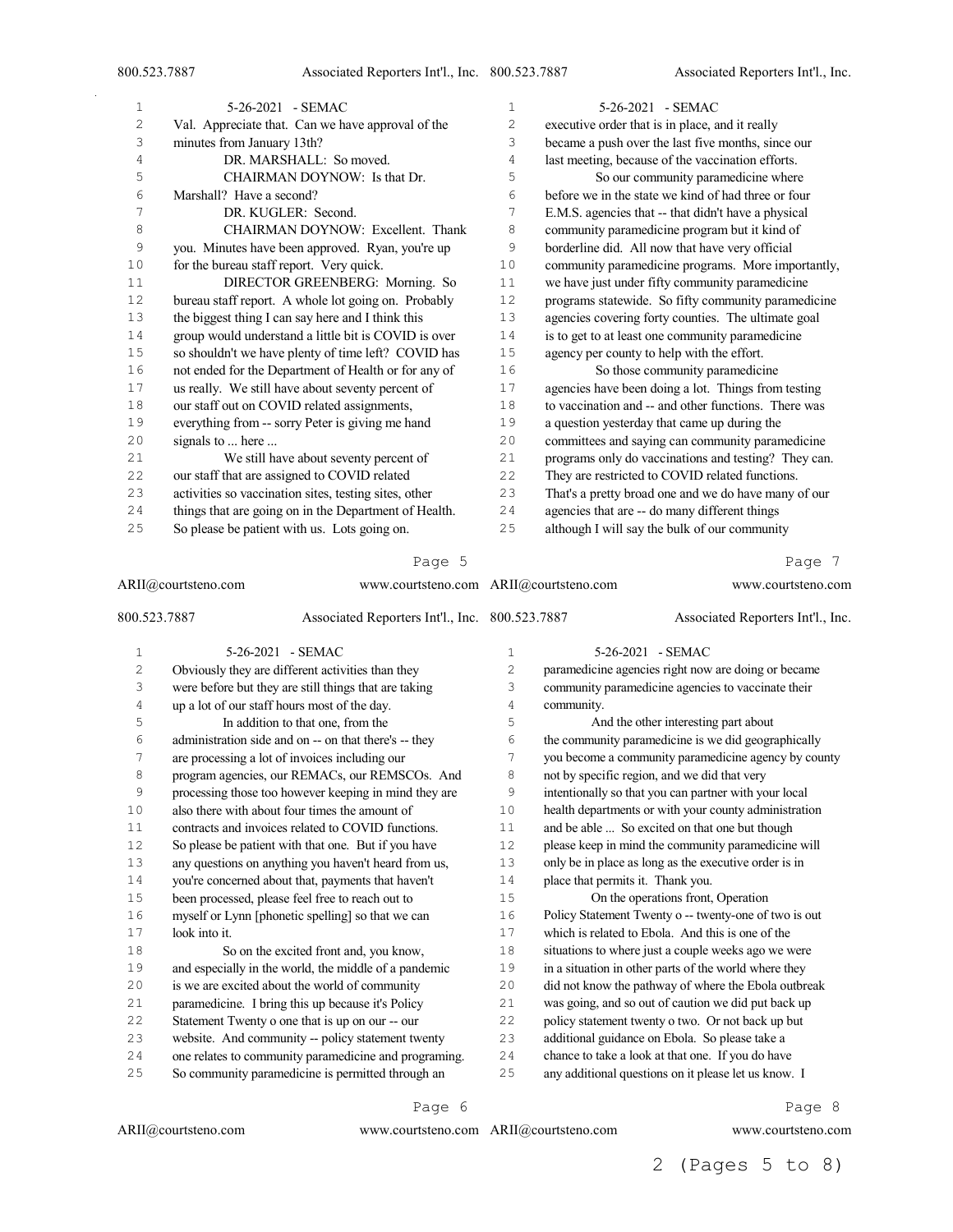Val. Appreciate that. Can we have approval of the minutes from January 13th?

DR. MARSHALL: So moved.

CHAIRMAN DOYNOW: Is that Dr. Marshall? Have a second?

DR. KUGLER: Second.

CHAIRMAN DOYNOW: Excellent. Thank you. Minutes have been approved. Ryan, you're up for the bureau staff report. Very quick.

DIRECTOR GREENBERG: Morning. So bureau staff report. A whole lot going on. Probably the biggest thing I can say here and I think this group would understand a little bit is COVID is over so shouldn't we have plenty of time left? COVID has not ended for the Department of Health or for any of us really. We still have about seventy percent of our staff out on COVID related assignments, everything from -- sorry Peter is giving me hand signals to ... here ...

We still have about seventy percent of our staff that are assigned to COVID related activities so vaccination sites, testing sites, other things that are going on in the Department of Health. So please be patient with us. Lots going on.

Obviously they are different activities than they were before but they are still things that are taking up a lot of our staff hours most of the day.

In addition to that one, from the administration side and on -- on that there's -- they are processing a lot of invoices including our program agencies, our REMACs, our REMSCOs. And processing those too however keeping in mind they are also there with about four times the amount of contracts and invoices related to COVID functions. So please be patient with that one. But if you have any questions on anything you haven't heard from us, you're concerned about that, payments that haven't been processed, please feel free to reach out to myself or Lynn [phonetic spelling] so that we can look into it.

So on the excited front and, you know, and especially in the world, the middle of a pandemic is we are excited about the world of community paramedicine. I bring this up because it's Policy Statement Twenty o one that is up on our -- our website. And community -- policy statement twenty one relates to community paramedicine and programing. So community paramedicine is permitted through an executive order that is in place, and it really became a push over the last five months, since our last meeting, because of the vaccination efforts.

So our community paramedicine where before we in the state we kind of had three or four E.M.S. agencies that -- that didn't have a physical community paramedicine program but it kind of borderline did. All now that have very official community paramedicine programs. More importantly, we have just under fifty community paramedicine programs statewide. So fifty community paramedicine agencies covering forty counties. The ultimate goal is to get to at least one community paramedicine agency per county to help with the effort.

So those community paramedicine agencies have been doing a lot. Things from testing to vaccination and -- and other functions. There was a question yesterday that came up during the committees and saying can community paramedicine programs only do vaccinations and testing? They can. They are restricted to COVID related functions. That's a pretty broad one and we do have many of our agencies that are -- do many different things although I will say the bulk of our community paramedicine agencies right now are doing or became community paramedicine agencies to vaccinate their community.

And the other interesting part about the community paramedicine is we did geographically you become a community paramedicine agency by county not by specific region, and we did that very intentionally so that you can partner with your local health departments or with your county administration and be able ... So excited on that one but though please keep in mind the community paramedicine will only be in place as long as the executive order is in place that permits it. Thank you.

On the operations front, Operation Policy Statement Twenty o -- twenty-one of two is out which is related to Ebola. And this is one of the situations to where just a couple weeks ago we were in a situation in other parts of the world where they did not know the pathway of where the Ebola outbreak was going, and so out of caution we did put back up policy statement twenty o two. Or not back up but additional guidance on Ebola. So please take a chance to take a look at that one. If you do have any additional questions on it please let us know. I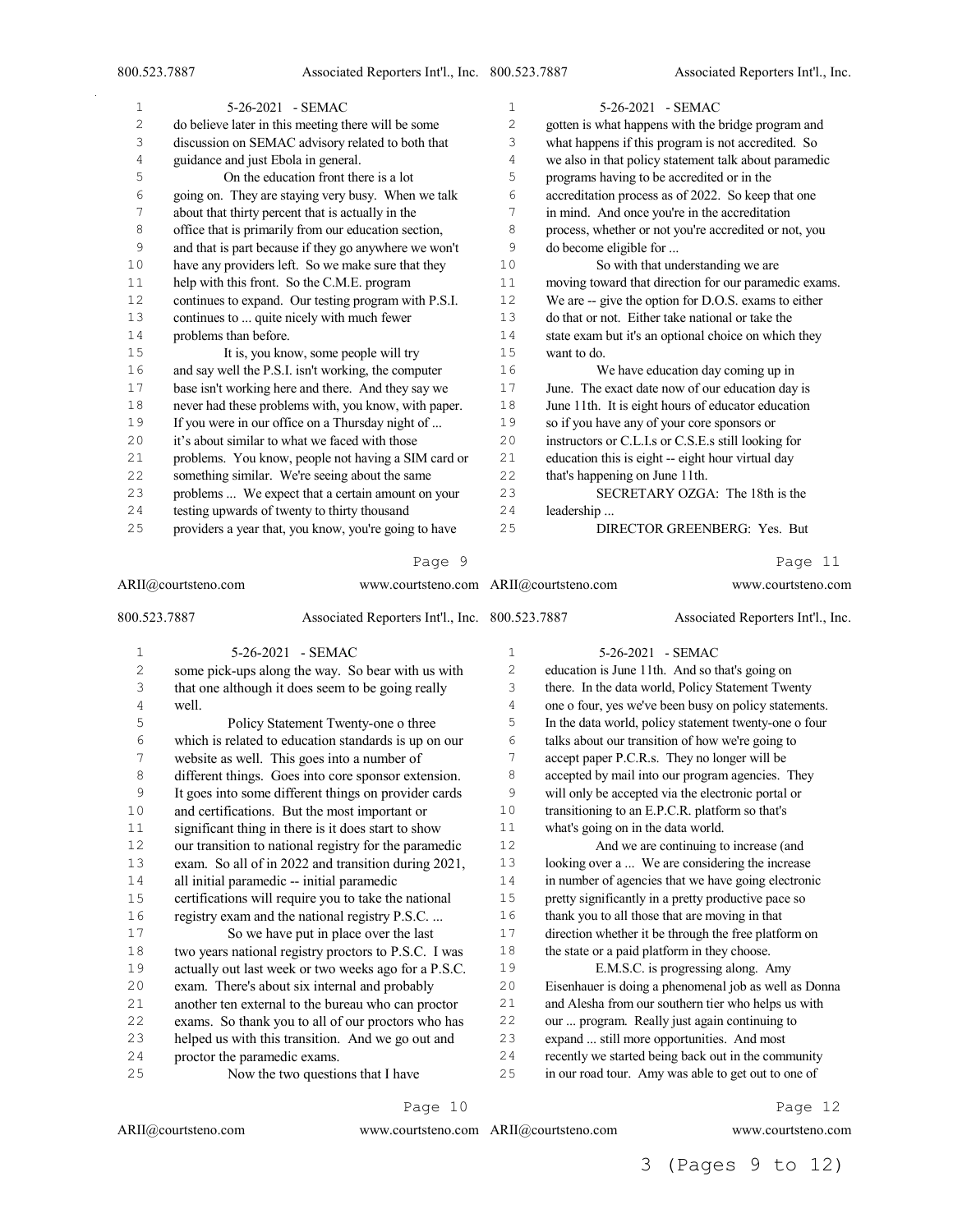do believe later in this meeting there will be some discussion on SEMAC advisory related to both that guidance and just Ebola in general.

On the education front there is a lot going on. They are staying very busy. When we talk about that thirty percent that is actually in the office that is primarily from our education section, and that is part because if they go anywhere we won't have any providers left. So we make sure that they help with this front. So the C.M.E. program continues to expand. Our testing program with P.S.I. continues to ... quite nicely with much fewer problems than before.

It is, you know, some people will try and say well the P.S.I. isn't working, the computer base isn't working here and there. And they say we never had these problems with, you know, with paper. If you were in our office on a Thursday night of ... it's about similar to what we faced with those problems. You know, people not having a SIM card or something similar. We're seeing about the same problems ... We expect that a certain amount on your testing upwards of twenty to thirty thousand providers a year that, you know, you're going to have some pick-ups along the way. So bear with us with that one although it does seem to be going really well.

Policy Statement Twenty-one o three which is related to education standards is up on our website as well. This goes into a number of different things. Goes into core sponsor extension. It goes into some different things on provider cards and certifications. But the most important or significant thing in there is it does start to show our transition to national registry for the paramedic exam. So all of in 2022 and transition during 2021, all initial paramedic -- initial paramedic certifications will require you to take the national registry exam and the national registry P.S.C. ...

So we have put in place over the last two years national registry proctors to P.S.C. I was actually out last week or two weeks ago for a P.S.C. exam. There's about six internal and probably another ten external to the bureau who can proctor exams. So thank you to all of our proctors who has helped us with this transition. And we go out and proctor the paramedic exams.

Now the two questions that I have gotten is what happens with the bridge program and what happens if this program is not accredited. So we also in that policy statement talk about paramedic programs having to be accredited or in the accreditation process as of 2022. So keep that one in mind. And once you're in the accreditation process, whether or not you're accredited or not, you do become eligible for ...

So with that understanding we are moving toward that direction for our paramedic exams. We are -- give the option for D.O.S. exams to either do that or not. Either take national or take the state exam but it's an optional choice on which they want to do.

We have education day coming up in June. The exact date now of our education day is June 11th. It is eight hours of educator education so if you have any of your core sponsors or instructors or C.L.I.s or C.S.E.s still looking for education this is eight -- eight hour virtual day that's happening on June 11th.

SECRETARY OZGA: The 18th is the leadership ...

DIRECTOR GREENBERG: Yes. But education is June 11th. And so that's going on there. In the data world, Policy Statement Twenty one o four, yes we've been busy on policy statements. In the data world, policy statement twenty-one o four talks about our transition of how we're going to accept paper P.C.R.s. They no longer will be accepted by mail into our program agencies. They will only be accepted via the electronic portal or transitioning to an E.P.C.R. platform so that's what's going on in the data world.

And we are continuing to increase (and looking over a ... We are considering the increase in number of agencies that we have going electronic pretty significantly in a pretty productive pace so thank you to all those that are moving in that direction whether it be through the free platform on the state or a paid platform in they choose.

E.M.S.C. is progressing along. Amy Eisenhauer is doing a phenomenal job as well as Donna and Alesha from our southern tier who helps us with our ... program. Really just again continuing to expand ... still more opportunities. And most recently we started being back out in the community in our road tour. Amy was able to get out to one of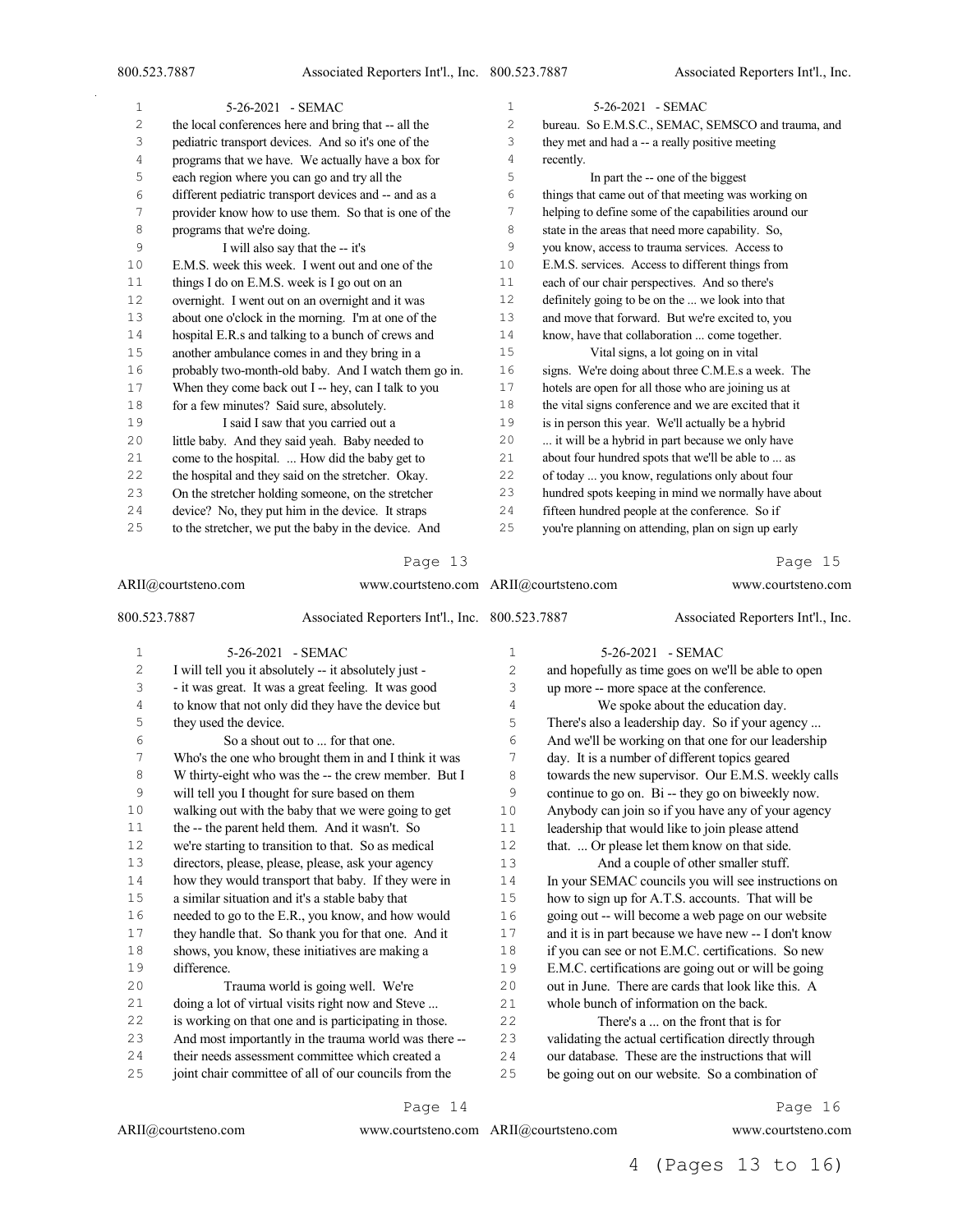the local conferences here and bring that -- all the pediatric transport devices. And so it's one of the programs that we have. We actually have a box for each region where you can go and try all the different pediatric transport devices and -- and as a provider know how to use them. So that is one of the programs that we're doing.

I will also say that the -- it's E.M.S. week this week. I went out and one of the things I do on E.M.S. week is I go out on an overnight. I went out on an overnight and it was about one o'clock in the morning. I'm at one of the hospital E.R.s and talking to a bunch of crews and another ambulance comes in and they bring in a probably two-month-old baby. And I watch them go in. When they come back out I -- hey, can I talk to you for a few minutes? Said sure, absolutely.

I said I saw that you carried out a little baby. And they said yeah. Baby needed to come to the hospital. ... How did the baby get to the hospital and they said on the stretcher. Okay. On the stretcher holding someone, on the stretcher device? No, they put him in the device. It straps to the stretcher, we put the baby in the device. And I will tell you it absolutely -- it absolutely just - - it was great. It was a great feeling. It was good to know that not only did they have the device but they used the device.

So a shout out to ... for that one. Who's the one who brought them in and I think it was W thirty-eight who was the -- the crew member. But I will tell you I thought for sure based on them walking out with the baby that we were going to get the -- the parent held them. And it wasn't. So we're starting to transition to that. So as medical directors, please, please, please, ask your agency how they would transport that baby. If they were in a similar situation and it's a stable baby that needed to go to the E.R., you know, and how would they handle that. So thank you for that one. And it shows, you know, these initiatives are making a difference.

Trauma world is going well. We're doing a lot of virtual visits right now and Steve ... is working on that one and is participating in those. And most importantly in the trauma world was there -- their needs assessment committee which created a joint chair committee of all of our councils from the bureau. So E.M.S.C., SEMAC, SEMSCO and trauma, and they met and had a -- a really positive meeting recently.

In part the -- one of the biggest things that came out of that meeting was working on helping to define some of the capabilities around our state in the areas that need more capability. So, you know, access to trauma services. Access to E.M.S. services. Access to different things from each of our chair perspectives. And so there's definitely going to be on the ... we look into that and move that forward. But we're excited to, you know, have that collaboration ... come together.

Vital signs, a lot going on in vital signs. We're doing about three C.M.E.s a week. The hotels are open for all those who are joining us at the vital signs conference and we are excited that it is in person this year. We'll actually be a hybrid ... it will be a hybrid in part because we only have about four hundred spots that we'll be able to ... as of today ... you know, regulations only about four hundred spots keeping in mind we normally have about fifteen hundred people at the conference. So if you're planning on attending, plan on sign up early and hopefully as time goes on we'll be able to open up more -- more space at the conference.

We spoke about the education day. There's also a leadership day. So if your agency ... And we'll be working on that one for our leadership day. It is a number of different topics geared towards the new supervisor. Our E.M.S. weekly calls continue to go on. Bi -- they go on biweekly now. Anybody can join so if you have any of your agency leadership that would like to join please attend that. ... Or please let them know on that side.

And a couple of other smaller stuff. In your SEMAC councils you will see instructions on how to sign up for A.T.S. accounts. That will be going out -- will become a web page on our website and it is in part because we have new -- I don't know if you can see or not E.M.C. certifications. So new E.M.C. certifications are going out or will be going out in June. There are cards that look like this. A whole bunch of information on the back.

There's a ... on the front that is for validating the actual certification directly through our database. These are the instructions that will be going out on our website. So a combination of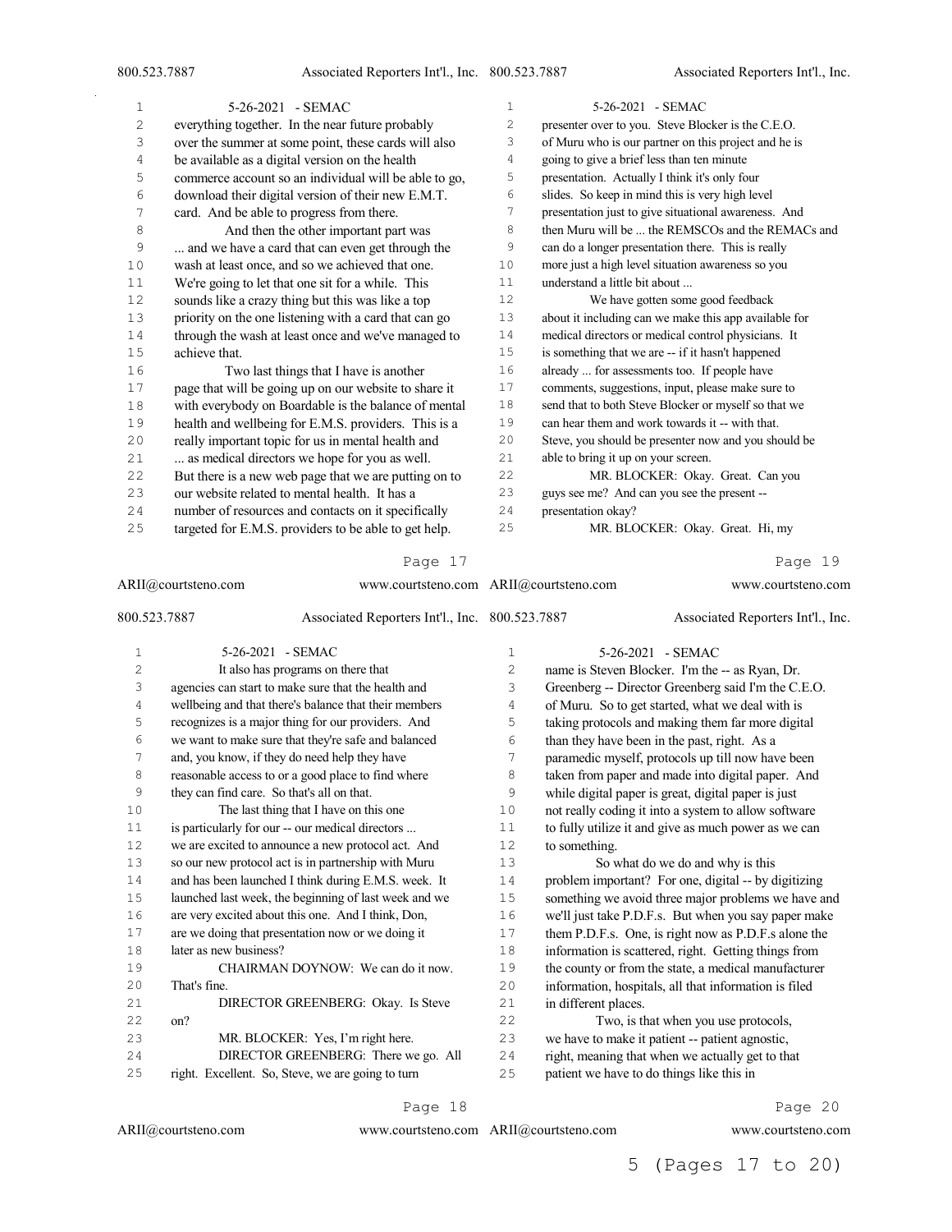everything together. In the near future probably over the summer at some point, these cards will also be available as a digital version on the health commerce account so an individual will be able to go, download their digital version of their new E.M.T. card. And be able to progress from there.

And then the other important part was ... and we have a card that can even get through the wash at least once, and so we achieved that one. We're going to let that one sit for a while. This sounds like a crazy thing but this was like a top priority on the one listening with a card that can go through the wash at least once and we've managed to achieve that.

Two last things that I have is another page that will be going up on our website to share it with everybody on Boardable is the balance of mental health and wellbeing for E.M.S. providers. This is a really important topic for us in mental health and ... as medical directors we hope for you as well. But there is a new web page that we are putting on to our website related to mental health. It has a number of resources and contacts on it specifically targeted for E.M.S. providers to be able to get help.

It also has programs on there that agencies can start to make sure that the health and wellbeing and that there's balance that their members recognizes is a major thing for our providers. And we want to make sure that they're safe and balanced and, you know, if they do need help they have reasonable access to or a good place to find where they can find care. So that's all on that.

The last thing that I have on this one is particularly for our -- our medical directors ... we are excited to announce a new protocol act. And so our new protocol act is in partnership with Muru and has been launched I think during E.M.S. week. It launched last week, the beginning of last week and we are very excited about this one. And I think, Don, are we doing that presentation now or we doing it later as new business?

CHAIRMAN DOYNOW: We can do it now. That's fine.

DIRECTOR GREENBERG: Okay. Is Steve on?

MR. BLOCKER: Yes, I'm right here.

DIRECTOR GREENBERG: There we go. All right. Excellent. So, Steve, we are going to turn presenter over to you. Steve Blocker is the C.E.O. of Muru who is our partner on this project and he is going to give a brief less than ten minute presentation. Actually I think it's only four slides. So keep in mind this is very high level presentation just to give situational awareness. And then Muru will be ... the REMSCOs and the REMACs and can do a longer presentation there. This is really more just a high level situation awareness so you understand a little bit about ...

We have gotten some good feedback about it including can we make this app available for medical directors or medical control physicians. It is something that we are -- if it hasn't happened already ... for assessments too. If people have comments, suggestions, input, please make sure to send that to both Steve Blocker or myself so that we can hear them and work towards it -- with that. Steve, you should be presenter now and you should be able to bring it up on your screen.

MR. BLOCKER: Okay. Great. Can you guys see me? And can you see the present -- presentation okay?

MR. BLOCKER: Okay. Great. Hi, my name is Steven Blocker. I'm the -- as Ryan, Dr. Greenberg -- Director Greenberg said I'm the C.E.O. of Muru. So to get started, what we deal with is taking protocols and making them far more digital than they have been in the past, right. As a paramedic myself, protocols up till now have been taken from paper and made into digital paper. And while digital paper is great, digital paper is just not really coding it into a system to allow software to fully utilize it and give as much power as we can to something.

So what do we do and why is this problem important? For one, digital -- by digitizing something we avoid three major problems we have and we'll just take P.D.F.s. But when you say paper make them P.D.F.s. One, is right now as P.D.F.s alone the information is scattered, right. Getting things from the county or from the state, a medical manufacturer information, hospitals, all that information is filed in different places.

Two, is that when you use protocols, we have to make it patient -- patient agnostic, right, meaning that when we actually get to that patient we have to do things like this in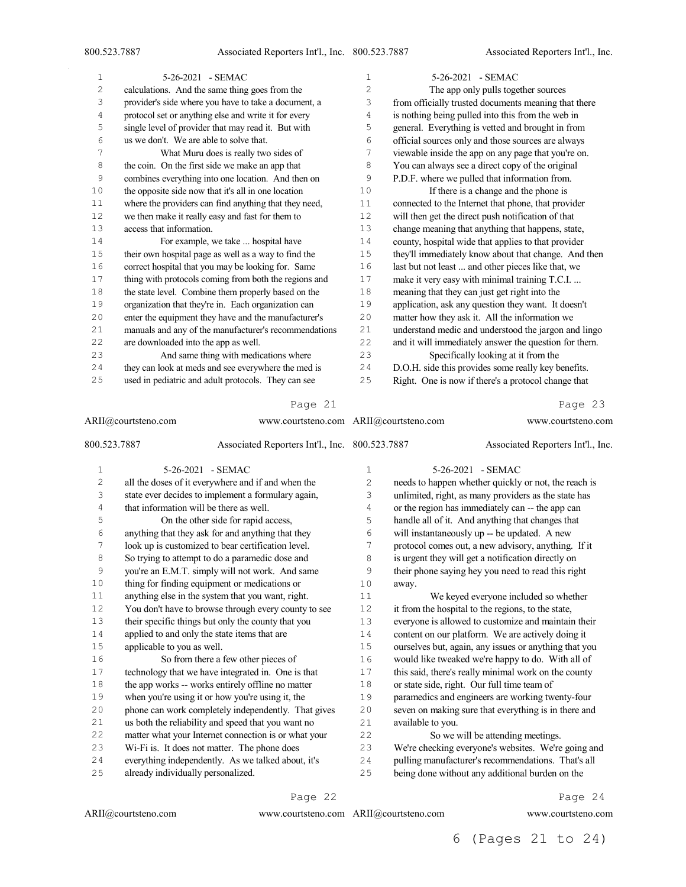calculations. And the same thing goes from the provider's side where you have to take a document, a protocol set or anything else and write it for every single level of provider that may read it. But with us we don't. We are able to solve that.

What Muru does is really two sides of the coin. On the first side we make an app that combines everything into one location. And then on the opposite side now that it's all in one location where the providers can find anything that they need, we then make it really easy and fast for them to access that information.

For example, we take ... hospital have their own hospital page as well as a way to find the correct hospital that you may be looking for. Same thing with protocols coming from both the regions and the state level. Combine them properly based on the organization that they're in. Each organization can enter the equipment they have and the manufacturer's manuals and any of the manufacturer's recommendations are downloaded into the app as well.

And same thing with medications where they can look at meds and see everywhere the med is used in pediatric and adult protocols. They can see all the doses of it everywhere and if and when the state ever decides to implement a formulary again, that information will be there as well.

On the other side for rapid access, anything that they ask for and anything that they look up is customized to bear certification level. So trying to attempt to do a paramedic dose and you're an E.M.T. simply will not work. And same thing for finding equipment or medications or anything else in the system that you want, right. You don't have to browse through every county to see their specific things but only the county that you applied to and only the state items that are applicable to you as well.

So from there a few other pieces of technology that we have integrated in. One is that the app works -- works entirely offline no matter when you're using it or how you're using it, the phone can work completely independently. That gives us both the reliability and speed that you want no matter what your Internet connection is or what your Wi-Fi is. It does not matter. The phone does everything independently. As we talked about, it's already individually personalized.

The app only pulls together sources from officially trusted documents meaning that there is nothing being pulled into this from the web in general. Everything is vetted and brought in from official sources only and those sources are always viewable inside the app on any page that you're on. You can always see a direct copy of the original P.D.F. where we pulled that information from.

If there is a change and the phone is connected to the Internet that phone, that provider will then get the direct push notification of that change meaning that anything that happens, state, county, hospital wide that applies to that provider they'll immediately know about that change. And then last but not least ... and other pieces like that, we make it very easy with minimal training T.C.I. ... meaning that they can just get right into the application, ask any question they want. It doesn't matter how they ask it. All the information we understand medic and understood the jargon and lingo and it will immediately answer the question for them.

Specifically looking at it from the D.O.H. side this provides some really key benefits. Right. One is now if there's a protocol change that needs to happen whether quickly or not, the reach is unlimited, right, as many providers as the state has or the region has immediately can -- the app can handle all of it. And anything that changes that will instantaneously up -- be updated. A new protocol comes out, a new advisory, anything. If it is urgent they will get a notification directly on their phone saying hey you need to read this right away.

We keyed everyone included so whether it from the hospital to the regions, to the state, everyone is allowed to customize and maintain their content on our platform. We are actively doing it ourselves but, again, any issues or anything that you would like tweaked we're happy to do. With all of this said, there's really minimal work on the county or state side, right. Our full time team of paramedics and engineers are working twenty-four seven on making sure that everything is in there and available to you.

So we will be attending meetings. We're checking everyone's websites. We're going and pulling manufacturer's recommendations. That's all being done without any additional burden on the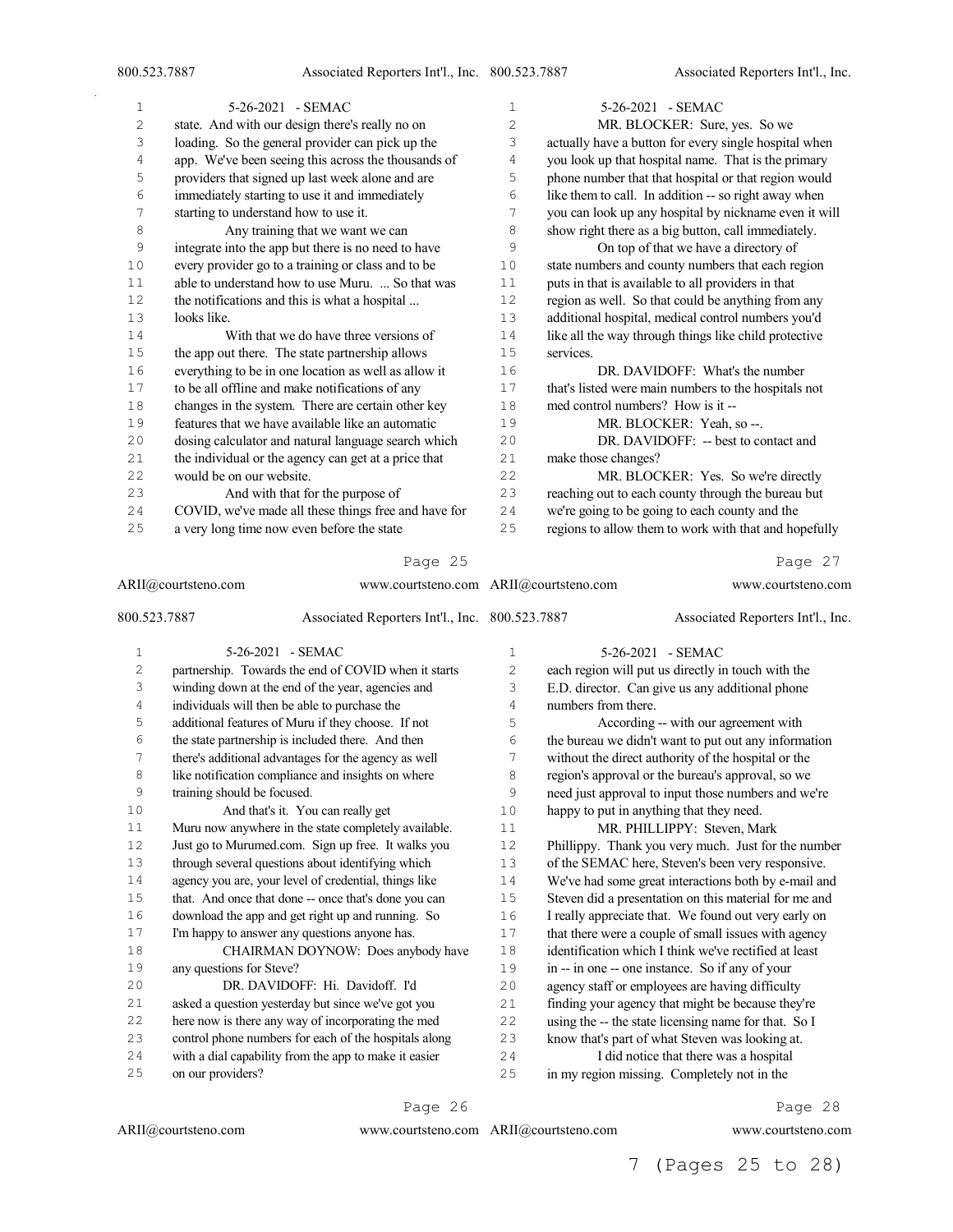state. And with our design there's really no on loading. So the general provider can pick up the app. We've been seeing this across the thousands of providers that signed up last week alone and are immediately starting to use it and immediately starting to understand how to use it.

Any training that we want we can integrate into the app but there is no need to have every provider go to a training or class and to be able to understand how to use Muru. ... So that was the notifications and this is what a hospital ... looks like.

With that we do have three versions of the app out there. The state partnership allows everything to be in one location as well as allow it to be all offline and make notifications of any changes in the system. There are certain other key features that we have available like an automatic dosing calculator and natural language search which the individual or the agency can get at a price that would be on our website.

And with that for the purpose of COVID, we've made all these things free and have for a very long time now even before the state partnership. Towards the end of COVID when it starts winding down at the end of the year, agencies and individuals will then be able to purchase the additional features of Muru if they choose. If not the state partnership is included there. And then there's additional advantages for the agency as well like notification compliance and insights on where training should be focused.

And that's it. You can really get Muru now anywhere in the state completely available. Just go to Murumed.com. Sign up free. It walks you through several questions about identifying which agency you are, your level of credential, things like that. And once that done -- once that's done you can download the app and get right up and running. So I'm happy to answer any questions anyone has.

CHAIRMAN DOYNOW: Does anybody have any questions for Steve?

DR. DAVIDOFF: Hi. Davidoff. I'd asked a question yesterday but since we've got you here now is there any way of incorporating the med control phone numbers for each of the hospitals along with a dial capability from the app to make it easier on our providers?

MR. BLOCKER: Sure, yes. So we actually have a button for every single hospital when you look up that hospital name. That is the primary phone number that that hospital or that region would like them to call. In addition -- so right away when you can look up any hospital by nickname even it will show right there as a big button, call immediately.

On top of that we have a directory of state numbers and county numbers that each region puts in that is available to all providers in that region as well. So that could be anything from any additional hospital, medical control numbers you'd like all the way through things like child protective services.

DR. DAVIDOFF: What's the number that's listed were main numbers to the hospitals not med control numbers? How is it --

MR. BLOCKER: Yeah, so --.

DR. DAVIDOFF: -- best to contact and make those changes?

MR. BLOCKER: Yes. So we're directly reaching out to each county through the bureau but we're going to be going to each county and the regions to allow them to work with that and hopefully each region will put us directly in touch with the E.D. director. Can give us any additional phone numbers from there.

According -- with our agreement with the bureau we didn't want to put out any information without the direct authority of the hospital or the region's approval or the bureau's approval, so we need just approval to input those numbers and we're happy to put in anything that they need.

MR. PHILLIPPY: Steven, Mark Phillippy. Thank you very much. Just for the number of the SEMAC here, Steven's been very responsive. We've had some great interactions both by e-mail and Steven did a presentation on this material for me and I really appreciate that. We found out very early on that there were a couple of small issues with agency identification which I think we've rectified at least in -- in one -- one instance. So if any of your agency staff or employees are having difficulty finding your agency that might be because they're using the -- the state licensing name for that. So I know that's part of what Steven was looking at.

I did notice that there was a hospital in my region missing. Completely not in the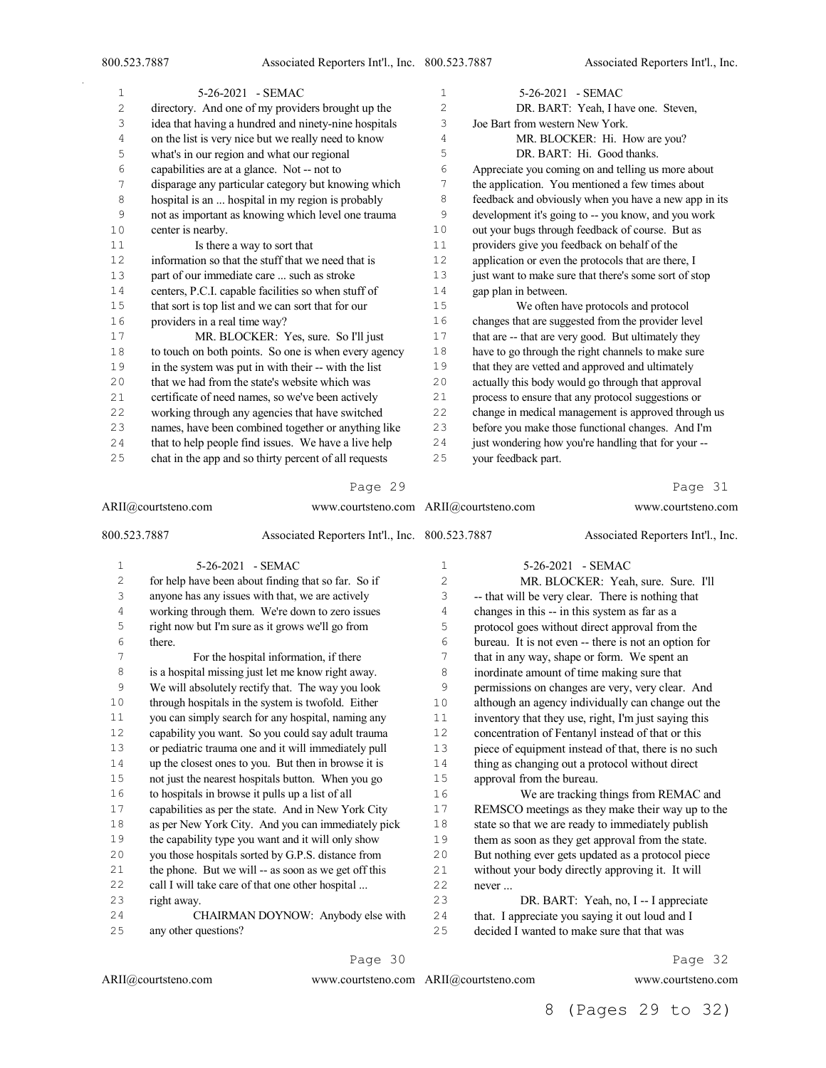directory. And one of my providers brought up the idea that having a hundred and ninety-nine hospitals on the list is very nice but we really need to know what's in our region and what our regional capabilities are at a glance. Not -- not to disparage any particular category but knowing which hospital is an ... hospital in my region is probably not as important as knowing which level one trauma center is nearby.

Is there a way to sort that information so that the stuff that we need that is part of our immediate care ... such as stroke centers, P.C.I. capable facilities so when stuff of that sort is top list and we can sort that for our providers in a real time way?

MR. BLOCKER: Yes, sure. So I'll just to touch on both points. So one is when every agency in the system was put in with their -- with the list that we had from the state's website which was certificate of need names, so we've been actively working through any agencies that have switched names, have been combined together or anything like that to help people find issues. We have a live help chat in the app and so thirty percent of all requests for help have been about finding that so far. So if anyone has any issues with that, we are actively working through them. We're down to zero issues right now but I'm sure as it grows we'll go from there.

For the hospital information, if there is a hospital missing just let me know right away. We will absolutely rectify that. The way you look through hospitals in the system is twofold. Either you can simply search for any hospital, naming any capability you want. So you could say adult trauma or pediatric trauma one and it will immediately pull up the closest ones to you. But then in browse it is not just the nearest hospitals button. When you go to hospitals in browse it pulls up a list of all capabilities as per the state. And in New York City as per New York City. And you can immediately pick the capability type you want and it will only show you those hospitals sorted by G.P.S. distance from the phone. But we will -- as soon as we get off this call I will take care of that one other hospital ... right away.

CHAIRMAN DOYNOW: Anybody else with any other questions?

DR. BART: Yeah, I have one. Steven, Joe Bart from western New York.

MR. BLOCKER: Hi. How are you?

DR. BART: Hi. Good thanks. Appreciate you coming on and telling us more about the application. You mentioned a few times about feedback and obviously when you have a new app in its development it's going to -- you know, and you work out your bugs through feedback of course. But as providers give you feedback on behalf of the application or even the protocols that are there, I just want to make sure that there's some sort of stop gap plan in between.

We often have protocols and protocol changes that are suggested from the provider level that are -- that are very good. But ultimately they have to go through the right channels to make sure that they are vetted and approved and ultimately actually this body would go through that approval process to ensure that any protocol suggestions or change in medical management is approved through us before you make those functional changes. And I'm just wondering how you're handling that for your -- your feedback part.

MR. BLOCKER: Yeah, sure. Sure. I'll -- that will be very clear. There is nothing that changes in this -- in this system as far as a protocol goes without direct approval from the bureau. It is not even -- there is not an option for that in any way, shape or form. We spent an inordinate amount of time making sure that permissions on changes are very, very clear. And although an agency individually can change out the inventory that they use, right, I'm just saying this concentration of Fentanyl instead of that or this piece of equipment instead of that, there is no such thing as changing out a protocol without direct approval from the bureau.

We are tracking things from REMAC and REMSCO meetings as they make their way up to the state so that we are ready to immediately publish them as soon as they get approval from the state. But nothing ever gets updated as a protocol piece without your body directly approving it. It will never ...

DR. BART: Yeah, no, I -- I appreciate that. I appreciate you saying it out loud and I decided I wanted to make sure that that was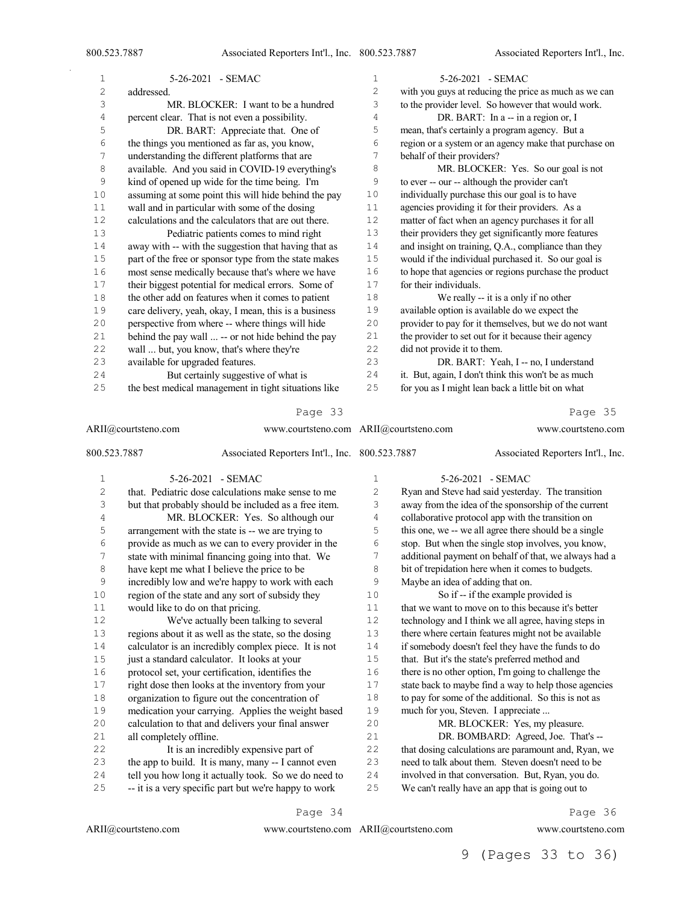addressed.

MR. BLOCKER: I want to be a hundred percent clear. That is not even a possibility.

DR. BART: Appreciate that. One of the things you mentioned as far as, you know, understanding the different platforms that are available. And you said in COVID-19 everything's kind of opened up wide for the time being. I'm assuming at some point this will hide behind the pay wall and in particular with some of the dosing calculations and the calculators that are out there.

Pediatric patients comes to mind right away with -- with the suggestion that having that as part of the free or sponsor type from the state makes most sense medically because that's where we have their biggest potential for medical errors. Some of the other add on features when it comes to patient care delivery, yeah, okay, I mean, this is a business perspective from where -- where things will hide behind the pay wall ... -- or not hide behind the pay wall ... but, you know, that's where they're available for upgraded features.

But certainly suggestive of what is the best medical management in tight situations like that. Pediatric dose calculations make sense to me but that probably should be included as a free item.

MR. BLOCKER: Yes. So although our arrangement with the state is -- we are trying to provide as much as we can to every provider in the state with minimal financing going into that. We have kept me what I believe the price to be incredibly low and we're happy to work with each region of the state and any sort of subsidy they would like to do on that pricing.

We've actually been talking to several regions about it as well as the state, so the dosing calculator is an incredibly complex piece. It is not just a standard calculator. It looks at your protocol set, your certification, identifies the right dose then looks at the inventory from your organization to figure out the concentration of medication your carrying. Applies the weight based calculation to that and delivers your final answer all completely offline.

It is an incredibly expensive part of the app to build. It is many, many -- I cannot even tell you how long it actually took. So we do need to -- it is a very specific part but we're happy to work with you guys at reducing the price as much as we can to the provider level. So however that would work.

DR. BART: In a -- in a region or, I mean, that's certainly a program agency. But a region or a system or an agency make that purchase on behalf of their providers?

MR. BLOCKER: Yes. So our goal is not to ever -- our -- although the provider can't individually purchase this our goal is to have agencies providing it for their providers. As a matter of fact when an agency purchases it for all their providers they get significantly more features and insight on training, Q.A., compliance than they would if the individual purchased it. So our goal is to hope that agencies or regions purchase the product for their individuals.

We really -- it is a only if no other available option is available do we expect the provider to pay for it themselves, but we do not want the provider to set out for it because their agency did not provide it to them.

DR. BART: Yeah, I -- no, I understand it. But, again, I don't think this won't be as much for you as I might lean back a little bit on what Ryan and Steve had said yesterday. The transition away from the idea of the sponsorship of the current collaborative protocol app with the transition on this one, we -- we all agree there should be a single stop. But when the single stop involves, you know, additional payment on behalf of that, we always had a bit of trepidation here when it comes to budgets. Maybe an idea of adding that on.

So if -- if the example provided is that we want to move on to this because it's better technology and I think we all agree, having steps in there where certain features might not be available if somebody doesn't feel they have the funds to do that. But it's the state's preferred method and there is no other option, I'm going to challenge the state back to maybe find a way to help those agencies to pay for some of the additional. So this is not as much for you, Steven. I appreciate ...

MR. BLOCKER: Yes, my pleasure.

DR. BOMBARD: Agreed, Joe. That's -- that dosing calculations are paramount and, Ryan, we need to talk about them. Steven doesn't need to be involved in that conversation. But, Ryan, you do. We can't really have an app that is going out to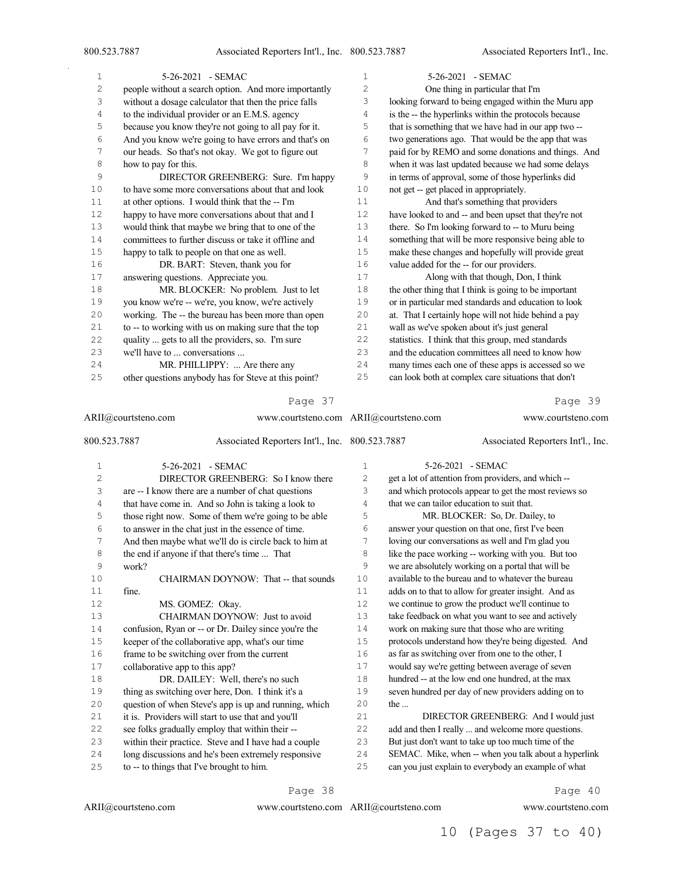people without a search option. And more importantly without a dosage calculator that then the price falls to the individual provider or an E.M.S. agency because you know they're not going to all pay for it. And you know we're going to have errors and that's on our heads. So that's not okay. We got to figure out how to pay for this.

DIRECTOR GREENBERG: Sure. I'm happy to have some more conversations about that and look at other options. I would think that the -- I'm happy to have more conversations about that and I would think that maybe we bring that to one of the committees to further discuss or take it offline and happy to talk to people on that one as well.

DR. BART: Steven, thank you for answering questions. Appreciate you.

MR. BLOCKER: No problem. Just to let you know we're -- we're, you know, we're actively working. The -- the bureau has been more than open to -- to working with us on making sure that the top quality ... gets to all the providers, so. I'm sure we'll have to ... conversations ...

MR. PHILLIPPY: ... Are there any other questions anybody has for Steve at this point?

DIRECTOR GREENBERG: So I know there are -- I know there are a number of chat questions that have come in. And so John is taking a look to those right now. Some of them we're going to be able to answer in the chat just in the essence of time. And then maybe what we'll do is circle back to him at the end if anyone if that there's time ... That work?

CHAIRMAN DOYNOW: That -- that sounds fine.

MS. GOMEZ: Okay.

CHAIRMAN DOYNOW: Just to avoid confusion, Ryan or -- or Dr. Dailey since you're the keeper of the collaborative app, what's our time frame to be switching over from the current collaborative app to this app?

DR. DAILEY: Well, there's no such thing as switching over here, Don. I think it's a question of when Steve's app is up and running, which it is. Providers will start to use that and you'll see folks gradually employ that within their -- within their practice. Steve and I have had a couple long discussions and he's been extremely responsive to -- to things that I've brought to him.

One thing in particular that I'm looking forward to being engaged within the Muru app is the -- the hyperlinks within the protocols because that is something that we have had in our app two -- two generations ago. That would be the app that was paid for by REMO and some donations and things. And when it was last updated because we had some delays in terms of approval, some of those hyperlinks did not get -- get placed in appropriately.

And that's something that providers have looked to and -- and been upset that they're not there. So I'm looking forward to -- to Muru being something that will be more responsive being able to make these changes and hopefully will provide great value added for the -- for our providers.

Along with that though, Don, I think the other thing that I think is going to be important or in particular med standards and education to look at. That I certainly hope will not hide behind a pay wall as we've spoken about it's just general statistics. I think that this group, med standards and the education committees all need to know how many times each one of these apps is accessed so we can look both at complex care situations that don't get a lot of attention from providers, and which -- and which protocols appear to get the most reviews so that we can tailor education to suit that.

MR. BLOCKER: So, Dr. Dailey, to answer your question on that one, first I've been loving our conversations as well and I'm glad you like the pace working -- working with you. But too we are absolutely working on a portal that will be available to the bureau and to whatever the bureau adds on to that to allow for greater insight. And as we continue to grow the product we'll continue to take feedback on what you want to see and actively work on making sure that those who are writing protocols understand how they're being digested. And as far as switching over from one to the other, I would say we're getting between average of seven hundred -- at the low end one hundred, at the max seven hundred per day of new providers adding on to the ...

DIRECTOR GREENBERG: And I would just add and then I really ... and welcome more questions. But just don't want to take up too much time of the SEMAC. Mike, when -- when you talk about a hyperlink can you just explain to everybody an example of what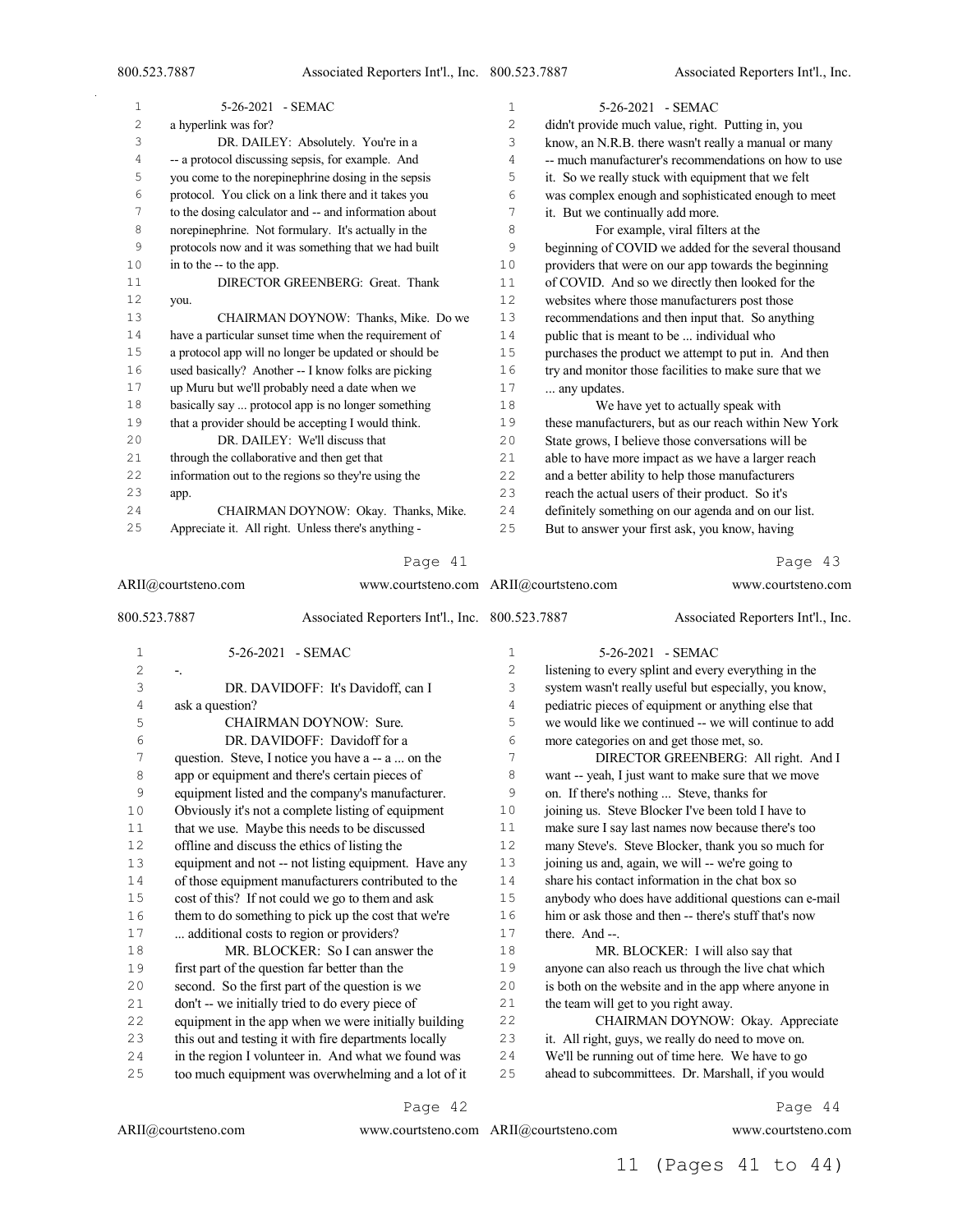a hyperlink was for?

DR. DAILEY: Absolutely. You're in a -- a protocol discussing sepsis, for example. And you come to the norepinephrine dosing in the sepsis protocol. You click on a link there and it takes you to the dosing calculator and -- and information about norepinephrine. Not formulary. It's actually in the protocols now and it was something that we had built in to the -- to the app.

DIRECTOR GREENBERG: Great. Thank you.

CHAIRMAN DOYNOW: Thanks, Mike. Do we have a particular sunset time when the requirement of a protocol app will no longer be updated or should be used basically? Another -- I know folks are picking up Muru but we'll probably need a date when we basically say ... protocol app is no longer something that a provider should be accepting I would think.

DR. DAILEY: We'll discuss that through the collaborative and then get that information out to the regions so they're using the app.

CHAIRMAN DOYNOW: Okay. Thanks, Mike. Appreciate it. All right. Unless there's anything --.

DR. DAVIDOFF: It's Davidoff, can I ask a question?

CHAIRMAN DOYNOW: Sure.

DR. DAVIDOFF: Davidoff for a question. Steve, I notice you have a -- a ... on the app or equipment and there's certain pieces of equipment listed and the company's manufacturer. Obviously it's not a complete listing of equipment that we use. Maybe this needs to be discussed offline and discuss the ethics of listing the equipment and not -- not listing equipment. Have any of those equipment manufacturers contributed to the cost of this? If not could we go to them and ask them to do something to pick up the cost that we're ... additional costs to region or providers?

MR. BLOCKER: So I can answer the first part of the question far better than the second. So the first part of the question is we don't -- we initially tried to do every piece of equipment in the app when we were initially building this out and testing it with fire departments locally in the region I volunteer in. And what we found was too much equipment was overwhelming and a lot of it didn't provide much value, right. Putting in, you know, an N.R.B. there wasn't really a manual or many -- much manufacturer's recommendations on how to use it. So we really stuck with equipment that we felt was complex enough and sophisticated enough to meet it. But we continually add more.

For example, viral filters at the beginning of COVID we added for the several thousand providers that were on our app towards the beginning of COVID. And so we directly then looked for the websites where those manufacturers post those recommendations and then input that. So anything public that is meant to be ... individual who purchases the product we attempt to put in. And then try and monitor those facilities to make sure that we ... any updates.

We have yet to actually speak with these manufacturers, but as our reach within New York State grows, I believe those conversations will be able to have more impact as we have a larger reach and a better ability to help those manufacturers reach the actual users of their product. So it's definitely something on our agenda and on our list. But to answer your first ask, you know, having listening to every splint and every everything in the system wasn't really useful but especially, you know, pediatric pieces of equipment or anything else that we would like we continued -- we will continue to add more categories on and get those met, so.

DIRECTOR GREENBERG: All right. And I want -- yeah, I just want to make sure that we move on. If there's nothing ... Steve, thanks for joining us. Steve Blocker I've been told I have to make sure I say last names now because there's too many Steve's. Steve Blocker, thank you so much for joining us and, again, we will -- we're going to share his contact information in the chat box so anybody who does have additional questions can e-mail him or ask those and then -- there's stuff that's now there. And --.

MR. BLOCKER: I will also say that anyone can also reach us through the live chat which is both on the website and in the app where anyone in the team will get to you right away.

CHAIRMAN DOYNOW: Okay. Appreciate it. All right, guys, we really do need to move on. We'll be running out of time here. We have to go ahead to subcommittees. Dr. Marshall, if you would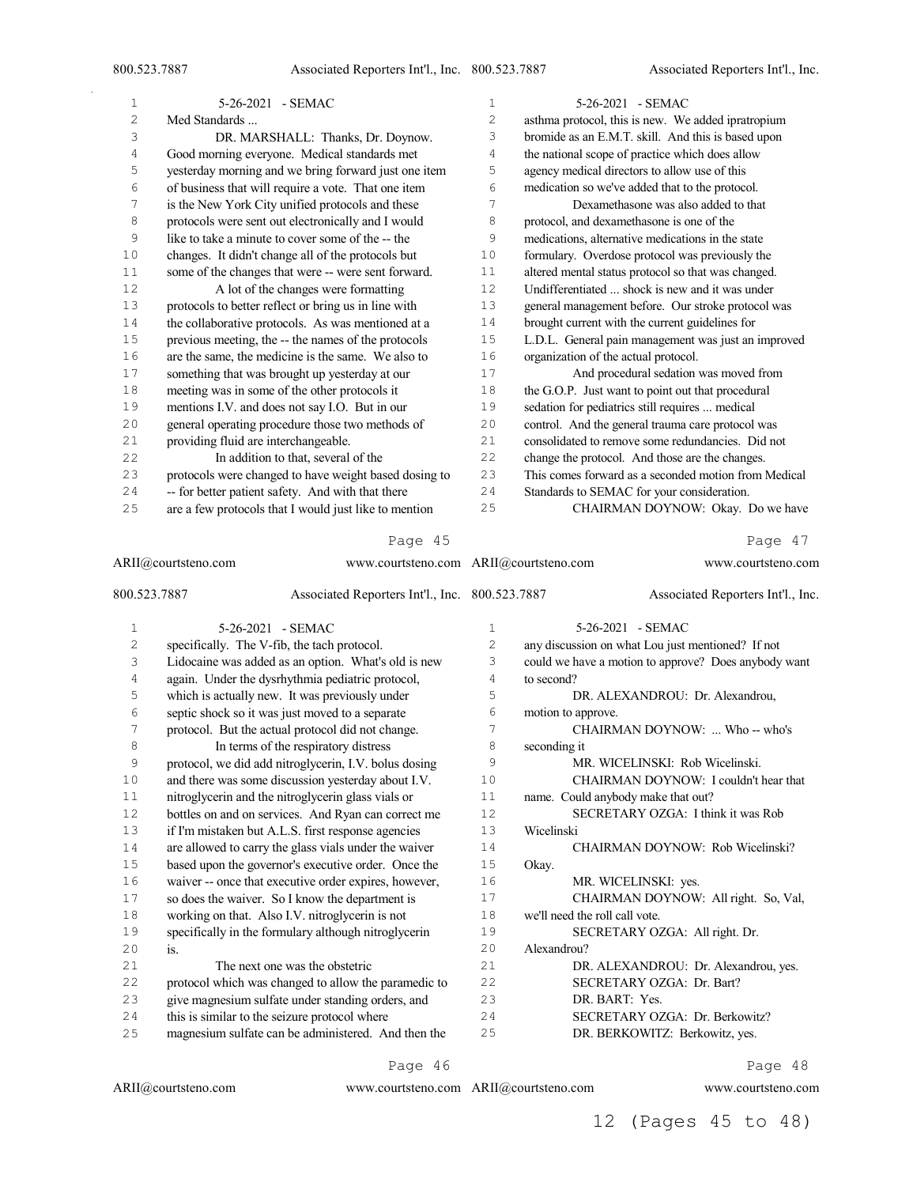Med Standards ...

DR. MARSHALL: Thanks, Dr. Doynow. Good morning everyone. Medical standards met yesterday morning and we bring forward just one item of business that will require a vote. That one item is the New York City unified protocols and these protocols were sent out electronically and I would like to take a minute to cover some of the -- the changes. It didn't change all of the protocols but some of the changes that were -- were sent forward.

A lot of the changes were formatting protocols to better reflect or bring us in line with the collaborative protocols. As was mentioned at a previous meeting, the -- the names of the protocols are the same, the medicine is the same. We also to something that was brought up yesterday at our meeting was in some of the other protocols it mentions I.V. and does not say I.O. But in our general operating procedure those two methods of providing fluid are interchangeable.

In addition to that, several of the protocols were changed to have weight based dosing to -- for better patient safety. And with that there are a few protocols that I would just like to mention specifically. The V-fib, the tach protocol. Lidocaine was added as an option. What's old is new again. Under the dysrhythmia pediatric protocol, which is actually new. It was previously under septic shock so it was just moved to a separate protocol. But the actual protocol did not change.

In terms of the respiratory distress protocol, we did add nitroglycerin, I.V. bolus dosing and there was some discussion yesterday about I.V. nitroglycerin and the nitroglycerin glass vials or bottles on and on services. And Ryan can correct me if I'm mistaken but A.L.S. first response agencies are allowed to carry the glass vials under the waiver based upon the governor's executive order. Once the waiver -- once that executive order expires, however, so does the waiver. So I know the department is working on that. Also I.V. nitroglycerin is not specifically in the formulary although nitroglycerin is.

The next one was the obstetric protocol which was changed to allow the paramedic to give magnesium sulfate under standing orders, and this is similar to the seizure protocol where magnesium sulfate can be administered. And then the asthma protocol, this is new. We added ipratropium bromide as an E.M.T. skill. And this is based upon the national scope of practice which does allow agency medical directors to allow use of this medication so we've added that to the protocol.

Dexamethasone was also added to that protocol, and dexamethasone is one of the medications, alternative medications in the state formulary. Overdose protocol was previously the altered mental status protocol so that was changed. Undifferentiated ... shock is new and it was under general management before. Our stroke protocol was brought current with the current guidelines for L.D.L. General pain management was just an improved organization of the actual protocol.

And procedural sedation was moved from the G.O.P. Just want to point out that procedural sedation for pediatrics still requires ... medical control. And the general trauma care protocol was consolidated to remove some redundancies. Did not change the protocol. And those are the changes. This comes forward as a seconded motion from Medical Standards to SEMAC for your consideration.

CHAIRMAN DOYNOW: Okay. Do we have any discussion on what Lou just mentioned? If not could we have a motion to approve? Does anybody want to second?

DR. ALEXANDROU: Dr. Alexandrou, motion to approve.

CHAIRMAN DOYNOW: ... Who -- who's seconding it

MR. WICELINSKI: Rob Wicelinski.

CHAIRMAN DOYNOW: I couldn't hear that name. Could anybody make that out?

SECRETARY OZGA: I think it was Rob Wicelinski

CHAIRMAN DOYNOW: Rob Wicelinski? Okay.

MR. WICELINSKI: yes.

CHAIRMAN DOYNOW: All right. So, Val, we'll need the roll call vote.

SECRETARY OZGA: All right. Dr. Alexandrou?

DR. ALEXANDROU: Dr. Alexandrou, yes.

SECRETARY OZGA: Dr. Bart?

DR. BART: Yes.

SECRETARY OZGA: Dr. Berkowitz?

DR. BERKOWITZ: Berkowitz, yes.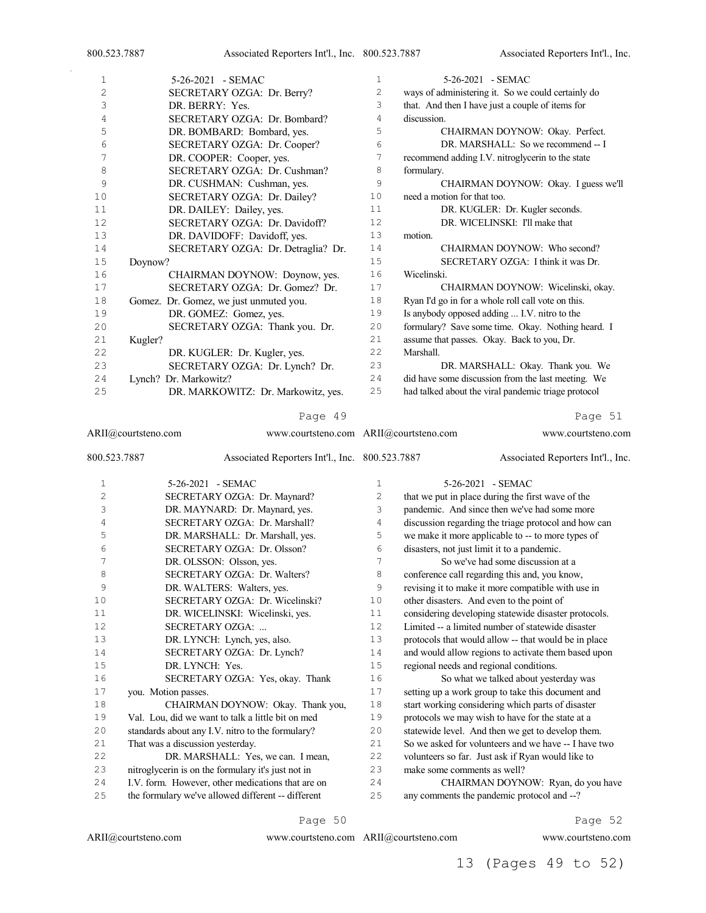SECRETARY OZGA: Dr. Berry?

DR. BERRY: Yes.

SECRETARY OZGA: Dr. Bombard?

DR. BOMBARD: Bombard, yes.

SECRETARY OZGA: Dr. Cooper?

DR. COOPER: Cooper, yes.

SECRETARY OZGA: Dr. Cushman?

DR. CUSHMAN: Cushman, yes.

SECRETARY OZGA: Dr. Dailey?

DR. DAILEY: Dailey, yes.

SECRETARY OZGA: Dr. Davidoff?

DR. DAVIDOFF: Davidoff, yes.

SECRETARY OZGA: Dr. Detraglia? Dr. Doynow?

CHAIRMAN DOYNOW: Doynow, yes.

SECRETARY OZGA: Dr. Gomez? Dr. Gomez. Dr. Gomez, we just unmuted you.

DR. GOMEZ: Gomez, yes.

SECRETARY OZGA: Thank you. Dr. Kugler?

DR. KUGLER: Dr. Kugler, yes.

SECRETARY OZGA: Dr. Lynch? Dr. Lynch? Dr. Markowitz?

DR. MARKOWITZ: Dr. Markowitz, yes.

SECRETARY OZGA: Dr. Maynard?

DR. MAYNARD: Dr. Maynard, yes.

SECRETARY OZGA: Dr. Marshall?

DR. MARSHALL: Dr. Marshall, yes.

SECRETARY OZGA: Dr. Olsson?

DR. OLSSON: Olsson, yes.

SECRETARY OZGA: Dr. Walters?

DR. WALTERS: Walters, yes.

SECRETARY OZGA: Dr. Wicelinski?

DR. WICELINSKI: Wicelinski, yes.

SECRETARY OZGA: ...

DR. LYNCH: Lynch, yes, also.

SECRETARY OZGA: Dr. Lynch?

DR. LYNCH: Yes.

SECRETARY OZGA: Yes, okay. Thank you. Motion passes.

CHAIRMAN DOYNOW: Okay. Thank you, Val. Lou, did we want to talk a little bit on med standards about any I.V. nitro to the formulary? That was a discussion yesterday.

DR. MARSHALL: Yes, we can. I mean, nitroglycerin is on the formulary it's just not in I.V. form. However, other medications that are on the formulary we've allowed different -- different ways of administering it. So we could certainly do that. And then I have just a couple of items for discussion.

CHAIRMAN DOYNOW: Okay. Perfect.

DR. MARSHALL: So we recommend -- I recommend adding I.V. nitroglycerin to the state formulary.

CHAIRMAN DOYNOW: Okay. I guess we'll need a motion for that too.

DR. KUGLER: Dr. Kugler seconds.

DR. WICELINSKI: I'll make that motion.

CHAIRMAN DOYNOW: Who second?

SECRETARY OZGA: I think it was Dr. Wicelinski.

CHAIRMAN DOYNOW: Wicelinski, okay. Ryan I'd go in for a whole roll call vote on this. Is anybody opposed adding ... I.V. nitro to the formulary? Save some time. Okay. Nothing heard. I assume that passes. Okay. Back to you, Dr. Marshall.

DR. MARSHALL: Okay. Thank you. We did have some discussion from the last meeting. We had talked about the viral pandemic triage protocol that we put in place during the first wave of the pandemic. And since then we've had some more discussion regarding the triage protocol and how can we make it more applicable to -- to more types of disasters, not just limit it to a pandemic.

So we've had some discussion at a conference call regarding this and, you know, revising it to make it more compatible with use in other disasters. And even to the point of considering developing statewide disaster protocols. Limited -- a limited number of statewide disaster protocols that would allow -- that would be in place and would allow regions to activate them based upon regional needs and regional conditions.

So what we talked about yesterday was setting up a work group to take this document and start working considering which parts of disaster protocols we may wish to have for the state at a statewide level. And then we get to develop them. So we asked for volunteers and we have -- I have two volunteers so far. Just ask if Ryan would like to make some comments as well?

CHAIRMAN DOYNOW: Ryan, do you have any comments the pandemic protocol and --?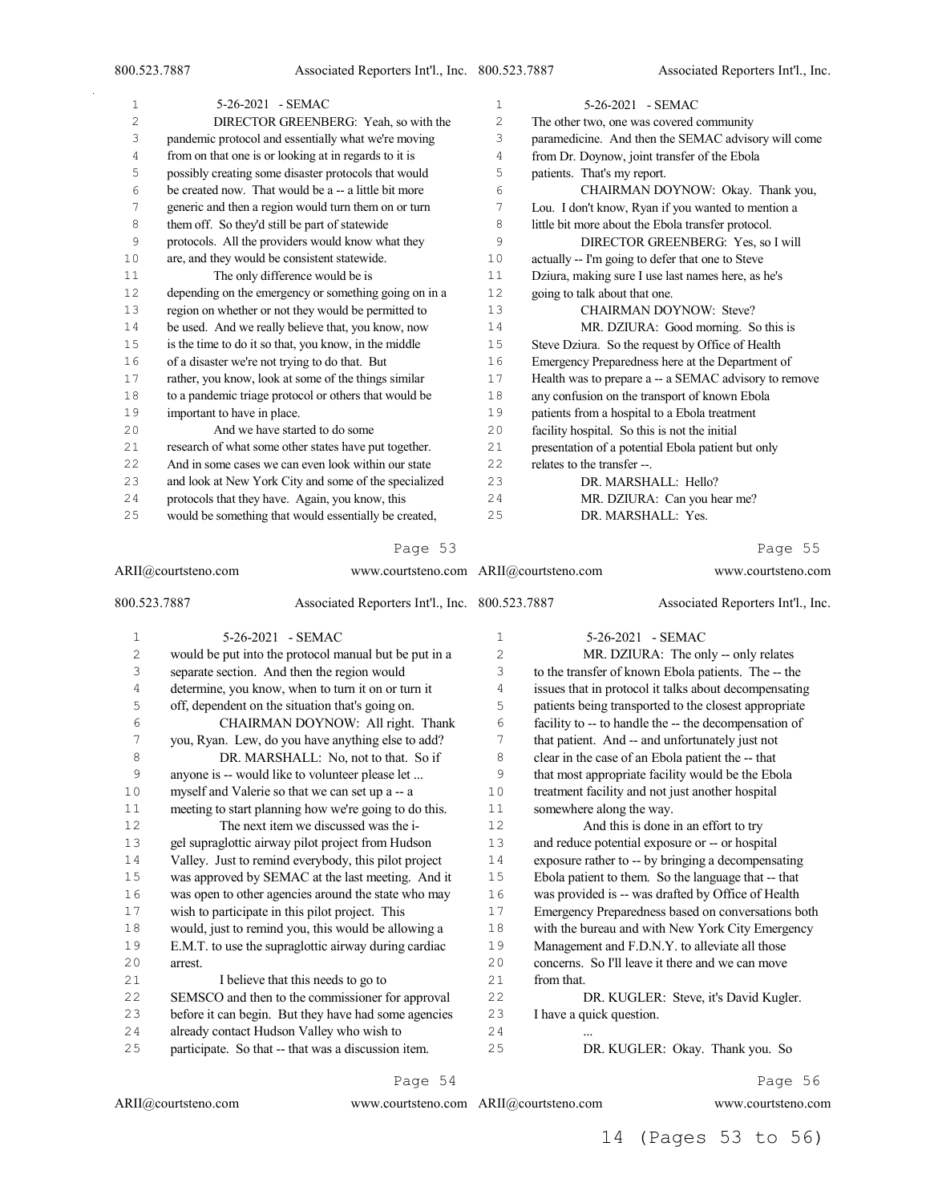DIRECTOR GREENBERG: Yeah, so with the pandemic protocol and essentially what we're moving from on that one is or looking at in regards to it is possibly creating some disaster protocols that would be created now. That would be a -- a little bit more generic and then a region would turn them on or turn them off. So they'd still be part of statewide protocols. All the providers would know what they are, and they would be consistent statewide.

The only difference would be is depending on the emergency or something going on in a region on whether or not they would be permitted to be used. And we really believe that, you know, now is the time to do it so that, you know, in the middle of a disaster we're not trying to do that. But rather, you know, look at some of the things similar to a pandemic triage protocol or others that would be important to have in place.

And we have started to do some research of what some other states have put together. And in some cases we can even look within our state and look at New York City and some of the specialized protocols that they have. Again, you know, this would be something that would essentially be created, would be put into the protocol manual but be put in a separate section. And then the region would determine, you know, when to turn it on or turn it off, dependent on the situation that's going on.

CHAIRMAN DOYNOW: All right. Thank you, Ryan. Lew, do you have anything else to add?

DR. MARSHALL: No, not to that. So if anyone is -- would like to volunteer please let ... myself and Valerie so that we can set up a -- a meeting to start planning how we're going to do this.

The next item we discussed was the i-gel supraglottic airway pilot project from Hudson Valley. Just to remind everybody, this pilot project was approved by SEMAC at the last meeting. And it was open to other agencies around the state who may wish to participate in this pilot project. This would, just to remind you, this would be allowing a E.M.T. to use the supraglottic airway during cardiac arrest.

I believe that this needs to go to SEMSCO and then to the commissioner for approval before it can begin. But they have had some agencies already contact Hudson Valley who wish to participate. So that -- that was a discussion item. The other two, one was covered community paramedicine. And then the SEMAC advisory will come from Dr. Doynow, joint transfer of the Ebola patients. That's my report.

CHAIRMAN DOYNOW: Okay. Thank you, Lou. I don't know, Ryan if you wanted to mention a little bit more about the Ebola transfer protocol.

DIRECTOR GREENBERG: Yes, so I will actually -- I'm going to defer that one to Steve Dziura, making sure I use last names here, as he's going to talk about that one.

CHAIRMAN DOYNOW: Steve?

MR. DZIURA: Good morning. So this is Steve Dziura. So the request by Office of Health Emergency Preparedness here at the Department of Health was to prepare a -- a SEMAC advisory to remove any confusion on the transport of known Ebola patients from a hospital to a Ebola treatment facility hospital. So this is not the initial presentation of a potential Ebola patient but only relates to the transfer --.

DR. MARSHALL: Hello?

MR. DZIURA: Can you hear me?

DR. MARSHALL: Yes.

MR. DZIURA: The only -- only relates to the transfer of known Ebola patients. The -- the issues that in protocol it talks about decompensating patients being transported to the closest appropriate facility to -- to handle the -- the decompensation of that patient. And -- and unfortunately just not clear in the case of an Ebola patient the -- that that most appropriate facility would be the Ebola treatment facility and not just another hospital somewhere along the way.

And this is done in an effort to try and reduce potential exposure or -- or hospital exposure rather to -- by bringing a decompensating Ebola patient to them. So the language that -- that was provided is -- was drafted by Office of Health Emergency Preparedness based on conversations both with the bureau and with New York City Emergency Management and F.D.N.Y. to alleviate all those concerns. So I'll leave it there and we can move from that.

DR. KUGLER: Steve, it's David Kugler. I have a quick question.

...

DR. KUGLER: Okay. Thank you. So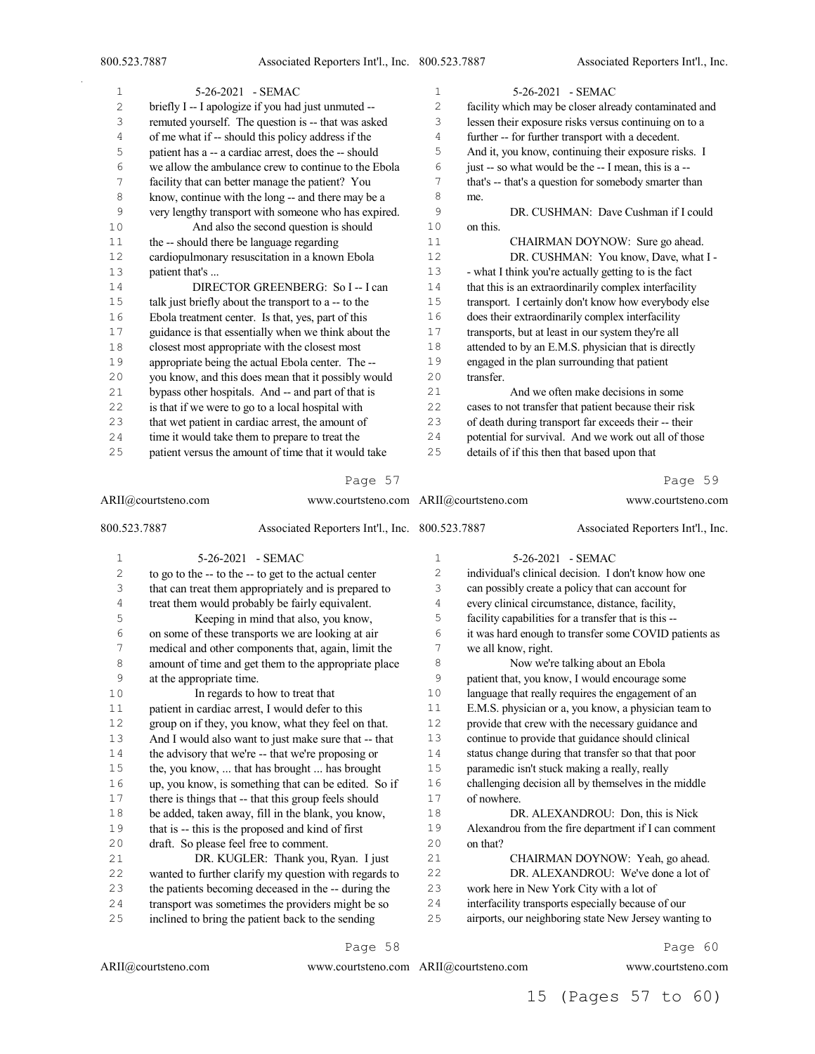briefly I -- I apologize if you had just unmuted -- remuted yourself. The question is -- that was asked of me what if -- should this policy address if the patient has a -- a cardiac arrest, does the -- should we allow the ambulance crew to continue to the Ebola facility that can better manage the patient? You know, continue with the long -- and there may be a very lengthy transport with someone who has expired.

And also the second question is should the -- should there be language regarding cardiopulmonary resuscitation in a known Ebola patient that's ...

DIRECTOR GREENBERG: So I -- I can talk just briefly about the transport to a -- to the Ebola treatment center. Is that, yes, part of this guidance is that essentially when we think about the closest most appropriate with the closest most appropriate being the actual Ebola center. The -- you know, and this does mean that it possibly would bypass other hospitals. And -- and part of that is is that if we were to go to a local hospital with that wet patient in cardiac arrest, the amount of time it would take them to prepare to treat the patient versus the amount of time that it would take to go to the -- to the -- to get to the actual center that can treat them appropriately and is prepared to treat them would probably be fairly equivalent.

Keeping in mind that also, you know, on some of these transports we are looking at air medical and other components that, again, limit the amount of time and get them to the appropriate place at the appropriate time.

In regards to how to treat that patient in cardiac arrest, I would defer to this group on if they, you know, what they feel on that. And I would also want to just make sure that -- that the advisory that we're -- that we're proposing or the, you know, ... that has brought ... has brought up, you know, is something that can be edited. So if there is things that -- that this group feels should be added, taken away, fill in the blank, you know, that is -- this is the proposed and kind of first draft. So please feel free to comment.

DR. KUGLER: Thank you, Ryan. I just wanted to further clarify my question with regards to the patients becoming deceased in the -- during the transport was sometimes the providers might be so inclined to bring the patient back to the sending facility which may be closer already contaminated and lessen their exposure risks versus continuing on to a further -- for further transport with a decedent. And it, you know, continuing their exposure risks. I just -- so what would be the -- I mean, this is a -- that's -- that's a question for somebody smarter than me.

DR. CUSHMAN: Dave Cushman if I could on this.

CHAIRMAN DOYNOW: Sure go ahead.

DR. CUSHMAN: You know, Dave, what I - - what I think you're actually getting to is the fact that this is an extraordinarily complex interfacility transport. I certainly don't know how everybody else does their extraordinarily complex interfacility transports, but at least in our system they're all attended to by an E.M.S. physician that is directly engaged in the plan surrounding that patient transfer.

And we often make decisions in some cases to not transfer that patient because their risk of death during transport far exceeds their -- their potential for survival. And we work out all of those details of if this then that based upon that individual's clinical decision. I don't know how one can possibly create a policy that can account for every clinical circumstance, distance, facility, facility capabilities for a transfer that is this -- it was hard enough to transfer some COVID patients as we all know, right.

Now we're talking about an Ebola patient that, you know, I would encourage some language that really requires the engagement of an E.M.S. physician or a, you know, a physician team to provide that crew with the necessary guidance and continue to provide that guidance should clinical status change during that transfer so that that poor paramedic isn't stuck making a really, really challenging decision all by themselves in the middle of nowhere.

DR. ALEXANDROU: Don, this is Nick Alexandrou from the fire department if I can comment on that?

CHAIRMAN DOYNOW: Yeah, go ahead.

DR. ALEXANDROU: We've done a lot of work here in New York City with a lot of interfacility transports especially because of our airports, our neighboring state New Jersey wanting to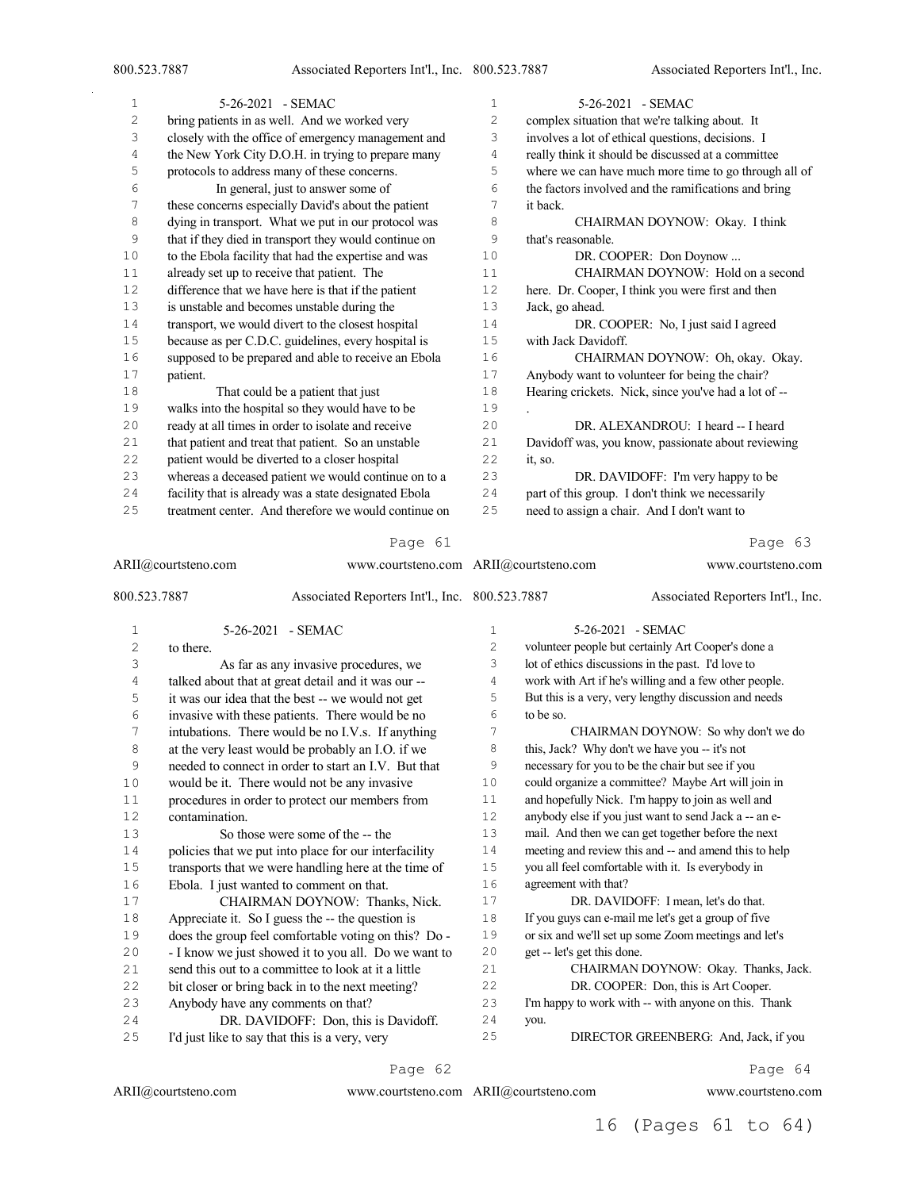bring patients in as well. And we worked very closely with the office of emergency management and the New York City D.O.H. in trying to prepare many protocols to address many of these concerns.

In general, just to answer some of these concerns especially David's about the patient dying in transport. What we put in our protocol was that if they died in transport they would continue on to the Ebola facility that had the expertise and was already set up to receive that patient. The difference that we have here is that if the patient is unstable and becomes unstable during the transport, we would divert to the closest hospital because as per C.D.C. guidelines, every hospital is supposed to be prepared and able to receive an Ebola patient.

That could be a patient that just walks into the hospital so they would have to be ready at all times in order to isolate and receive that patient and treat that patient. So an unstable patient would be diverted to a closer hospital whereas a deceased patient we would continue on to a facility that is already was a state designated Ebola treatment center. And therefore we would continue on to there.

As far as any invasive procedures, we talked about that at great detail and it was our -- it was our idea that the best -- we would not get invasive with these patients. There would be no intubations. There would be no I.V.s. If anything at the very least would be probably an I.O. if we needed to connect in order to start an I.V. But that would be it. There would not be any invasive procedures in order to protect our members from contamination.

So those were some of the -- the policies that we put into place for our interfacility transports that we were handling here at the time of Ebola. I just wanted to comment on that.

CHAIRMAN DOYNOW: Thanks, Nick. Appreciate it. So I guess the -- the question is does the group feel comfortable voting on this? Do - - I know we just showed it to you all. Do we want to send this out to a committee to look at it a little bit closer or bring back in to the next meeting? Anybody have any comments on that?

DR. DAVIDOFF: Don, this is Davidoff. I'd just like to say that this is a very, very complex situation that we're talking about. It involves a lot of ethical questions, decisions. I really think it should be discussed at a committee where we can have much more time to go through all of the factors involved and the ramifications and bring it back.

CHAIRMAN DOYNOW: Okay. I think that's reasonable.

DR. COOPER: Don Doynow ...

CHAIRMAN DOYNOW: Hold on a second here. Dr. Cooper, I think you were first and then Jack, go ahead.

DR. COOPER: No, I just said I agreed with Jack Davidoff.

CHAIRMAN DOYNOW: Oh, okay. Okay. Anybody want to volunteer for being the chair? Hearing crickets. Nick, since you've had a lot of -- .

DR. ALEXANDROU: I heard -- I heard Davidoff was, you know, passionate about reviewing it, so.

DR. DAVIDOFF: I'm very happy to be part of this group. I don't think we necessarily need to assign a chair. And I don't want to volunteer people but certainly Art Cooper's done a lot of ethics discussions in the past. I'd love to work with Art if he's willing and a few other people. But this is a very, very lengthy discussion and needs to be so.

CHAIRMAN DOYNOW: So why don't we do this, Jack? Why don't we have you -- it's not necessary for you to be the chair but see if you could organize a committee? Maybe Art will join in and hopefully Nick. I'm happy to join as well and anybody else if you just want to send Jack a -- an e-mail. And then we can get together before the next meeting and review this and -- and amend this to help you all feel comfortable with it. Is everybody in agreement with that?

DR. DAVIDOFF: I mean, let's do that. If you guys can e-mail me let's get a group of five or six and we'll set up some Zoom meetings and let's get -- let's get this done.

CHAIRMAN DOYNOW: Okay. Thanks, Jack.

DR. COOPER: Don, this is Art Cooper. I'm happy to work with -- with anyone on this. Thank you.

DIRECTOR GREENBERG: And, Jack, if you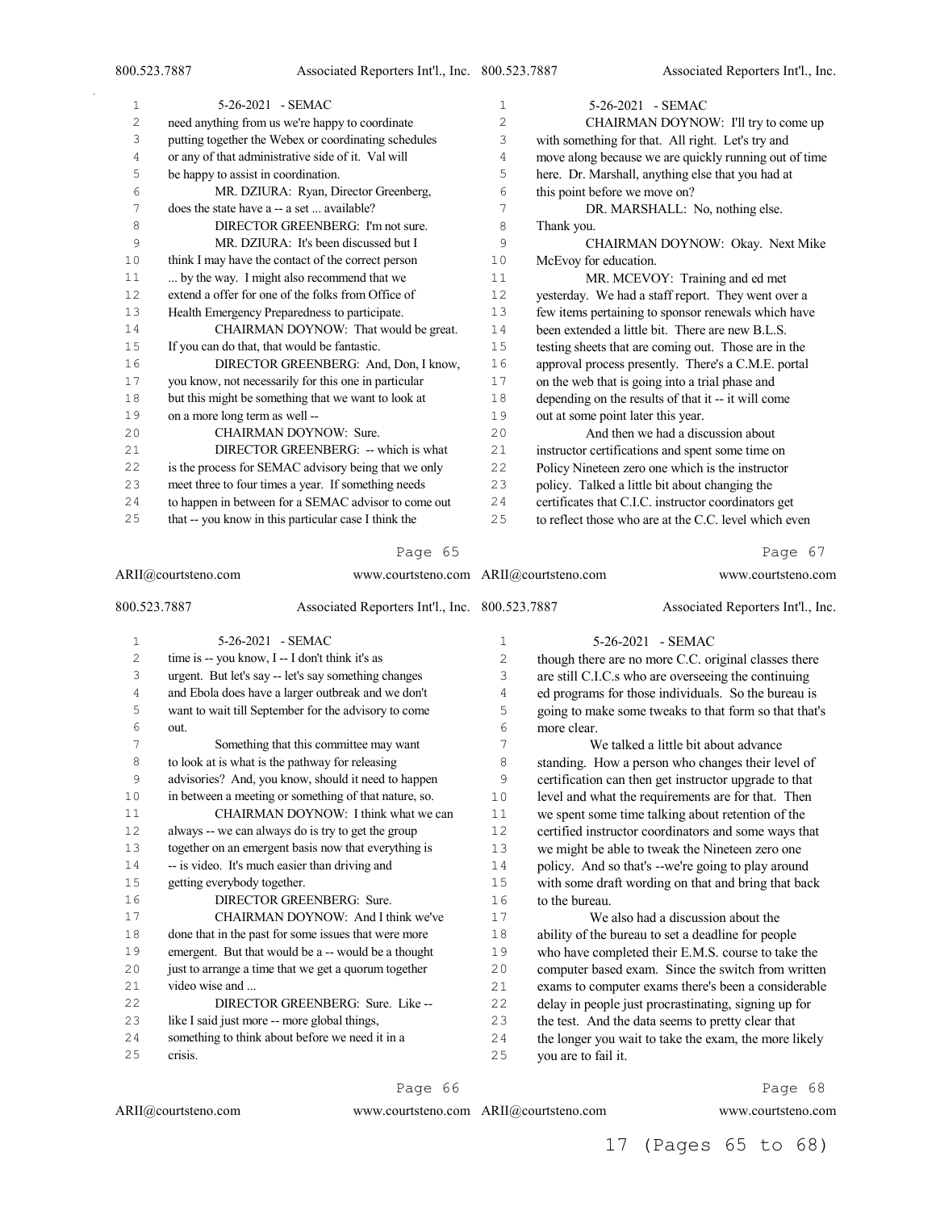need anything from us we're happy to coordinate putting together the Webex or coordinating schedules or any of that administrative side of it. Val will be happy to assist in coordination.

MR. DZIURA: Ryan, Director Greenberg, does the state have a -- a set ... available?

DIRECTOR GREENBERG: I'm not sure.

MR. DZIURA: It's been discussed but I think I may have the contact of the correct person ... by the way. I might also recommend that we extend a offer for one of the folks from Office of Health Emergency Preparedness to participate.

CHAIRMAN DOYNOW: That would be great. If you can do that, that would be fantastic.

DIRECTOR GREENBERG: And, Don, I know, you know, not necessarily for this one in particular but this might be something that we want to look at on a more long term as well --

CHAIRMAN DOYNOW: Sure.

DIRECTOR GREENBERG: -- which is what is the process for SEMAC advisory being that we only meet three to four times a year. If something needs to happen in between for a SEMAC advisor to come out that -- you know in this particular case I think the time is -- you know, I -- I don't think it's as urgent. But let's say -- let's say something changes and Ebola does have a larger outbreak and we don't want to wait till September for the advisory to come out.

Something that this committee may want to look at is what is the pathway for releasing advisories? And, you know, should it need to happen in between a meeting or something of that nature, so.

CHAIRMAN DOYNOW: I think what we can always -- we can always do is try to get the group together on an emergent basis now that everything is -- is video. It's much easier than driving and getting everybody together.

DIRECTOR GREENBERG: Sure.

CHAIRMAN DOYNOW: And I think we've done that in the past for some issues that were more emergent. But that would be a -- would be a thought just to arrange a time that we get a quorum together video wise and ...

DIRECTOR GREENBERG: Sure. Like -- like I said just more -- more global things, something to think about before we need it in a crisis.

CHAIRMAN DOYNOW: I'll try to come up with something for that. All right. Let's try and move along because we are quickly running out of time here. Dr. Marshall, anything else that you had at this point before we move on?

DR. MARSHALL: No, nothing else. Thank you.

CHAIRMAN DOYNOW: Okay. Next Mike McEvoy for education.

MR. MCEVOY: Training and ed met yesterday. We had a staff report. They went over a few items pertaining to sponsor renewals which have been extended a little bit. There are new B.L.S. testing sheets that are coming out. Those are in the approval process presently. There's a C.M.E. portal on the web that is going into a trial phase and depending on the results of that -- it will come out at some point later this year.

And then we had a discussion about instructor certifications and spent some time on Policy Nineteen zero one which is the instructor policy. Talked a little bit about changing the certificates that C.I.C. instructor coordinators get to reflect those who are at the C.C. level which even though there are no more C.C. original classes there are still C.I.C.s who are overseeing the continuing ed programs for those individuals. So the bureau is going to make some tweaks to that form so that that's more clear.

We talked a little bit about advance standing. How a person who changes their level of certification can then get instructor upgrade to that level and what the requirements are for that. Then we spent some time talking about retention of the certified instructor coordinators and some ways that we might be able to tweak the Nineteen zero one policy. And so that's --we're going to play around with some draft wording on that and bring that back to the bureau.

We also had a discussion about the ability of the bureau to set a deadline for people who have completed their E.M.S. course to take the computer based exam. Since the switch from written exams to computer exams there's been a considerable delay in people just procrastinating, signing up for the test. And the data seems to pretty clear that the longer you wait to take the exam, the more likely you are to fail it.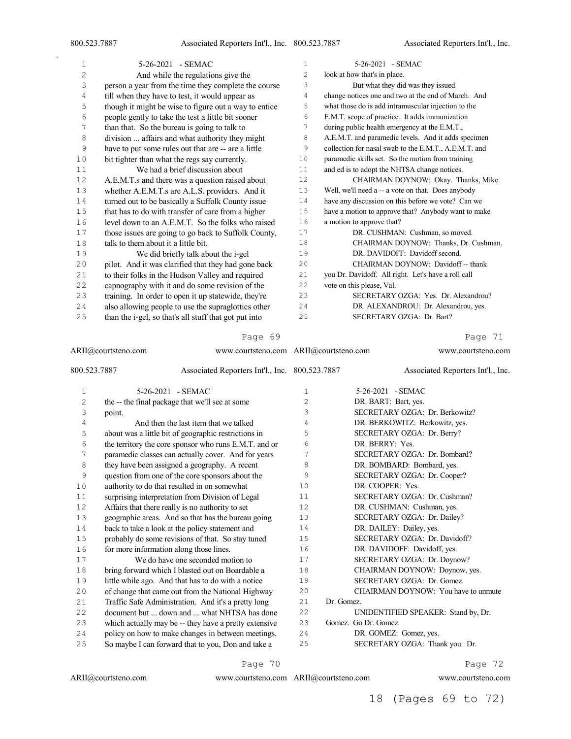And while the regulations give the person a year from the time they complete the course till when they have to test, it would appear as though it might be wise to figure out a way to entice people gently to take the test a little bit sooner than that. So the bureau is going to talk to division ... affairs and what authority they might have to put some rules out that are -- are a little bit tighter than what the regs say currently.

We had a brief discussion about A.E.M.T.s and there was a question raised about whether A.E.M.T.s are A.L.S. providers. And it turned out to be basically a Suffolk County issue that has to do with transfer of care from a higher level down to an A.E.M.T. So the folks who raised those issues are going to go back to Suffolk County, talk to them about it a little bit.

We did briefly talk about the i-gel pilot. And it was clarified that they had gone back to their folks in the Hudson Valley and required capnography with it and do some revision of the training. In order to open it up statewide, they're also allowing people to use the supraglottics other than the i-gel, so that's all stuff that got put into the -- the final package that we'll see at some point.

And then the last item that we talked about was a little bit of geographic restrictions in the territory the core sponsor who runs E.M.T. and or paramedic classes can actually cover. And for years they have been assigned a geography. A recent question from one of the core sponsors about the authority to do that resulted in on somewhat surprising interpretation from Division of Legal Affairs that there really is no authority to set geographic areas. And so that has the bureau going back to take a look at the policy statement and probably do some revisions of that. So stay tuned for more information along those lines.

We do have one seconded motion to bring forward which I blasted out on Boardable a little while ago. And that has to do with a notice of change that came out from the National Highway Traffic Safe Administration. And it's a pretty long document but ... down and ... what NHTSA has done which actually may be -- they have a pretty extensive policy on how to make changes in between meetings. So maybe I can forward that to you, Don and take a look at how that's in place.

But what they did was they issued change notices one and two at the end of March. And what those do is add intramuscular injection to the E.M.T. scope of practice. It adds immunization during public health emergency at the E.M.T., A.E.M.T. and paramedic levels. And it adds specimen collection for nasal swab to the E.M.T., A.E.M.T. and paramedic skills set. So the motion from training and ed is to adopt the NHTSA change notices.

CHAIRMAN DOYNOW: Okay. Thanks, Mike. Well, we'll need a -- a vote on that. Does anybody have any discussion on this before we vote? Can we have a motion to approve that? Anybody want to make a motion to approve that?

DR. CUSHMAN: Cushman, so moved.

CHAIRMAN DOYNOW: Thanks, Dr. Cushman.

DR. DAVIDOFF: Davidoff second.

CHAIRMAN DOYNOW: Davidoff -- thank you Dr. Davidoff. All right. Let's have a roll call vote on this please, Val.

SECRETARY OZGA: Yes. Dr. Alexandrou?

DR. ALEXANDROU: Dr. Alexandrou, yes.

SECRETARY OZGA: Dr. Bart?

DR. BART: Bart, yes.

SECRETARY OZGA: Dr. Berkowitz?

DR. BERKOWITZ: Berkowitz, yes.

SECRETARY OZGA: Dr. Berry?

DR. BERRY: Yes.

SECRETARY OZGA: Dr. Bombard?

DR. BOMBARD: Bombard, yes.

SECRETARY OZGA: Dr. Cooper?

DR. COOPER: Yes.

SECRETARY OZGA: Dr. Cushman?

DR. CUSHMAN: Cushman, yes.

SECRETARY OZGA: Dr. Dailey?

DR. DAILEY: Dailey, yes.

SECRETARY OZGA: Dr. Davidoff?

DR. DAVIDOFF: Davidoff, yes.

SECRETARY OZGA: Dr. Doynow?

CHAIRMAN DOYNOW: Doynow, yes.

SECRETARY OZGA: Dr. Gomez.

CHAIRMAN DOYNOW: You have to unmute Dr. Gomez.

UNIDENTIFIED SPEAKER: Stand by, Dr. Gomez. Go Dr. Gomez.

DR. GOMEZ: Gomez, yes.

SECRETARY OZGA: Thank you. Dr.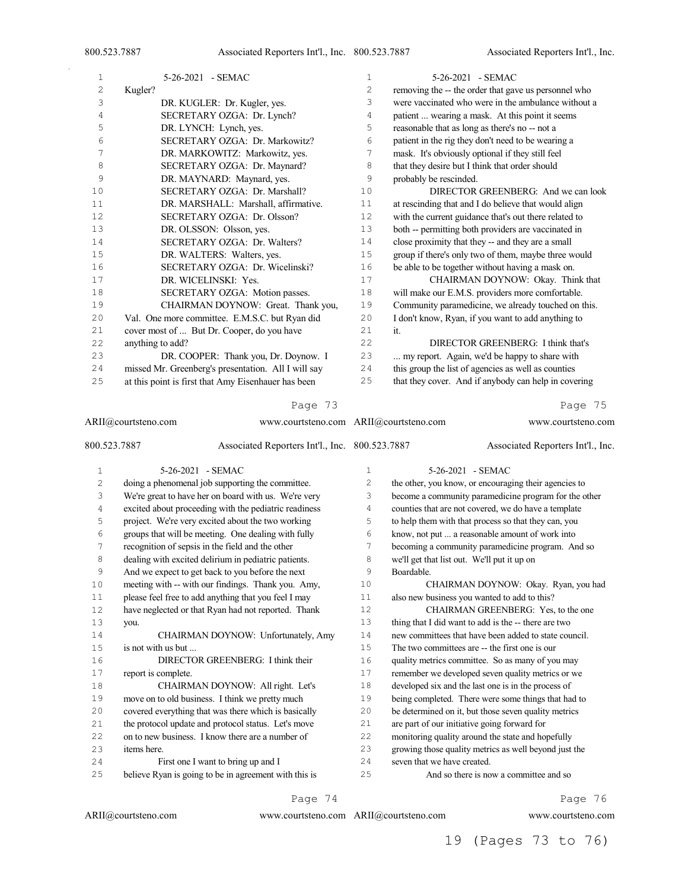Kugler?

DR. KUGLER: Dr. Kugler, yes.

SECRETARY OZGA: Dr. Lynch?

DR. LYNCH: Lynch, yes.

SECRETARY OZGA: Dr. Markowitz?

DR. MARKOWITZ: Markowitz, yes.

SECRETARY OZGA: Dr. Maynard?

DR. MAYNARD: Maynard, yes.

SECRETARY OZGA: Dr. Marshall?

DR. MARSHALL: Marshall, affirmative.

SECRETARY OZGA: Dr. Olsson?

DR. OLSSON: Olsson, yes.

SECRETARY OZGA: Dr. Walters?

DR. WALTERS: Walters, yes.

SECRETARY OZGA: Dr. Wicelinski?

DR. WICELINSKI: Yes.

SECRETARY OZGA: Motion passes.

CHAIRMAN DOYNOW: Great. Thank you, Val. One more committee. E.M.S.C. but Ryan did cover most of ... But Dr. Cooper, do you have anything to add?

DR. COOPER: Thank you, Dr. Doynow. I missed Mr. Greenberg's presentation. All I will say at this point is first that Amy Eisenhauer has been doing a phenomenal job supporting the committee. We're great to have her on board with us. We're very excited about proceeding with the pediatric readiness project. We're very excited about the two working groups that will be meeting. One dealing with fully recognition of sepsis in the field and the other dealing with excited delirium in pediatric patients. And we expect to get back to you before the next meeting with -- with our findings. Thank you. Amy, please feel free to add anything that you feel I may have neglected or that Ryan had not reported. Thank you.

CHAIRMAN DOYNOW: Unfortunately, Amy is not with us but ...

DIRECTOR GREENBERG: I think their report is complete.

CHAIRMAN DOYNOW: All right. Let's move on to old business. I think we pretty much covered everything that was there which is basically the protocol update and protocol status. Let's move on to new business. I know there are a number of items here.

First one I want to bring up and I believe Ryan is going to be in agreement with this is removing the -- the order that gave us personnel who were vaccinated who were in the ambulance without a patient ... wearing a mask. At this point it seems reasonable that as long as there's no -- not a patient in the rig they don't need to be wearing a mask. It's obviously optional if they still feel that they desire but I think that order should probably be rescinded.

DIRECTOR GREENBERG: And we can look at rescinding that and I do believe that would align with the current guidance that's out there related to both -- permitting both providers are vaccinated in close proximity that they -- and they are a small group if there's only two of them, maybe three would be able to be together without having a mask on.

CHAIRMAN DOYNOW: Okay. Think that will make our E.M.S. providers more comfortable. Community paramedicine, we already touched on this. I don't know, Ryan, if you want to add anything to it.

DIRECTOR GREENBERG: I think that's ... my report. Again, we'd be happy to share with this group the list of agencies as well as counties that they cover. And if anybody can help in covering the other, you know, or encouraging their agencies to become a community paramedicine program for the other counties that are not covered, we do have a template to help them with that process so that they can, you know, not put ... a reasonable amount of work into becoming a community paramedicine program. And so we'll get that list out. We'll put it up on Boardable.

CHAIRMAN DOYNOW: Okay. Ryan, you had also new business you wanted to add to this?

CHAIRMAN GREENBERG: Yes, to the one thing that I did want to add is the -- there are two new committees that have been added to state council. The two committees are -- the first one is our quality metrics committee. So as many of you may remember we developed seven quality metrics or we developed six and the last one is in the process of being completed. There were some things that had to be determined on it, but those seven quality metrics are part of our initiative going forward for monitoring quality around the state and hopefully growing those quality metrics as well beyond just the seven that we have created.

And so there is now a committee and so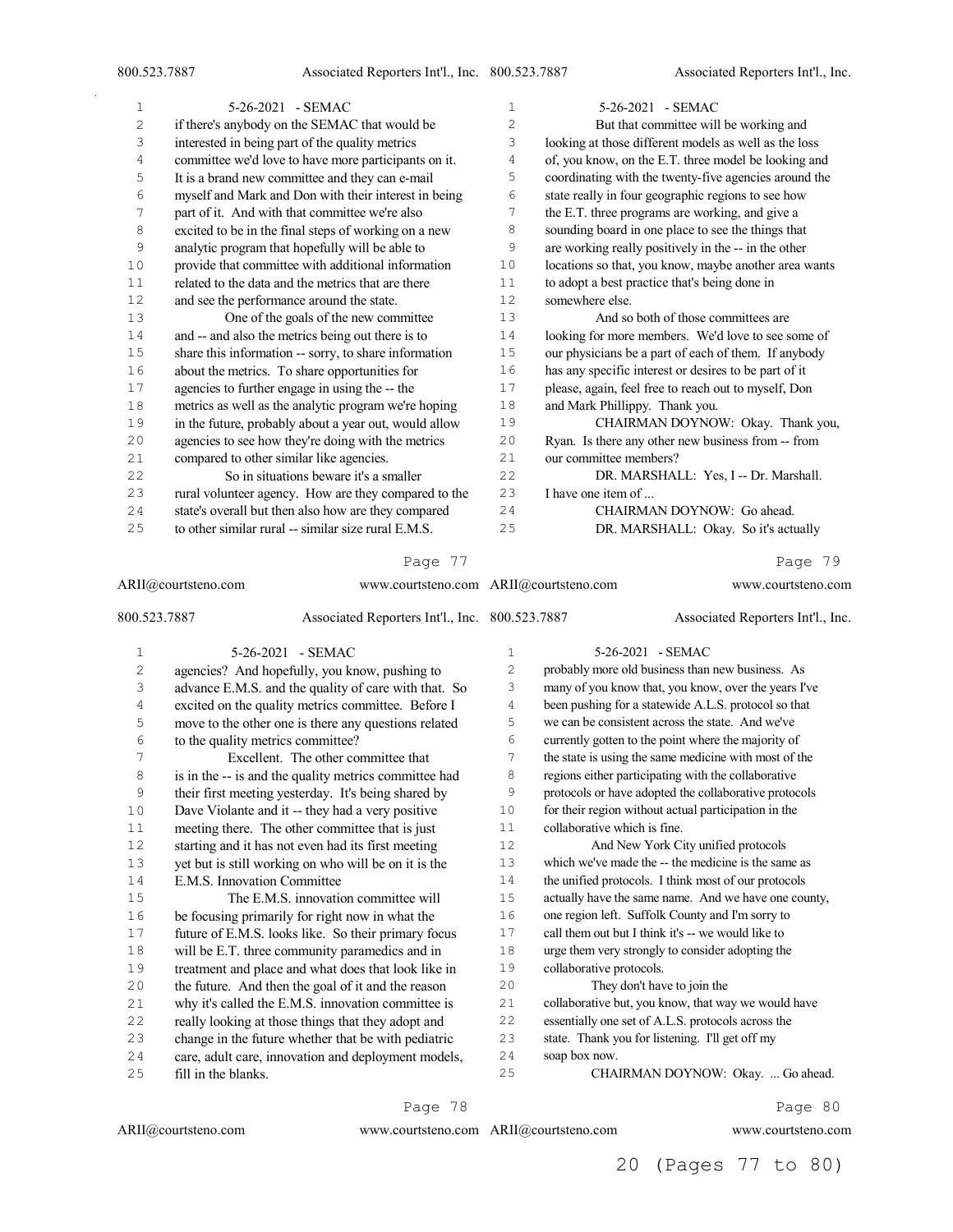if there's anybody on the SEMAC that would be interested in being part of the quality metrics committee we'd love to have more participants on it. It is a brand new committee and they can e-mail myself and Mark and Don with their interest in being part of it. And with that committee we're also excited to be in the final steps of working on a new analytic program that hopefully will be able to provide that committee with additional information related to the data and the metrics that are there and see the performance around the state.

One of the goals of the new committee and -- and also the metrics being out there is to share this information -- sorry, to share information about the metrics. To share opportunities for agencies to further engage in using the -- the metrics as well as the analytic program we're hoping in the future, probably about a year out, would allow agencies to see how they're doing with the metrics compared to other similar like agencies.

So in situations beware it's a smaller rural volunteer agency. How are they compared to the state's overall but then also how are they compared to other similar rural -- similar size rural E.M.S. agencies? And hopefully, you know, pushing to advance E.M.S. and the quality of care with that. So excited on the quality metrics committee. Before I move to the other one is there any questions related to the quality metrics committee?

Excellent. The other committee that is in the -- is and the quality metrics committee had their first meeting yesterday. It's being shared by Dave Violante and it -- they had a very positive meeting there. The other committee that is just starting and it has not even had its first meeting yet but is still working on who will be on it is the E.M.S. Innovation Committee

The E.M.S. innovation committee will be focusing primarily for right now in what the future of E.M.S. looks like. So their primary focus will be E.T. three community paramedics and in treatment and place and what does that look like in the future. And then the goal of it and the reason why it's called the E.M.S. innovation committee is really looking at those things that they adopt and change in the future whether that be with pediatric care, adult care, innovation and deployment models, fill in the blanks.

But that committee will be working and looking at those different models as well as the loss of, you know, on the E.T. three model be looking and coordinating with the twenty-five agencies around the state really in four geographic regions to see how the E.T. three programs are working, and give a sounding board in one place to see the things that are working really positively in the -- in the other locations so that, you know, maybe another area wants to adopt a best practice that's being done in somewhere else.

And so both of those committees are looking for more members. We'd love to see some of our physicians be a part of each of them. If anybody has any specific interest or desires to be part of it please, again, feel free to reach out to myself, Don and Mark Phillippy. Thank you.

CHAIRMAN DOYNOW: Okay. Thank you, Ryan. Is there any other new business from -- from our committee members?

DR. MARSHALL: Yes, I -- Dr. Marshall. I have one item of ...

CHAIRMAN DOYNOW: Go ahead.

DR. MARSHALL: Okay. So it's actually probably more old business than new business. As many of you know that, you know, over the years I've been pushing for a statewide A.L.S. protocol so that we can be consistent across the state. And we've currently gotten to the point where the majority of the state is using the same medicine with most of the regions either participating with the collaborative protocols or have adopted the collaborative protocols for their region without actual participation in the collaborative which is fine.

And New York City unified protocols which we've made the -- the medicine is the same as the unified protocols. I think most of our protocols actually have the same name. And we have one county, one region left. Suffolk County and I'm sorry to call them out but I think it's -- we would like to urge them very strongly to consider adopting the collaborative protocols.

They don't have to join the collaborative but, you know, that way we would have essentially one set of A.L.S. protocols across the state. Thank you for listening. I'll get off my soap box now.

CHAIRMAN DOYNOW: Okay. ... Go ahead.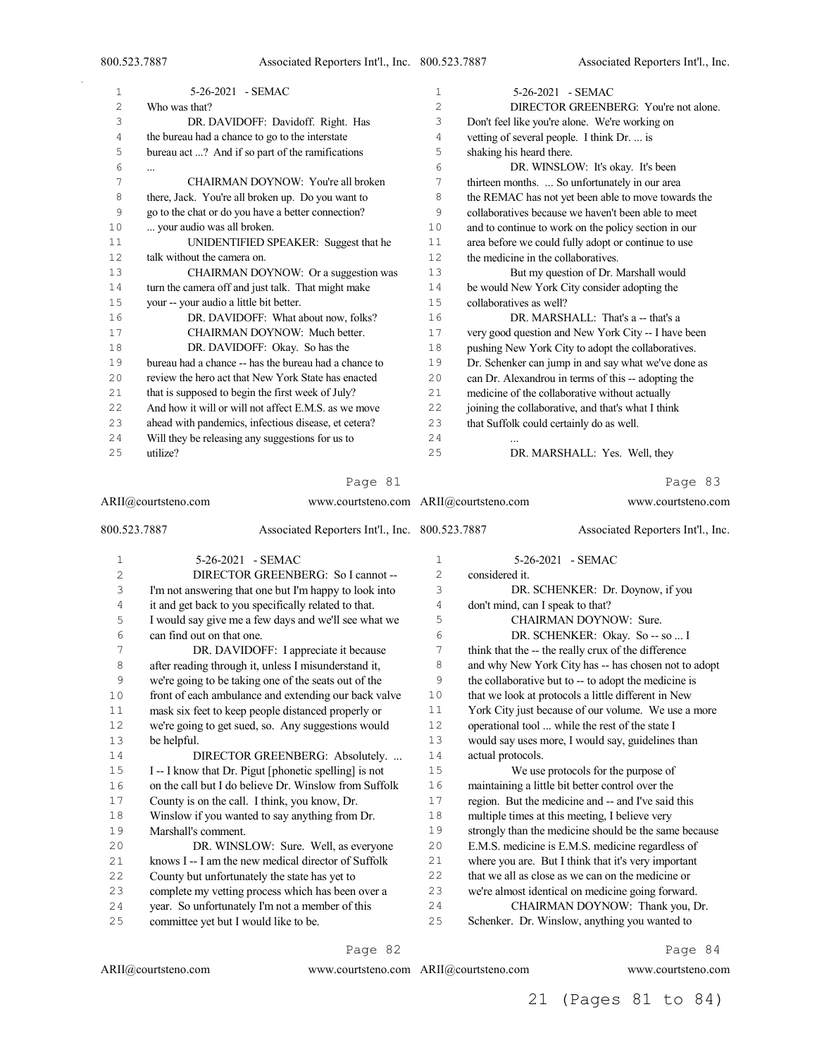Who was that?

DR. DAVIDOFF: Davidoff. Right. Has the bureau had a chance to go to the interstate bureau act ...? And if so part of the ramifications ...

CHAIRMAN DOYNOW: You're all broken there, Jack. You're all broken up. Do you want to go to the chat or do you have a better connection? ... your audio was all broken.

UNIDENTIFIED SPEAKER: Suggest that he talk without the camera on.

CHAIRMAN DOYNOW: Or a suggestion was turn the camera off and just talk. That might make your -- your audio a little bit better.

DR. DAVIDOFF: What about now, folks?

CHAIRMAN DOYNOW: Much better.

DR. DAVIDOFF: Okay. So has the bureau had a chance -- has the bureau had a chance to review the hero act that New York State has enacted that is supposed to begin the first week of July? And how it will or will not affect E.M.S. as we move ahead with pandemics, infectious disease, et cetera? Will they be releasing any suggestions for us to utilize?

DIRECTOR GREENBERG: So I cannot -- I'm not answering that one but I'm happy to look into it and get back to you specifically related to that. I would say give me a few days and we'll see what we can find out on that one.

DR. DAVIDOFF: I appreciate it because after reading through it, unless I misunderstand it, we're going to be taking one of the seats out of the front of each ambulance and extending our back valve mask six feet to keep people distanced properly or we're going to get sued, so. Any suggestions would be helpful.

DIRECTOR GREENBERG: Absolutely. ... I -- I know that Dr. Pigut [phonetic spelling] is not on the call but I do believe Dr. Winslow from Suffolk County is on the call. I think, you know, Dr. Winslow if you wanted to say anything from Dr. Marshall's comment.

DR. WINSLOW: Sure. Well, as everyone knows I -- I am the new medical director of Suffolk County but unfortunately the state has yet to complete my vetting process which has been over a year. So unfortunately I'm not a member of this committee yet but I would like to be.

DIRECTOR GREENBERG: You're not alone. Don't feel like you're alone. We're working on vetting of several people. I think Dr. ... is shaking his heard there.

DR. WINSLOW: It's okay. It's been thirteen months. ... So unfortunately in our area the REMAC has not yet been able to move towards the collaboratives because we haven't been able to meet and to continue to work on the policy section in our area before we could fully adopt or continue to use the medicine in the collaboratives.

But my question of Dr. Marshall would be would New York City consider adopting the collaboratives as well?

DR. MARSHALL: That's a -- that's a very good question and New York City -- I have been pushing New York City to adopt the collaboratives. Dr. Schenker can jump in and say what we've done as can Dr. Alexandrou in terms of this -- adopting the medicine of the collaborative without actually joining the collaborative, and that's what I think that Suffolk could certainly do as well.

...

DR. MARSHALL: Yes. Well, they considered it.

DR. SCHENKER: Dr. Doynow, if you don't mind, can I speak to that?

CHAIRMAN DOYNOW: Sure.

DR. SCHENKER: Okay. So -- so ... I think that the -- the really crux of the difference and why New York City has -- has chosen not to adopt the collaborative but to -- to adopt the medicine is that we look at protocols a little different in New York City just because of our volume. We use a more operational tool ... while the rest of the state I would say uses more, I would say, guidelines than actual protocols.

We use protocols for the purpose of maintaining a little bit better control over the region. But the medicine and -- and I've said this multiple times at this meeting, I believe very strongly than the medicine should be the same because E.M.S. medicine is E.M.S. medicine regardless of where you are. But I think that it's very important that we all as close as we can on the medicine or we're almost identical on medicine going forward.

CHAIRMAN DOYNOW: Thank you, Dr. Schenker. Dr. Winslow, anything you wanted to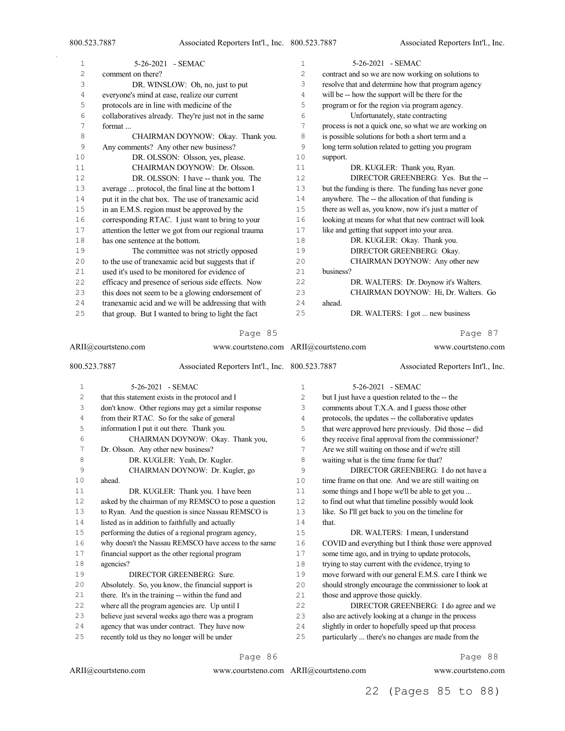comment on there?

DR. WINSLOW: Oh, no, just to put everyone's mind at ease, realize our current protocols are in line with medicine of the collaboratives already. They're just not in the same format ...

CHAIRMAN DOYNOW: Okay. Thank you. Any comments? Any other new business?

DR. OLSSON: Olsson, yes, please.

CHAIRMAN DOYNOW: Dr. Olsson.

DR. OLSSON: I have -- thank you. The average ... protocol, the final line at the bottom I put it in the chat box. The use of tranexamic acid in an E.M.S. region must be approved by the corresponding RTAC. I just want to bring to your attention the letter we got from our regional trauma has one sentence at the bottom.

The committee was not strictly opposed to the use of tranexamic acid but suggests that if used it's used to be monitored for evidence of efficacy and presence of serious side effects. Now this does not seem to be a glowing endorsement of tranexamic acid and we will be addressing that with that group. But I wanted to bring to light the fact that this statement exists in the protocol and I don't know. Other regions may get a similar response from their RTAC. So for the sake of general information I put it out there. Thank you.

CHAIRMAN DOYNOW: Okay. Thank you, Dr. Olsson. Any other new business?

DR. KUGLER: Yeah, Dr. Kugler.

CHAIRMAN DOYNOW: Dr. Kugler, go ahead.

DR. KUGLER: Thank you. I have been asked by the chairman of my REMSCO to pose a question to Ryan. And the question is since Nassau REMSCO is listed as in addition to faithfully and actually performing the duties of a regional program agency, why doesn't the Nassau REMSCO have access to the same financial support as the other regional program agencies?

DIRECTOR GREENBERG: Sure. Absolutely. So, you know, the financial support is there. It's in the training -- within the fund and where all the program agencies are. Up until I believe just several weeks ago there was a program agency that was under contract. They have now recently told us they no longer will be under contract and so we are now working on solutions to resolve that and determine how that program agency will be -- how the support will be there for the program or for the region via program agency.

Unfortunately, state contracting process is not a quick one, so what we are working on is possible solutions for both a short term and a long term solution related to getting you program support.

DR. KUGLER: Thank you, Ryan.

DIRECTOR GREENBERG: Yes. But the -- but the funding is there. The funding has never gone anywhere. The -- the allocation of that funding is there as well as, you know, now it's just a matter of looking at means for what that new contract will look like and getting that support into your area.

DR. KUGLER: Okay. Thank you.

DIRECTOR GREENBERG: Okay.

CHAIRMAN DOYNOW: Any other new business?

DR. WALTERS: Dr. Doynow it's Walters.

CHAIRMAN DOYNOW: Hi, Dr. Walters. Go ahead.

DR. WALTERS: I got ... new business but I just have a question related to the -- the comments about T.X.A. and I guess those other protocols, the updates -- the collaborative updates that were approved here previously. Did those -- did they receive final approval from the commissioner? Are we still waiting on those and if we're still waiting what is the time frame for that?

DIRECTOR GREENBERG: I do not have a time frame on that one. And we are still waiting on some things and I hope we'll be able to get you ... to find out what that timeline possibly would look like. So I'll get back to you on the timeline for that.

DR. WALTERS: I mean, I understand COVID and everything but I think those were approved some time ago, and in trying to update protocols, trying to stay current with the evidence, trying to move forward with our general E.M.S. care I think we should strongly encourage the commissioner to look at those and approve those quickly.

DIRECTOR GREENBERG: I do agree and we also are actively looking at a change in the process slightly in order to hopefully speed up that process particularly ... there's no changes are made from the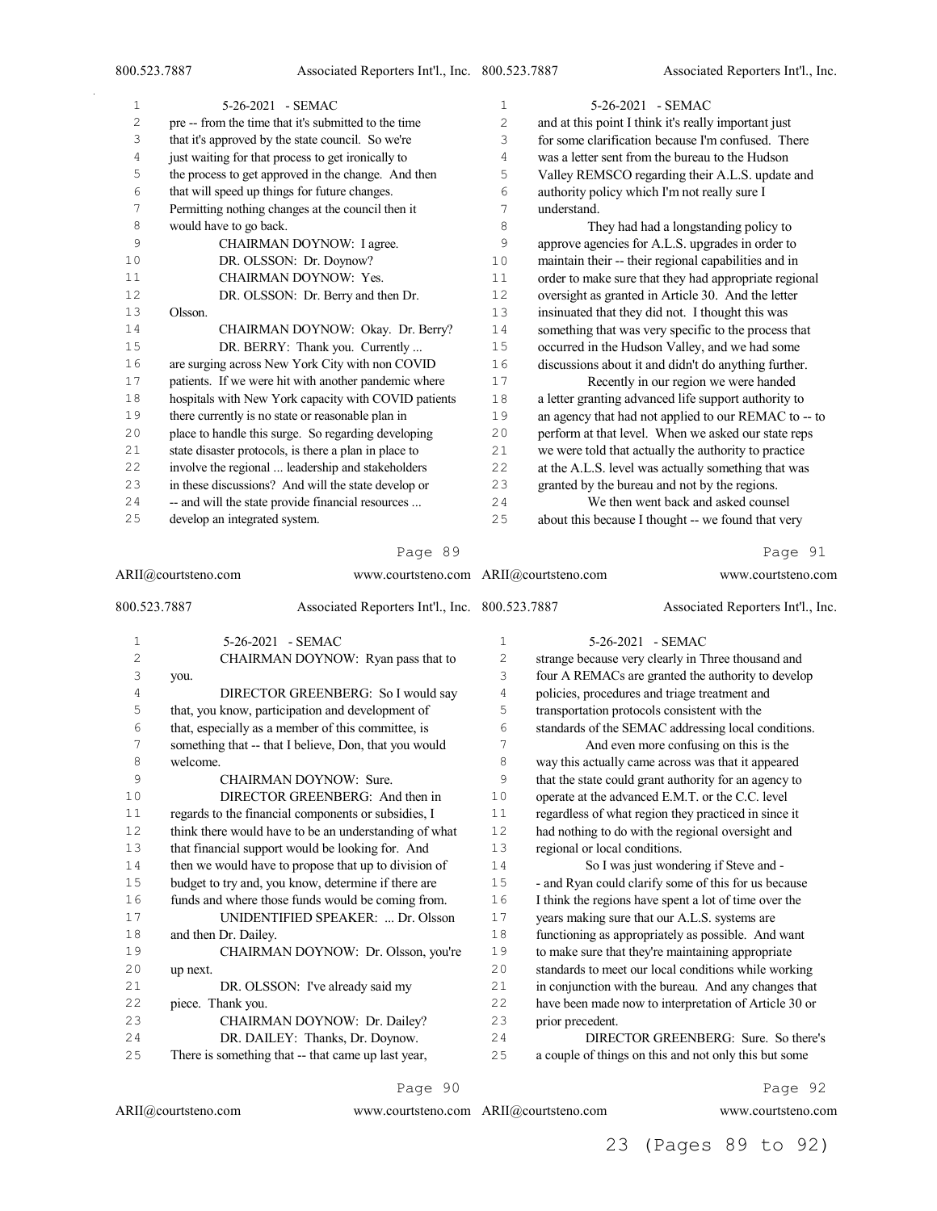pre -- from the time that it's submitted to the time that it's approved by the state council. So we're just waiting for that process to get ironically to the process to get approved in the change. And then that will speed up things for future changes. Permitting nothing changes at the council then it would have to go back.

CHAIRMAN DOYNOW: I agree.

DR. OLSSON: Dr. Doynow?

CHAIRMAN DOYNOW: Yes.

DR. OLSSON: Dr. Berry and then Dr. Olsson.

CHAIRMAN DOYNOW: Okay. Dr. Berry?

DR. BERRY: Thank you. Currently ... are surging across New York City with non COVID patients. If we were hit with another pandemic where hospitals with New York capacity with COVID patients there currently is no state or reasonable plan in place to handle this surge. So regarding developing state disaster protocols, is there a plan in place to involve the regional ... leadership and stakeholders in these discussions? And will the state develop or -- and will the state provide financial resources ... develop an integrated system.

CHAIRMAN DOYNOW: Ryan pass that to you.

DIRECTOR GREENBERG: So I would say that, you know, participation and development of that, especially as a member of this committee, is something that -- that I believe, Don, that you would welcome.

CHAIRMAN DOYNOW: Sure.

DIRECTOR GREENBERG: And then in regards to the financial components or subsidies, I think there would have to be an understanding of what that financial support would be looking for. And then we would have to propose that up to division of budget to try and, you know, determine if there are funds and where those funds would be coming from.

UNIDENTIFIED SPEAKER: ... Dr. Olsson and then Dr. Dailey.

CHAIRMAN DOYNOW: Dr. Olsson, you're up next.

DR. OLSSON: I've already said my piece. Thank you.

CHAIRMAN DOYNOW: Dr. Dailey?

DR. DAILEY: Thanks, Dr. Doynow. There is something that -- that came up last year, and at this point I think it's really important just for some clarification because I'm confused. There was a letter sent from the bureau to the Hudson Valley REMSCO regarding their A.L.S. update and authority policy which I'm not really sure I understand.

They had had a longstanding policy to approve agencies for A.L.S. upgrades in order to maintain their -- their regional capabilities and in order to make sure that they had appropriate regional oversight as granted in Article 30. And the letter insinuated that they did not. I thought this was something that was very specific to the process that occurred in the Hudson Valley, and we had some discussions about it and didn't do anything further.

Recently in our region we were handed a letter granting advanced life support authority to an agency that had not applied to our REMAC to -- to perform at that level. When we asked our state reps we were told that actually the authority to practice at the A.L.S. level was actually something that was granted by the bureau and not by the regions.

We then went back and asked counsel about this because I thought -- we found that very strange because very clearly in Three thousand and four A REMACs are granted the authority to develop policies, procedures and triage treatment and transportation protocols consistent with the standards of the SEMAC addressing local conditions.

And even more confusing on this is the way this actually came across was that it appeared that the state could grant authority for an agency to operate at the advanced E.M.T. or the C.C. level regardless of what region they practiced in since it had nothing to do with the regional oversight and regional or local conditions.

So I was just wondering if Steve and - - and Ryan could clarify some of this for us because I think the regions have spent a lot of time over the years making sure that our A.L.S. systems are functioning as appropriately as possible. And want to make sure that they're maintaining appropriate standards to meet our local conditions while working in conjunction with the bureau. And any changes that have been made now to interpretation of Article 30 or prior precedent.

DIRECTOR GREENBERG: Sure. So there's a couple of things on this and not only this but some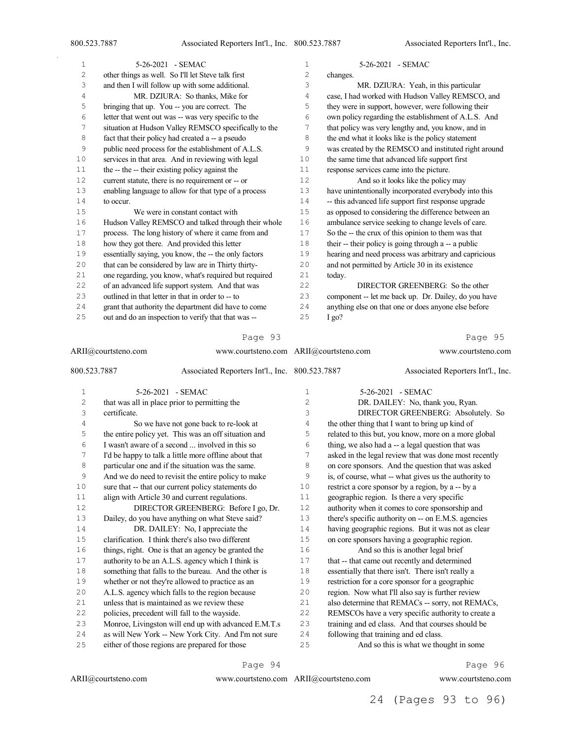other things as well. So I'll let Steve talk first and then I will follow up with some additional.

MR. DZIURA: So thanks, Mike for bringing that up. You -- you are correct. The letter that went out was -- was very specific to the situation at Hudson Valley REMSCO specifically to the fact that their policy had created a -- a pseudo public need process for the establishment of A.L.S. services in that area. And in reviewing with legal the -- the -- their existing policy against the current statute, there is no requirement or -- or enabling language to allow for that type of a process to occur.

We were in constant contact with Hudson Valley REMSCO and talked through their whole process. The long history of where it came from and how they got there. And provided this letter essentially saying, you know, the -- the only factors that can be considered by law are in Thirty thirty-one regarding, you know, what's required but required of an advanced life support system. And that was outlined in that letter in that in order to -- to grant that authority the department did have to come out and do an inspection to verify that that was -- that was all in place prior to permitting the certificate.

So we have not gone back to re-look at the entire policy yet. This was an off situation and I wasn't aware of a second ... involved in this so I'd be happy to talk a little more offline about that particular one and if the situation was the same. And we do need to revisit the entire policy to make sure that -- that our current policy statements do align with Article 30 and current regulations.

DIRECTOR GREENBERG: Before I go, Dr. Dailey, do you have anything on what Steve said?

DR. DAILEY: No, I appreciate the clarification. I think there's also two different things, right. One is that an agency be granted the authority to be an A.L.S. agency which I think is something that falls to the bureau. And the other is whether or not they're allowed to practice as an A.L.S. agency which falls to the region because unless that is maintained as we review these policies, precedent will fall to the wayside. Monroe, Livingston will end up with advanced E.M.T.s as will New York -- New York City. And I'm not sure either of those regions are prepared for those changes.

MR. DZIURA: Yeah, in this particular case, I had worked with Hudson Valley REMSCO, and they were in support, however, were following their own policy regarding the establishment of A.L.S. And that policy was very lengthy and, you know, and in the end what it looks like is the policy statement was created by the REMSCO and instituted right around the same time that advanced life support first response services came into the picture.

And so it looks like the policy may have unintentionally incorporated everybody into this -- this advanced life support first response upgrade as opposed to considering the difference between an ambulance service seeking to change levels of care. So the -- the crux of this opinion to them was that their -- their policy is going through a -- a public hearing and need process was arbitrary and capricious and not permitted by Article 30 in its existence today.

DIRECTOR GREENBERG: So the other component -- let me back up. Dr. Dailey, do you have anything else on that one or does anyone else before I go?

DR. DAILEY: No, thank you, Ryan.

DIRECTOR GREENBERG: Absolutely. So the other thing that I want to bring up kind of related to this but, you know, more on a more global thing, we also had a -- a legal question that was asked in the legal review that was done most recently on core sponsors. And the question that was asked is, of course, what -- what gives us the authority to restrict a core sponsor by a region, by a -- by a geographic region. Is there a very specific authority when it comes to core sponsorship and there's specific authority on -- on E.M.S. agencies having geographic regions. But it was not as clear on core sponsors having a geographic region.

And so this is another legal brief that -- that came out recently and determined essentially that there isn't. There isn't really a restriction for a core sponsor for a geographic region. Now what I'll also say is further review also determine that REMACs -- sorry, not REMACs, REMSCOs have a very specific authority to create a training and ed class. And that courses should be following that training and ed class.

And so this is what we thought in some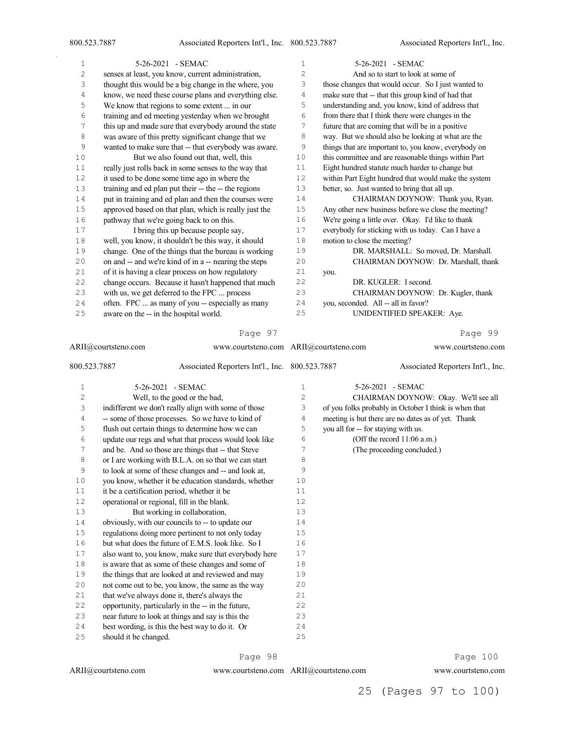senses at least, you know, current administration, thought this would be a big change in the where, you know, we need these course plans and everything else. We know that regions to some extent ... in our training and ed meeting yesterday when we brought this up and made sure that everybody around the state was aware of this pretty significant change that we wanted to make sure that -- that everybody was aware.

But we also found out that, well, this really just rolls back in some senses to the way that it used to be done some time ago in where the training and ed plan put their -- the -- the regions put in training and ed plan and then the courses were approved based on that plan, which is really just the pathway that we're going back to on this.

I bring this up because people say, well, you know, it shouldn't be this way, it should change. One of the things that the bureau is working on and -- and we're kind of in a -- nearing the steps of it is having a clear process on how regulatory change occurs. Because it hasn't happened that much with us, we get deferred to the FPC ... process often. FPC ... as many of you -- especially as many aware on the -- in the hospital world.

Well, to the good or the bad, indifferent we don't really align with some of those -- some of those processes. So we have to kind of flush out certain things to determine how we can update our regs and what that process would look like and be. And so those are things that -- that Steve or I are working with B.L.A. on so that we can start to look at some of these changes and -- and look at, you know, whether it be education standards, whether it be a certification period, whether it be operational or regional, fill in the blank.

But working in collaboration, obviously, with our councils to -- to update our regulations doing more pertinent to not only today but what does the future of E.M.S. look like. So I also want to, you know, make sure that everybody here is aware that as some of these changes and some of the things that are looked at and reviewed and may not come out to be, you know, the same as the way that we've always done it, there's always the opportunity, particularly in the -- in the future, near future to look at things and say is this the best wording, is this the best way to do it. Or should it be changed.

And so to start to look at some of those changes that would occur. So I just wanted to make sure that -- that this group kind of had that understanding and, you know, kind of address that from there that I think there were changes in the future that are coming that will be in a positive way. But we should also be looking at what are the things that are important to, you know, everybody on this committee and are reasonable things within Part Eight hundred statute much harder to change but within Part Eight hundred that would make the system better, so. Just wanted to bring that all up.

CHAIRMAN DOYNOW: Thank you, Ryan. Any other new business before we close the meeting? We're going a little over. Okay. I'd like to thank everybody for sticking with us today. Can I have a motion to close the meeting?

DR. MARSHALL: So moved, Dr. Marshall.

CHAIRMAN DOYNOW: Dr. Marshall, thank you.

DR. KUGLER: I second.

CHAIRMAN DOYNOW: Dr. Kugler, thank you, seconded. All -- all in favor?

UNIDENTIFIED SPEAKER: Aye.

CHAIRMAN DOYNOW: Okay. We'll see all of you folks probably in October I think is when that meeting is but there are no dates as of yet. Thank you all for -- for staying with us.

(Off the record 11:06 a.m.)

(The proceeding concluded.)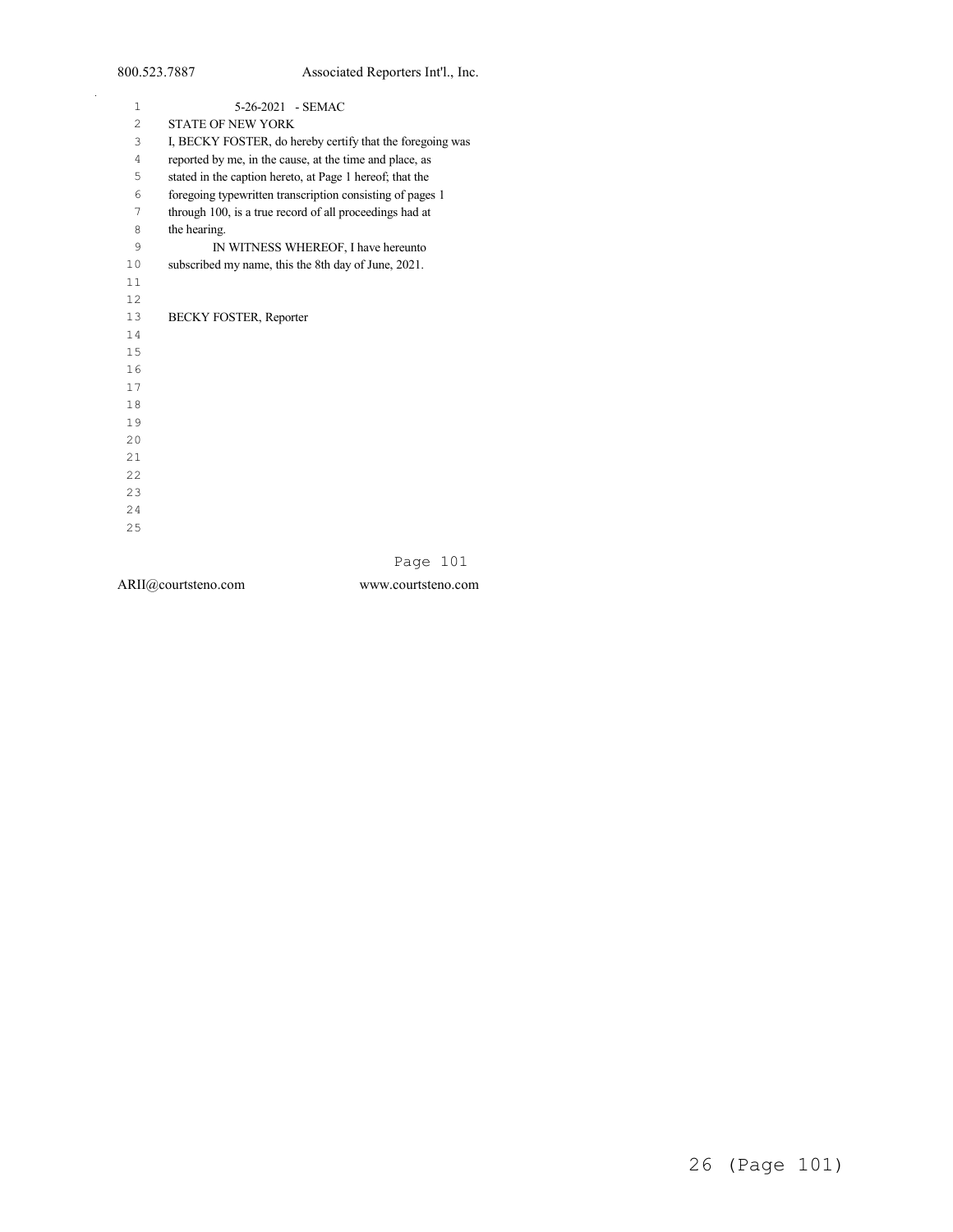5-26-2021 - SEMAC

STATE OF NEW YORK

I, BECKY FOSTER, do hereby certify that the foregoing was reported by me, in the cause, at the time and place, as stated in the caption hereto, at Page 1 hereof; that the foregoing typewritten transcription consisting of pages 1 through 100, is a true record of all proceedings had at the hearing.

IN WITNESS WHEREOF, I have hereunto subscribed my name, this the 8th day of June, 2021.

BECKY FOSTER, Reporter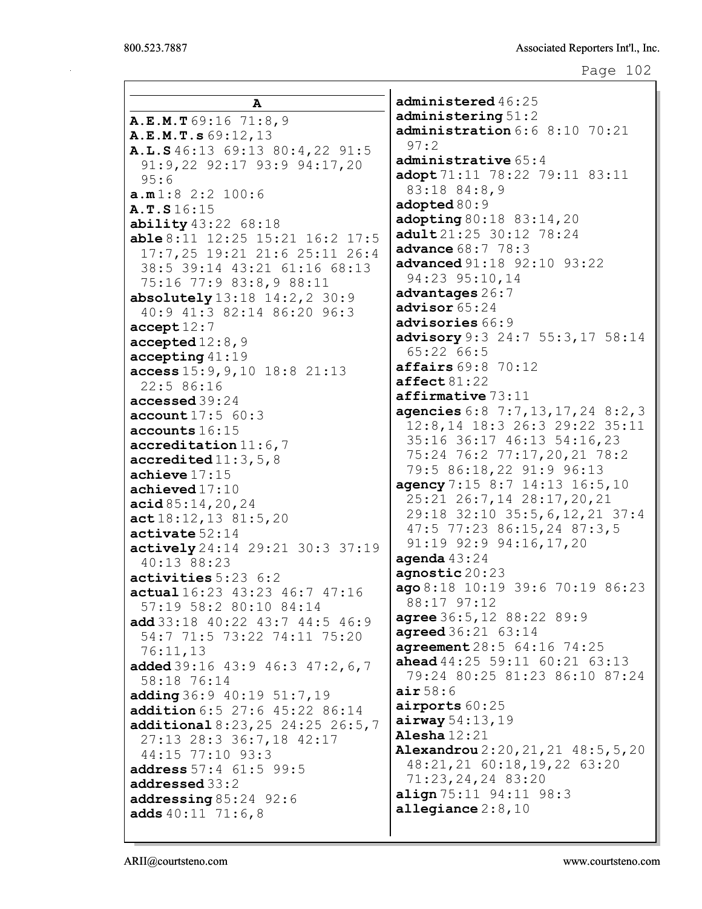## A

**A.E.M.T** 69:16 71:8,9
**A.E.M.T.s** 69:12,13
**A.L.S** 46:13 69:13 80:4,22 91:5 91:9,22 92:17 93:9 94:17,20 95:6
**a.m** 1:8 2:2 100:6
**A.T.S** 16:15
**ability** 43:22 68:18
**able** 8:11 12:25 15:21 16:2 17:5 17:7,25 19:21 21:6 25:11 26:4 38:5 39:14 43:21 61:16 68:13 75:16 77:9 83:8,9 88:11
**absolutely** 13:18 14:2,2 30:9 40:9 41:3 82:14 86:20 96:3
**accept** 12:7
**accepted** 12:8,9
**accepting** 41:19
**access** 15:9,9,10 18:8 21:13 22:5 86:16
**accessed** 39:24
**account** 17:5 60:3
**accounts** 16:15
**accreditation** 11:6,7
**accredited** 11:3,5,8
**achieve** 17:15
**achieved** 17:10
**acid** 85:14,20,24
**act** 18:12,13 81:5,20
**activate** 52:14
**actively** 24:14 29:21 30:3 37:19 40:13 88:23
**activities** 5:23 6:2
**actual** 16:23 43:23 46:7 47:16 57:19 58:2 80:10 84:14
**add** 33:18 40:22 43:7 44:5 46:9 54:7 71:5 73:22 74:11 75:20 76:11,13
**added** 39:16 43:9 46:3 47:2,6,7 58:18 76:14
**adding** 36:9 40:19 51:7,19
**addition** 6:5 27:6 45:22 86:14
**additional** 8:23,25 24:25 26:5,7 27:13 28:3 36:7,18 42:17 44:15 77:10 93:3
**address** 57:4 61:5 99:5
**addressed** 33:2
**addressing** 85:24 92:6
**adds** 40:11 71:6,8
**administered** 46:25
**administering** 51:2
**administration** 6:6 8:10 70:21 97:2
**administrative** 65:4
**adopt** 71:11 78:22 79:11 83:11 83:18 84:8,9
**adopted** 80:9
**adopting** 80:18 83:14,20
**adult** 21:25 30:12 78:24
**advance** 68:7 78:3
**advanced** 91:18 92:10 93:22 94:23 95:10,14
**advantages** 26:7
**advisor** 65:24
**advisories** 66:9
**advisory** 9:3 24:7 55:3,17 58:14 65:22 66:5
**affairs** 69:8 70:12
**affect** 81:22
**affirmative** 73:11
**agencies** 6:8 7:7,13,17,24 8:2,3 12:8,14 18:3 26:3 29:22 35:11 35:16 36:17 46:13 54:16,23 75:24 76:2 77:17,20,21 78:2 79:5 86:18,22 91:9 96:13
**agency** 7:15 8:7 14:13 16:5,10 25:21 26:7,14 28:17,20,21 29:18 32:10 35:5,6,12,21 37:4 47:5 77:23 86:15,24 87:3,5 91:19 92:9 94:16,17,20
**agenda** 43:24
**agnostic** 20:23
**ago** 8:18 10:19 39:6 70:19 86:23 88:17 97:12
**agree** 36:5,12 88:22 89:9
**agreed** 36:21 63:14
**agreement** 28:5 64:16 74:25
**ahead** 44:25 59:11 60:21 63:13 79:24 80:25 81:23 86:10 87:24
**air** 58:6
**airports** 60:25
**airway** 54:13,19
**Alesha** 12:21
**Alexandrou** 2:20,21,21 48:5,5,20 48:21,21 60:18,19,22 63:20 71:23,24,24 83:20
**align** 75:11 94:11 98:3
**allegiance** 2:8,10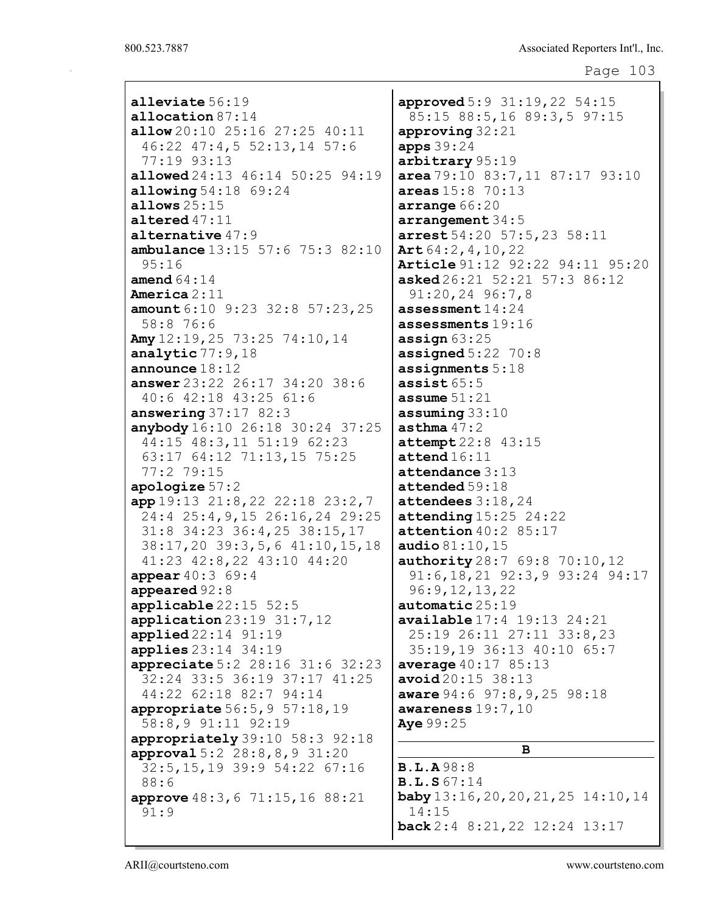**alleviate** 56:19
**allocation** 87:14
**allow** 20:10 25:16 27:25 40:11 46:22 47:4,5 52:13,14 57:6 77:19 93:13
**allowed** 24:13 46:14 50:25 94:19
**allowing** 54:18 69:24
**allows** 25:15
**altered** 47:11
**alternative** 47:9
**ambulance** 13:15 57:6 75:3 82:10 95:16
**amend** 64:14
**America** 2:11
**amount** 6:10 9:23 32:8 57:23,25 58:8 76:6
**Amy** 12:19,25 73:25 74:10,14
**analytic** 77:9,18
**announce** 18:12
**answer** 23:22 26:17 34:20 38:6 40:6 42:18 43:25 61:6
**answering** 37:17 82:3
**anybody** 16:10 26:18 30:24 37:25 44:15 48:3,11 51:19 62:23 63:17 64:12 71:13,15 75:25 77:2 79:15
**apologize** 57:2
**app** 19:13 21:8,22 22:18 23:2,7 24:4 25:4,9,15 26:16,24 29:25 31:8 34:23 36:4,25 38:15,17 38:17,20 39:3,5,6 41:10,15,18 41:23 42:8,22 43:10 44:20
**appear** 40:3 69:4
**appeared** 92:8
**applicable** 22:15 52:5
**application** 23:19 31:7,12
**applied** 22:14 91:19
**applies** 23:14 34:19
**appreciate** 5:2 28:16 31:6 32:23 32:24 33:5 36:19 37:17 41:25 44:22 62:18 82:7 94:14
**appropriate** 56:5,9 57:18,19 58:8,9 91:11 92:19
**appropriately** 39:10 58:3 92:18
**approval** 5:2 28:8,8,9 31:20 32:5,15,19 39:9 54:22 67:16 88:6
**approve** 48:3,6 71:15,16 88:21 91:9
**approved** 5:9 31:19,22 54:15 85:15 88:5,16 89:3,5 97:15
**approving** 32:21
**apps** 39:24
**arbitrary** 95:19
**area** 79:10 83:7,11 87:17 93:10
**areas** 15:8 70:13
**arrange** 66:20
**arrangement** 34:5
**arrest** 54:20 57:5,23 58:11
**Art** 64:2,4,10,22
**Article** 91:12 92:22 94:11 95:20
**asked** 26:21 52:21 57:3 86:12 91:20,24 96:7,8
**assessment** 14:24
**assessments** 19:16
**assign** 63:25
**assigned** 5:22 70:8
**assignments** 5:18
**assist** 65:5
**assume** 51:21
**assuming** 33:10
**asthma** 47:2
**attempt** 22:8 43:15
**attend** 16:11
**attendance** 3:13
**attended** 59:18
**attendees** 3:18,24
**attending** 15:25 24:22
**attention** 40:2 85:17
**audio** 81:10,15
**authority** 28:7 69:8 70:10,12 91:6,18,21 92:3,9 93:24 94:17 96:9,12,13,22
**automatic** 25:19
**available** 17:4 19:13 24:21 25:19 26:11 27:11 33:8,23 35:19,19 36:13 40:10 65:7
**average** 40:17 85:13
**avoid** 20:15 38:13
**aware** 94:6 97:8,9,25 98:18
**awareness** 19:7,10
**Aye** 99:25

## B

**B.L.A** 98:8
**B.L.S** 67:14
**baby** 13:16,20,20,21,25 14:10,14 14:15
**back** 2:4 8:21,22 12:24 13:17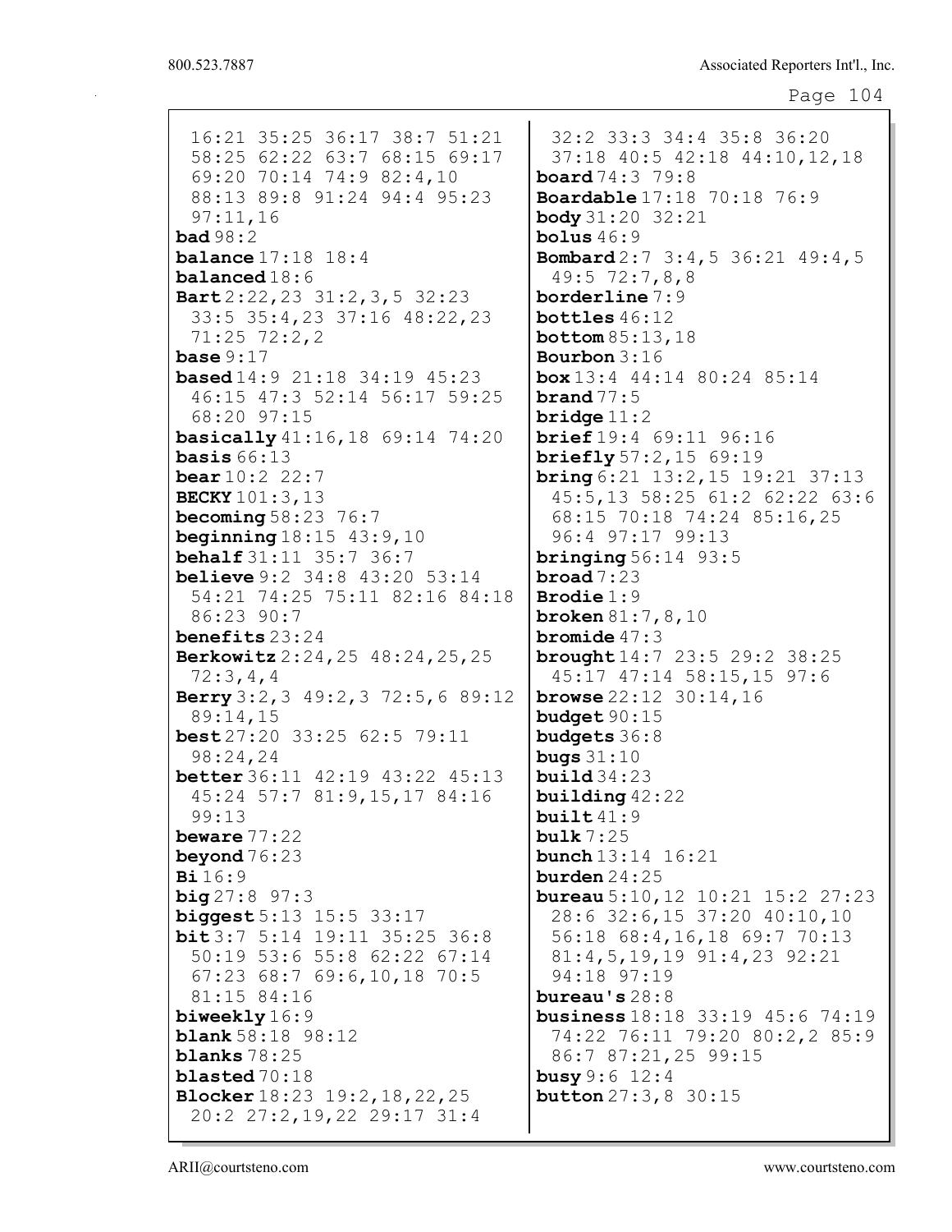16:21 35:25 36:17 38:7 51:21 58:25 62:22 63:7 68:15 69:17 69:20 70:14 74:9 82:4,10 88:13 89:8 91:24 94:4 95:23 97:11,16

**bad** 98:2

**balance** 17:18 18:4

**balanced** 18:6

**Bart** 2:22,23 31:2,3,5 32:23 33:5 35:4,23 37:16 48:22,23 71:25 72:2,2

**base** 9:17

**based** 14:9 21:18 34:19 45:23 46:15 47:3 52:14 56:17 59:25 68:20 97:15

**basically** 41:16,18 69:14 74:20

**basis** 66:13

**bear** 10:2 22:7

**BECKY** 101:3,13

**becoming** 58:23 76:7

**beginning** 18:15 43:9,10

**behalf** 31:11 35:7 36:7

**believe** 9:2 34:8 43:20 53:14 54:21 74:25 75:11 82:16 84:18 86:23 90:7

**benefits** 23:24

**Berkowitz** 2:24,25 48:24,25,25 72:3,4,4

**Berry** 3:2,3 49:2,3 72:5,6 89:12 89:14,15

**best** 27:20 33:25 62:5 79:11 98:24,24

**better** 36:11 42:19 43:22 45:13 45:24 57:7 81:9,15,17 84:16 99:13

**beware** 77:22

**beyond** 76:23

**Bi** 16:9

**big** 27:8 97:3

**biggest** 5:13 15:5 33:17

**bit** 3:7 5:14 19:11 35:25 36:8 50:19 53:6 55:8 62:22 67:14 67:23 68:7 69:6,10,18 70:5 81:15 84:16

**biweekly** 16:9

**blank** 58:18 98:12

**blanks** 78:25

**blasted** 70:18

**Blocker** 18:23 19:2,18,22,25 20:2 27:2,19,22 29:17 31:4 32:2 33:3 34:4 35:8 36:20 37:18 40:5 42:18 44:10,12,18

**board** 74:3 79:8

**Boardable** 17:18 70:18 76:9

**body** 31:20 32:21

**bolus** 46:9

**Bombard** 2:7 3:4,5 36:21 49:4,5 49:5 72:7,8,8

**borderline** 7:9

**bottles** 46:12

**bottom** 85:13,18

**Bourbon** 3:16

**box** 13:4 44:14 80:24 85:14

**brand** 77:5

**bridge** 11:2

**brief** 19:4 69:11 96:16

**briefly** 57:2,15 69:19

**bring** 6:21 13:2,15 19:21 37:13 45:5,13 58:25 61:2 62:22 63:6 68:15 70:18 74:24 85:16,25 96:4 97:17 99:13

**bringing** 56:14 93:5

**broad** 7:23

**Brodie** 1:9

**broken** 81:7,8,10

**bromide** 47:3

**brought** 14:7 23:5 29:2 38:25 45:17 47:14 58:15,15 97:6

**browse** 22:12 30:14,16

**budget** 90:15

**budgets** 36:8

**bugs** 31:10

**build** 34:23

**building** 42:22

**built** 41:9

**bulk** 7:25

**bunch** 13:14 16:21

**burden** 24:25

**bureau** 5:10,12 10:21 15:2 27:23 28:6 32:6,15 37:20 40:10,10 56:18 68:4,16,18 69:7 70:13 81:4,5,19,19 91:4,23 92:21 94:18 97:19

**bureau's** 28:8

**business** 18:18 33:19 45:6 74:19 74:22 76:11 79:20 80:2,2 85:9 86:7 87:21,25 99:15

**busy** 9:6 12:4

**button** 27:3,8 30:15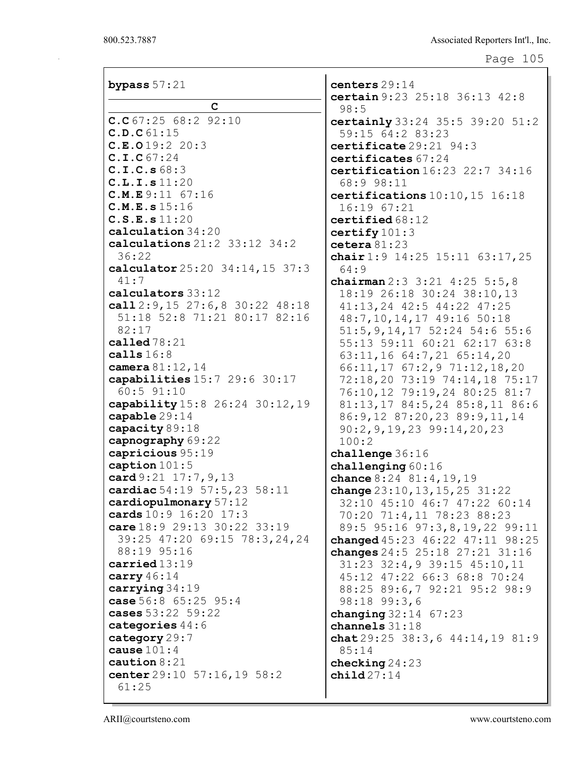**bypass** 57:21

**C**

**C.C** 67:25 68:2 92:10
**C.D.C** 61:15
**C.E.O** 19:2 20:3
**C.I.C** 67:24
**C.I.C.s** 68:3
**C.L.I.s** 11:20
**C.M.E** 9:11 67:16
**C.M.E.s** 15:16
**C.S.E.s** 11:20
**calculation** 34:20
**calculations** 21:2 33:12 34:2 36:22
**calculator** 25:20 34:14,15 37:3 41:7
**calculators** 33:12
**call** 2:9,15 27:6,8 30:22 48:18 51:18 52:8 71:21 80:17 82:16 82:17
**called** 78:21
**calls** 16:8
**camera** 81:12,14
**capabilities** 15:7 29:6 30:17 60:5 91:10
**capability** 15:8 26:24 30:12,19
**capable** 29:14
**capacity** 89:18
**capnography** 69:22
**capricious** 95:19
**caption** 101:5
**card** 9:21 17:7,9,13
**cardiac** 54:19 57:5,23 58:11
**cardiopulmonary** 57:12
**cards** 10:9 16:20 17:3
**care** 18:9 29:13 30:22 33:19 39:25 47:20 69:15 78:3,24,24 88:19 95:16
**carried** 13:19
**carry** 46:14
**carrying** 34:19
**case** 56:8 65:25 95:4
**cases** 53:22 59:22
**categories** 44:6
**category** 29:7
**cause** 101:4
**caution** 8:21
**center** 29:10 57:16,19 58:2 61:25
**centers** 29:14
**certain** 9:23 25:18 36:13 42:8 98:5
**certainly** 33:24 35:5 39:20 51:2 59:15 64:2 83:23
**certificate** 29:21 94:3
**certificates** 67:24
**certification** 16:23 22:7 34:16 68:9 98:11
**certifications** 10:10,15 16:18 16:19 67:21
**certified** 68:12
**certify** 101:3
**cetera** 81:23
**chair** 1:9 14:25 15:11 63:17,25 64:9
**chairman** 2:3 3:21 4:25 5:5,8 18:19 26:18 30:24 38:10,13 41:13,24 42:5 44:22 47:25 48:7,10,14,17 49:16 50:18 51:5,9,14,17 52:24 54:6 55:6 55:13 59:11 60:21 62:17 63:8 63:11,16 64:7,21 65:14,20 66:11,17 67:2,9 71:12,18,20 72:18,20 73:19 74:14,18 75:17 76:10,12 79:19,24 80:25 81:7 81:13,17 84:5,24 85:8,11 86:6 86:9,12 87:20,23 89:9,11,14 90:2,9,19,23 99:14,20,23 100:2
**challenge** 36:16
**challenging** 60:16
**chance** 8:24 81:4,19,19
**change** 23:10,13,15,25 31:22 32:10 45:10 46:7 47:22 60:14 70:20 71:4,11 78:23 88:23 89:5 95:16 97:3,8,19,22 99:11
**changed** 45:23 46:22 47:11 98:25
**changes** 24:5 25:18 27:21 31:16 31:23 32:4,9 39:15 45:10,11 45:12 47:22 66:3 68:8 70:24 88:25 89:6,7 92:21 95:2 98:9 98:18 99:3,6
**changing** 32:14 67:23
**channels** 31:18
**chat** 29:25 38:3,6 44:14,19 81:9 85:14
**checking** 24:23
**child** 27:14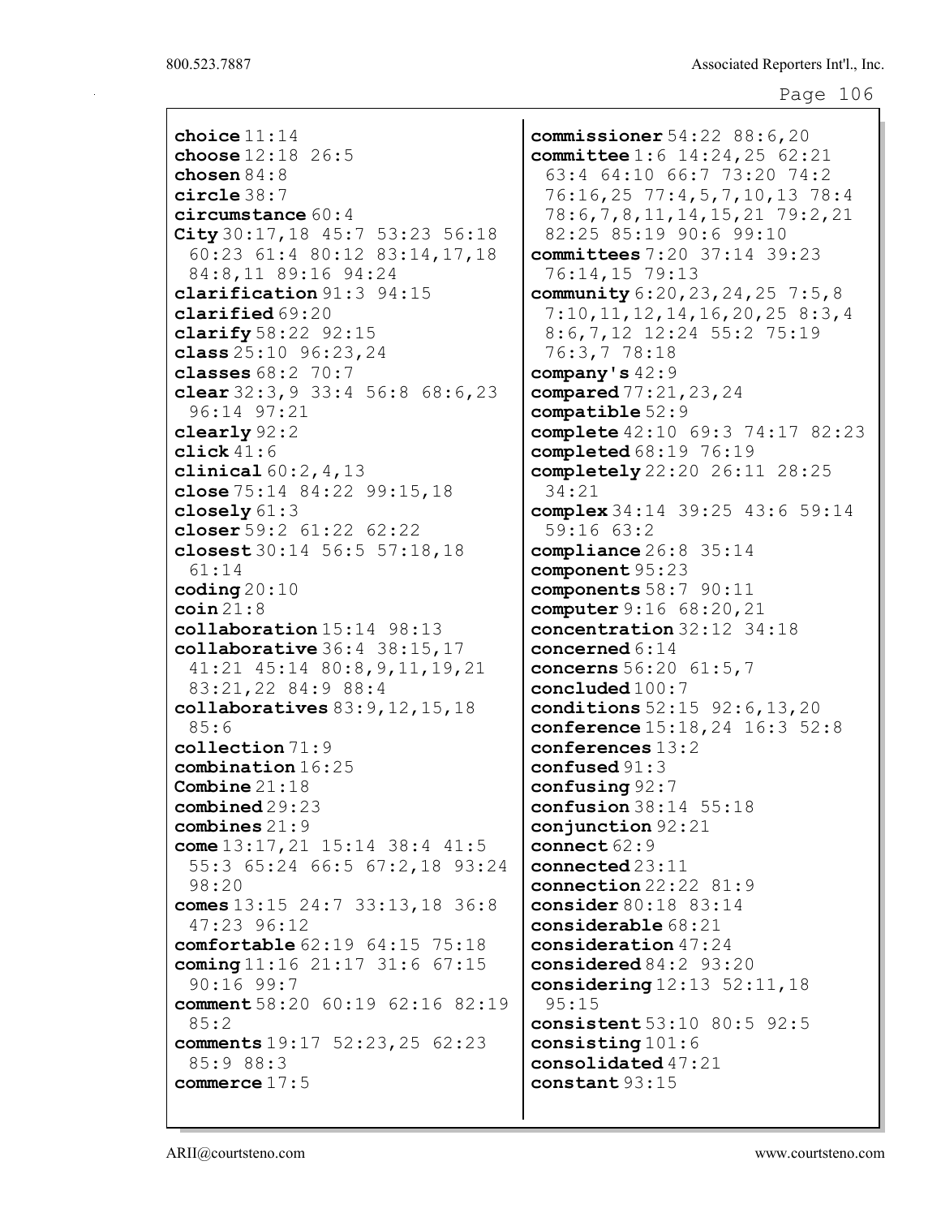**choice** 11:14
**choose** 12:18 26:5
**chosen** 84:8
**circle** 38:7
**circumstance** 60:4
**City** 30:17,18 45:7 53:23 56:18 60:23 61:4 80:12 83:14,17,18 84:8,11 89:16 94:24
**clarification** 91:3 94:15
**clarified** 69:20
**clarify** 58:22 92:15
**class** 25:10 96:23,24
**classes** 68:2 70:7
**clear** 32:3,9 33:4 56:8 68:6,23 96:14 97:21
**clearly** 92:2
**click** 41:6
**clinical** 60:2,4,13
**close** 75:14 84:22 99:15,18
**closely** 61:3
**closer** 59:2 61:22 62:22
**closest** 30:14 56:5 57:18,18 61:14
**coding** 20:10
**coin** 21:8
**collaboration** 15:14 98:13
**collaborative** 36:4 38:15,17 41:21 45:14 80:8,9,11,19,21 83:21,22 84:9 88:4
**collaboratives** 83:9,12,15,18 85:6
**collection** 71:9
**combination** 16:25
**Combine** 21:18
**combined** 29:23
**combines** 21:9
**come** 13:17,21 15:14 38:4 41:5 55:3 65:24 66:5 67:2,18 93:24 98:20
**comes** 13:15 24:7 33:13,18 36:8 47:23 96:12
**comfortable** 62:19 64:15 75:18
**coming** 11:16 21:17 31:6 67:15 90:16 99:7
**comment** 58:20 60:19 62:16 82:19 85:2
**comments** 19:17 52:23,25 62:23 85:9 88:3
**commerce** 17:5
**commissioner** 54:22 88:6,20
**committee** 1:6 14:24,25 62:21 63:4 64:10 66:7 73:20 74:2 76:16,25 77:4,5,7,10,13 78:4 78:6,7,8,11,14,15,21 79:2,21 82:25 85:19 90:6 99:10
**committees** 7:20 37:14 39:23 76:14,15 79:13
**community** 6:20,23,24,25 7:5,8 7:10,11,12,14,16,20,25 8:3,4 8:6,7,12 12:24 55:2 75:19 76:3,7 78:18
**company's** 42:9
**compared** 77:21,23,24
**compatible** 52:9
**complete** 42:10 69:3 74:17 82:23
**completed** 68:19 76:19
**completely** 22:20 26:11 28:25 34:21
**complex** 34:14 39:25 43:6 59:14 59:16 63:2
**compliance** 26:8 35:14
**component** 95:23
**components** 58:7 90:11
**computer** 9:16 68:20,21
**concentration** 32:12 34:18
**concerned** 6:14
**concerns** 56:20 61:5,7
**concluded** 100:7
**conditions** 52:15 92:6,13,20
**conference** 15:18,24 16:3 52:8
**conferences** 13:2
**confused** 91:3
**confusing** 92:7
**confusion** 38:14 55:18
**conjunction** 92:21
**connect** 62:9
**connected** 23:11
**connection** 22:22 81:9
**consider** 80:18 83:14
**considerable** 68:21
**consideration** 47:24
**considered** 84:2 93:20
**considering** 12:13 52:11,18 95:15
**consistent** 53:10 80:5 92:5
**consisting** 101:6
**consolidated** 47:21
**constant** 93:15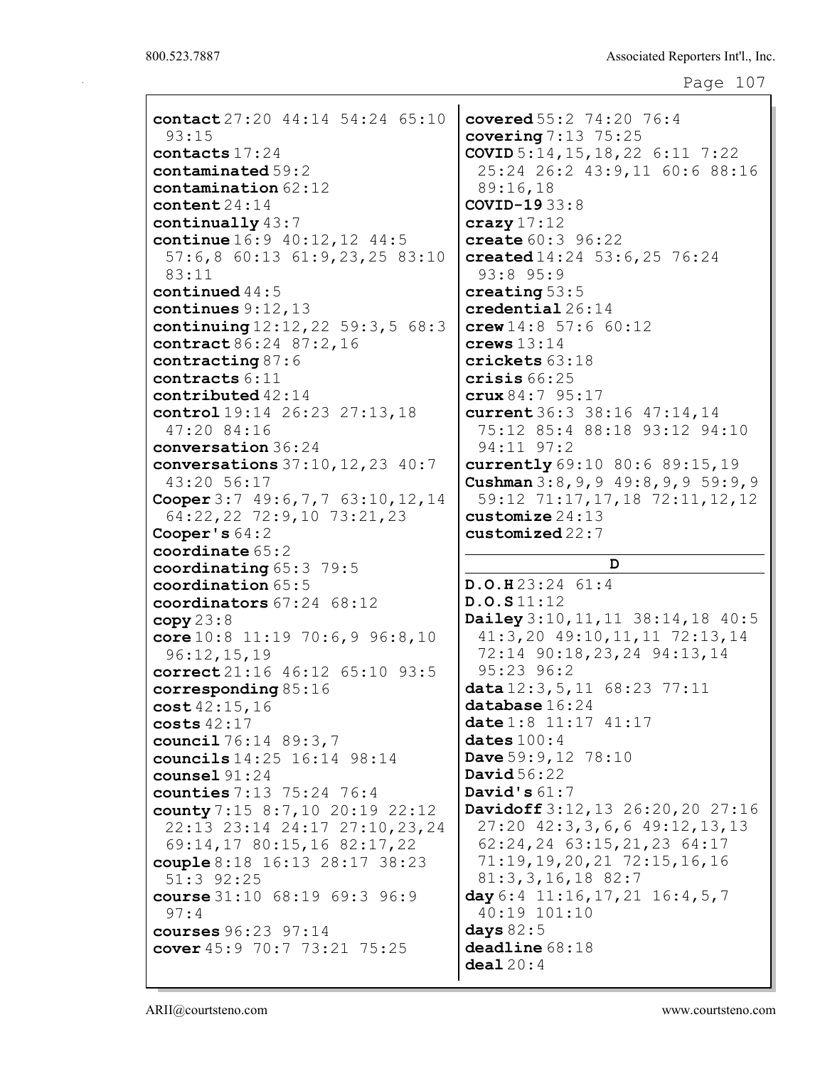**contact** 27:20 44:14 54:24 65:10 93:15
**contacts** 17:24
**contaminated** 59:2
**contamination** 62:12
**content** 24:14
**continually** 43:7
**continue** 16:9 40:12,12 44:5 57:6,8 60:13 61:9,23,25 83:10 83:11
**continued** 44:5
**continues** 9:12,13
**continuing** 12:12,22 59:3,5 68:3
**contract** 86:24 87:2,16
**contracting** 87:6
**contracts** 6:11
**contributed** 42:14
**control** 19:14 26:23 27:13,18 47:20 84:16
**conversation** 36:24
**conversations** 37:10,12,23 40:7 43:20 56:17
**Cooper** 3:7 49:6,7,7 63:10,12,14 64:22,22 72:9,10 73:21,23
**Cooper's** 64:2
**coordinate** 65:2
**coordinating** 65:3 79:5
**coordination** 65:5
**coordinators** 67:24 68:12
**copy** 23:8
**core** 10:8 11:19 70:6,9 96:8,10 96:12,15,19
**correct** 21:16 46:12 65:10 93:5
**corresponding** 85:16
**cost** 42:15,16
**costs** 42:17
**council** 76:14 89:3,7
**councils** 14:25 16:14 98:14
**counsel** 91:24
**counties** 7:13 75:24 76:4
**county** 7:15 8:7,10 20:19 22:12 22:13 23:14 24:17 27:10,23,24 69:14,17 80:15,16 82:17,22
**couple** 8:18 16:13 28:17 38:23 51:3 92:25
**course** 31:10 68:19 69:3 96:9 97:4
**courses** 96:23 97:14
**cover** 45:9 70:7 73:21 75:25
**covered** 55:2 74:20 76:4
**covering** 7:13 75:25
**COVID** 5:14,15,18,22 6:11 7:22 25:24 26:2 43:9,11 60:6 88:16 89:16,18
**COVID-19** 33:8
**crazy** 17:12
**create** 60:3 96:22
**created** 14:24 53:6,25 76:24 93:8 95:9
**creating** 53:5
**credential** 26:14
**crew** 14:8 57:6 60:12
**crews** 13:14
**crickets** 63:18
**crisis** 66:25
**crux** 84:7 95:17
**current** 36:3 38:16 47:14,14 75:12 85:4 88:18 93:12 94:10 94:11 97:2
**currently** 69:10 80:6 89:15,19
**Cushman** 3:8,9,9 49:8,9,9 59:9,9 59:12 71:17,17,18 72:11,12,12
**customize** 24:13
**customized** 22:7

## D

**D.O.H** 23:24 61:4
**D.O.S** 11:12
**Dailey** 3:10,11,11 38:14,18 40:5 41:3,20 49:10,11,11 72:13,14 72:14 90:18,23,24 94:13,14 95:23 96:2
**data** 12:3,5,11 68:23 77:11
**database** 16:24
**date** 1:8 11:17 41:17
**dates** 100:4
**Dave** 59:9,12 78:10
**David** 56:22
**David's** 61:7
**Davidoff** 3:12,13 26:20,20 27:16 27:20 42:3,3,6,6 49:12,13,13 62:24,24 63:15,21,23 64:17 71:19,19,20,21 72:15,16,16 81:3,3,16,18 82:7
**day** 6:4 11:16,17,21 16:4,5,7 40:19 101:10
**days** 82:5
**deadline** 68:18
**deal** 20:4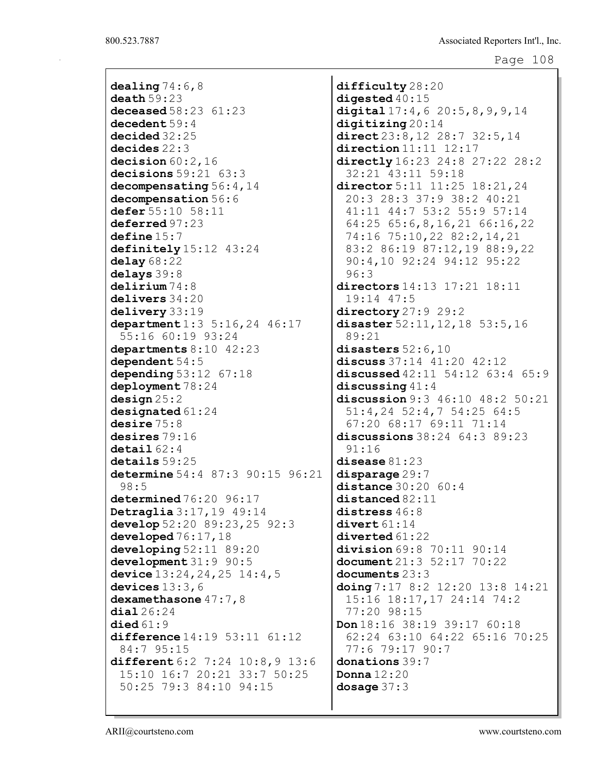**dealing** 74:6,8
**death** 59:23
**deceased** 58:23 61:23
**decedent** 59:4
**decided** 32:25
**decides** 22:3
**decision** 60:2,16
**decisions** 59:21 63:3
**decompensating** 56:4,14
**decompensation** 56:6
**defer** 55:10 58:11
**deferred** 97:23
**define** 15:7
**definitely** 15:12 43:24
**delay** 68:22
**delays** 39:8
**delirium** 74:8
**delivers** 34:20
**delivery** 33:19
**department** 1:3 5:16,24 46:17 55:16 60:19 93:24
**departments** 8:10 42:23
**dependent** 54:5
**depending** 53:12 67:18
**deployment** 78:24
**design** 25:2
**designated** 61:24
**desire** 75:8
**desires** 79:16
**detail** 62:4
**details** 59:25
**determine** 54:4 87:3 90:15 96:21 98:5
**determined** 76:20 96:17
**Detraglia** 3:17,19 49:14
**develop** 52:20 89:23,25 92:3
**developed** 76:17,18
**developing** 52:11 89:20
**development** 31:9 90:5
**device** 13:24,24,25 14:4,5
**devices** 13:3,6
**dexamethasone** 47:7,8
**dial** 26:24
**died** 61:9
**difference** 14:19 53:11 61:12 84:7 95:15
**different** 6:2 7:24 10:8,9 13:6 15:10 16:7 20:21 33:7 50:25 50:25 79:3 84:10 94:15
**difficulty** 28:20
**digested** 40:15
**digital** 17:4,6 20:5,8,9,9,14
**digitizing** 20:14
**direct** 23:8,12 28:7 32:5,14
**direction** 11:11 12:17
**directly** 16:23 24:8 27:22 28:2 32:21 43:11 59:18
**director** 5:11 11:25 18:21,24 20:3 28:3 37:9 38:2 40:21 41:11 44:7 53:2 55:9 57:14 64:25 65:6,8,16,21 66:16,22 74:16 75:10,22 82:2,14,21 83:2 86:19 87:12,19 88:9,22 90:4,10 92:24 94:12 95:22 96:3
**directors** 14:13 17:21 18:11 19:14 47:5
**directory** 27:9 29:2
**disaster** 52:11,12,18 53:5,16 89:21
**disasters** 52:6,10
**discuss** 37:14 41:20 42:12
**discussed** 42:11 54:12 63:4 65:9
**discussing** 41:4
**discussion** 9:3 46:10 48:2 50:21 51:4,24 52:4,7 54:25 64:5 67:20 68:17 69:11 71:14
**discussions** 38:24 64:3 89:23 91:16
**disease** 81:23
**disparage** 29:7
**distance** 30:20 60:4
**distanced** 82:11
**distress** 46:8
**divert** 61:14
**diverted** 61:22
**division** 69:8 70:11 90:14
**document** 21:3 52:17 70:22
**documents** 23:3
**doing** 7:17 8:2 12:20 13:8 14:21 15:16 18:17,17 24:14 74:2 77:20 98:15
**Don** 18:16 38:19 39:17 60:18 62:24 63:10 64:22 65:16 70:25 77:6 79:17 90:7
**donations** 39:7
**Donna** 12:20
**dosage** 37:3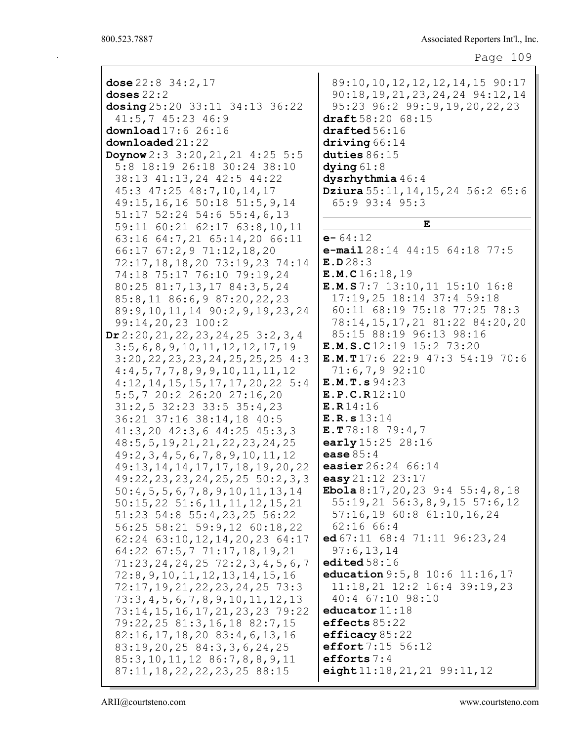**dose** 22:8 34:2,17
**doses** 22:2
**dosing** 25:20 33:11 34:13 36:22 41:5,7 45:23 46:9
**download** 17:6 26:16
**downloaded** 21:22
**Doynow** 2:3 3:20,21,21 4:25 5:5 5:8 18:19 26:18 30:24 38:10 38:13 41:13,24 42:5 44:22 45:3 47:25 48:7,10,14,17 49:15,16,16 50:18 51:5,9,14 51:17 52:24 54:6 55:4,6,13 59:11 60:21 62:17 63:8,10,11 63:16 64:7,21 65:14,20 66:11 66:17 67:2,9 71:12,18,20 72:17,18,18,20 73:19,23 74:14 74:18 75:17 76:10 79:19,24 80:25 81:7,13,17 84:3,5,24 85:8,11 86:6,9 87:20,22,23 89:9,10,11,14 90:2,9,19,23,24 99:14,20,23 100:2
**Dr** 2:20,21,22,23,24,25 3:2,3,4 3:5,6,8,9,10,11,12,12,17,19 3:20,22,23,23,24,25,25,25 4:3 4:4,5,7,7,8,9,9,10,11,11,12 4:12,14,15,15,17,17,20,22 5:4 5:5,7 20:2 26:20 27:16,20 31:2,5 32:23 33:5 35:4,23 36:21 37:16 38:14,18 40:5 41:3,20 42:3,6 44:25 45:3,3 48:5,5,19,21,21,22,23,24,25 49:2,3,4,5,6,7,8,9,10,11,12 49:13,14,14,17,17,18,19,20,22 49:22,23,23,24,25,25 50:2,3,3 50:4,5,5,6,7,8,9,10,11,13,14 50:15,22 51:6,11,11,12,15,21 51:23 54:8 55:4,23,25 56:22 56:25 58:21 59:9,12 60:18,22 62:24 63:10,12,14,20,23 64:17 64:22 67:5,7 71:17,18,19,21 71:23,24,24,25 72:2,3,4,5,6,7 72:8,9,10,11,12,13,14,15,16 72:17,19,21,22,23,24,25 73:3 73:3,4,5,6,7,8,9,10,11,12,13 73:14,15,16,17,21,23,23 79:22 79:22,25 81:3,16,18 82:7,15 82:16,17,18,20 83:4,6,13,16 83:19,20,25 84:3,3,6,24,25 85:3,10,11,12 86:7,8,8,9,11 87:11,18,22,22,23,25 88:15 89:10,10,12,12,12,14,15 90:17 90:18,19,21,23,24,24 94:12,14 95:23 96:2 99:19,19,20,22,23
**draft** 58:20 68:15
**drafted** 56:16
**driving** 66:14
**duties** 86:15
**dying** 61:8
**dysrhythmia** 46:4
**Dziura** 55:11,14,15,24 56:2 65:6 65:9 93:4 95:3

**E**

**e-** 64:12
**e-mail** 28:14 44:15 64:18 77:5
**E.D** 28:3
**E.M.C** 16:18,19
**E.M.S** 7:7 13:10,11 15:10 16:8 17:19,25 18:14 37:4 59:18 60:11 68:19 75:18 77:25 78:3 78:14,15,17,21 81:22 84:20,20 85:15 88:19 96:13 98:16
**E.M.S.C** 12:19 15:2 73:20
**E.M.T** 17:6 22:9 47:3 54:19 70:6 71:6,7,9 92:10
**E.M.T.s** 94:23
**E.P.C.R** 12:10
**E.R** 14:16
**E.R.s** 13:14
**E.T** 78:18 79:4,7
**early** 15:25 28:16
**ease** 85:4
**easier** 26:24 66:14
**easy** 21:12 23:17
**Ebola** 8:17,20,23 9:4 55:4,8,18 55:19,21 56:3,8,9,15 57:6,12 57:16,19 60:8 61:10,16,24 62:16 66:4
**ed** 67:11 68:4 71:11 96:23,24 97:6,13,14
**edited** 58:16
**education** 9:5,8 10:6 11:16,17 11:18,21 12:2 16:4 39:19,23 40:4 67:10 98:10
**educator** 11:18
**effects** 85:22
**efficacy** 85:22
**effort** 7:15 56:12
**efforts** 7:4
**eight** 11:18,21,21 99:11,12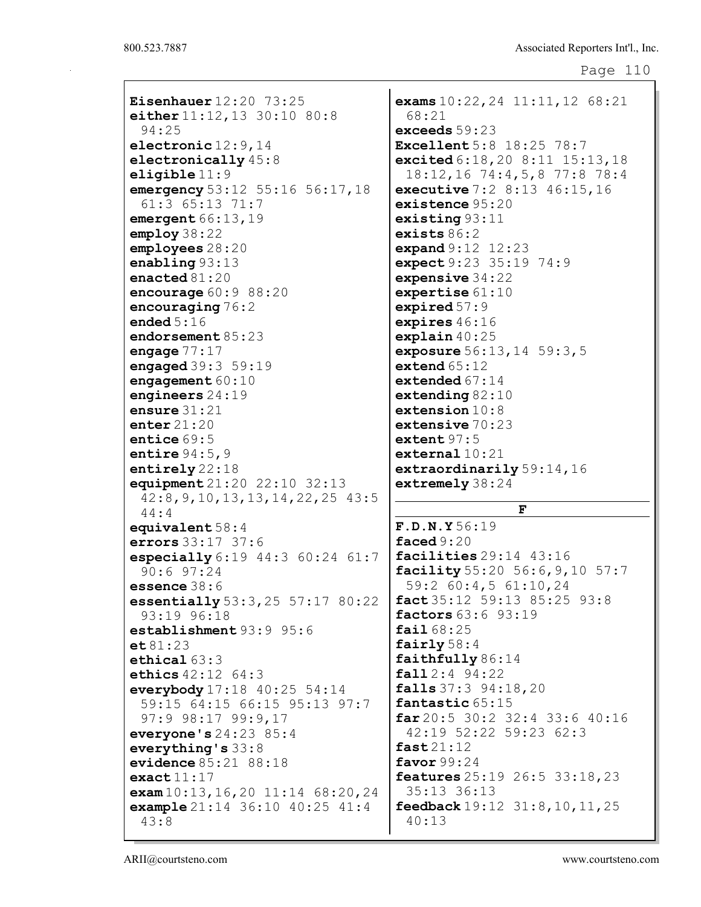**Eisenhauer** 12:20 73:25
**either** 11:12,13 30:10 80:8 94:25
**electronic** 12:9,14
**electronically** 45:8
**eligible** 11:9
**emergency** 53:12 55:16 56:17,18 61:3 65:13 71:7
**emergent** 66:13,19
**employ** 38:22
**employees** 28:20
**enabling** 93:13
**enacted** 81:20
**encourage** 60:9 88:20
**encouraging** 76:2
**ended** 5:16
**endorsement** 85:23
**engage** 77:17
**engaged** 39:3 59:19
**engagement** 60:10
**engineers** 24:19
**ensure** 31:21
**enter** 21:20
**entice** 69:5
**entire** 94:5,9
**entirely** 22:18
**equipment** 21:20 22:10 32:13 42:8,9,10,13,13,14,22,25 43:5 44:4
**equivalent** 58:4
**errors** 33:17 37:6
**especially** 6:19 44:3 60:24 61:7 90:6 97:24
**essence** 38:6
**essentially** 53:3,25 57:17 80:22 93:19 96:18
**establishment** 93:9 95:6
**et** 81:23
**ethical** 63:3
**ethics** 42:12 64:3
**everybody** 17:18 40:25 54:14 59:15 64:15 66:15 95:13 97:7 97:9 98:17 99:9,17
**everyone's** 24:23 85:4
**everything's** 33:8
**evidence** 85:21 88:18
**exact** 11:17
**exam** 10:13,16,20 11:14 68:20,24
**example** 21:14 36:10 40:25 41:4 43:8
**exams** 10:22,24 11:11,12 68:21 68:21
**exceeds** 59:23
**Excellent** 5:8 18:25 78:7
**excited** 6:18,20 8:11 15:13,18 18:12,16 74:4,5,8 77:8 78:4
**executive** 7:2 8:13 46:15,16
**existence** 95:20
**existing** 93:11
**exists** 86:2
**expand** 9:12 12:23
**expect** 9:23 35:19 74:9
**expensive** 34:22
**expertise** 61:10
**expired** 57:9
**expires** 46:16
**explain** 40:25
**exposure** 56:13,14 59:3,5
**extend** 65:12
**extended** 67:14
**extending** 82:10
**extension** 10:8
**extensive** 70:23
**extent** 97:5
**external** 10:21
**extraordinarily** 59:14,16
**extremely** 38:24

## F

**F.D.N.Y** 56:19
**faced** 9:20
**facilities** 29:14 43:16
**facility** 55:20 56:6,9,10 57:7 59:2 60:4,5 61:10,24
**fact** 35:12 59:13 85:25 93:8
**factors** 63:6 93:19
**fail** 68:25
**fairly** 58:4
**faithfully** 86:14
**fall** 2:4 94:22
**falls** 37:3 94:18,20
**fantastic** 65:15
**far** 20:5 30:2 32:4 33:6 40:16 42:19 52:22 59:23 62:3
**fast** 21:12
**favor** 99:24
**features** 25:19 26:5 33:18,23 35:13 36:13
**feedback** 19:12 31:8,10,11,25 40:13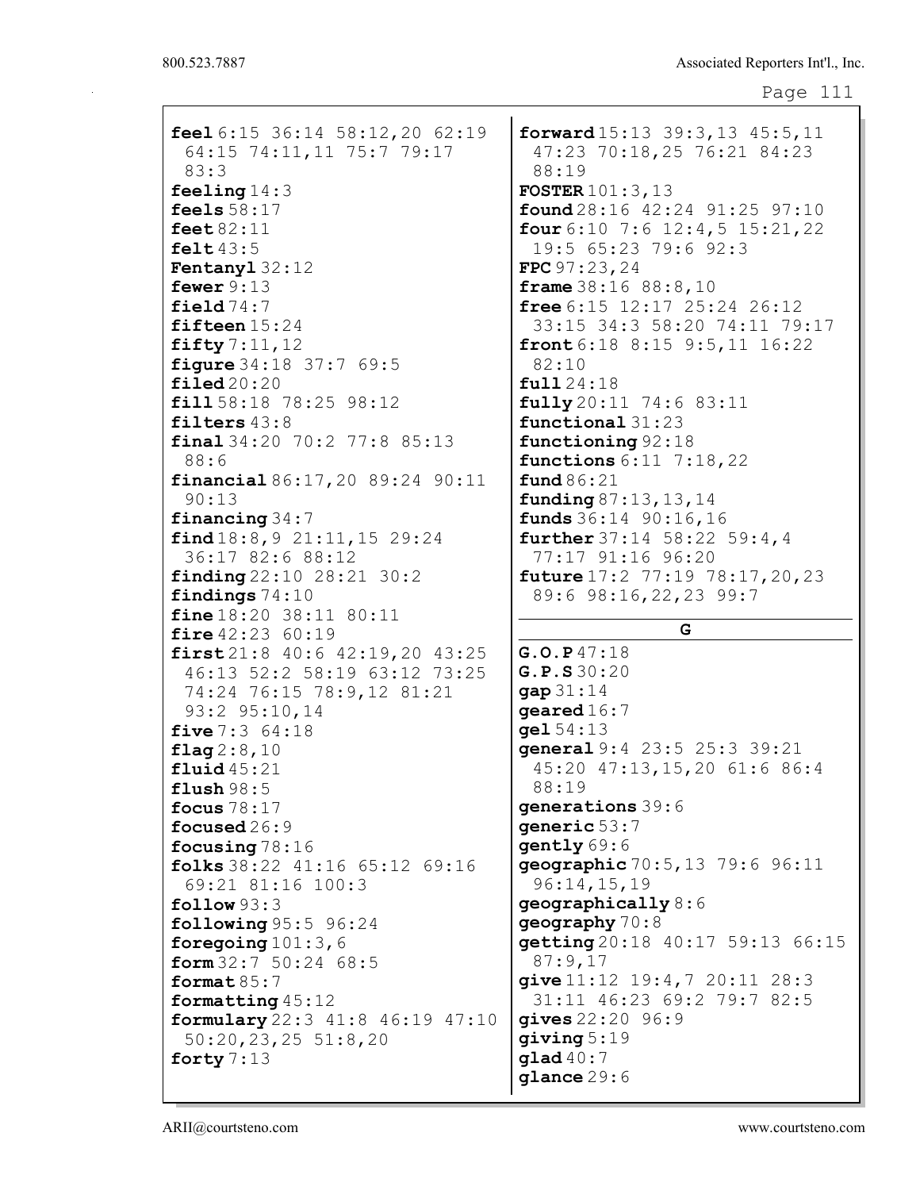**feel** 6:15 36:14 58:12,20 62:19 64:15 74:11,11 75:7 79:17 83:3
**feeling** 14:3
**feels** 58:17
**feet** 82:11
**felt** 43:5
**Fentanyl** 32:12
**fewer** 9:13
**field** 74:7
**fifteen** 15:24
**fifty** 7:11,12
**figure** 34:18 37:7 69:5
**filed** 20:20
**fill** 58:18 78:25 98:12
**filters** 43:8
**final** 34:20 70:2 77:8 85:13 88:6
**financial** 86:17,20 89:24 90:11 90:13
**financing** 34:7
**find** 18:8,9 21:11,15 29:24 36:17 82:6 88:12
**finding** 22:10 28:21 30:2
**findings** 74:10
**fine** 18:20 38:11 80:11
**fire** 42:23 60:19
**first** 21:8 40:6 42:19,20 43:25 46:13 52:2 58:19 63:12 73:25 74:24 76:15 78:9,12 81:21 93:2 95:10,14
**five** 7:3 64:18
**flag** 2:8,10
**fluid** 45:21
**flush** 98:5
**focus** 78:17
**focused** 26:9
**focusing** 78:16
**folks** 38:22 41:16 65:12 69:16 69:21 81:16 100:3
**follow** 93:3
**following** 95:5 96:24
**foregoing** 101:3,6
**form** 32:7 50:24 68:5
**format** 85:7
**formatting** 45:12
**formulary** 22:3 41:8 46:19 47:10 50:20,23,25 51:8,20
**forty** 7:13
**forward** 15:13 39:3,13 45:5,11 47:23 70:18,25 76:21 84:23 88:19
**FOSTER** 101:3,13
**found** 28:16 42:24 91:25 97:10
**four** 6:10 7:6 12:4,5 15:21,22 19:5 65:23 79:6 92:3
**FPC** 97:23,24
**frame** 38:16 88:8,10
**free** 6:15 12:17 25:24 26:12 33:15 34:3 58:20 74:11 79:17
**front** 6:18 8:15 9:5,11 16:22 82:10
**full** 24:18
**fully** 20:11 74:6 83:11
**functional** 31:23
**functioning** 92:18
**functions** 6:11 7:18,22
**fund** 86:21
**funding** 87:13,13,14
**funds** 36:14 90:16,16
**further** 37:14 58:22 59:4,4 77:17 91:16 96:20
**future** 17:2 77:19 78:17,20,23 89:6 98:16,22,23 99:7

## G

**G.O.P** 47:18
**G.P.S** 30:20
**gap** 31:14
**geared** 16:7
**gel** 54:13
**general** 9:4 23:5 25:3 39:21 45:20 47:13,15,20 61:6 86:4 88:19
**generations** 39:6
**generic** 53:7
**gently** 69:6
**geographic** 70:5,13 79:6 96:11 96:14,15,19
**geographically** 8:6
**geography** 70:8
**getting** 20:18 40:17 59:13 66:15 87:9,17
**give** 11:12 19:4,7 20:11 28:3 31:11 46:23 69:2 79:7 82:5
**gives** 22:20 96:9
**giving** 5:19
**glad** 40:7
**glance** 29:6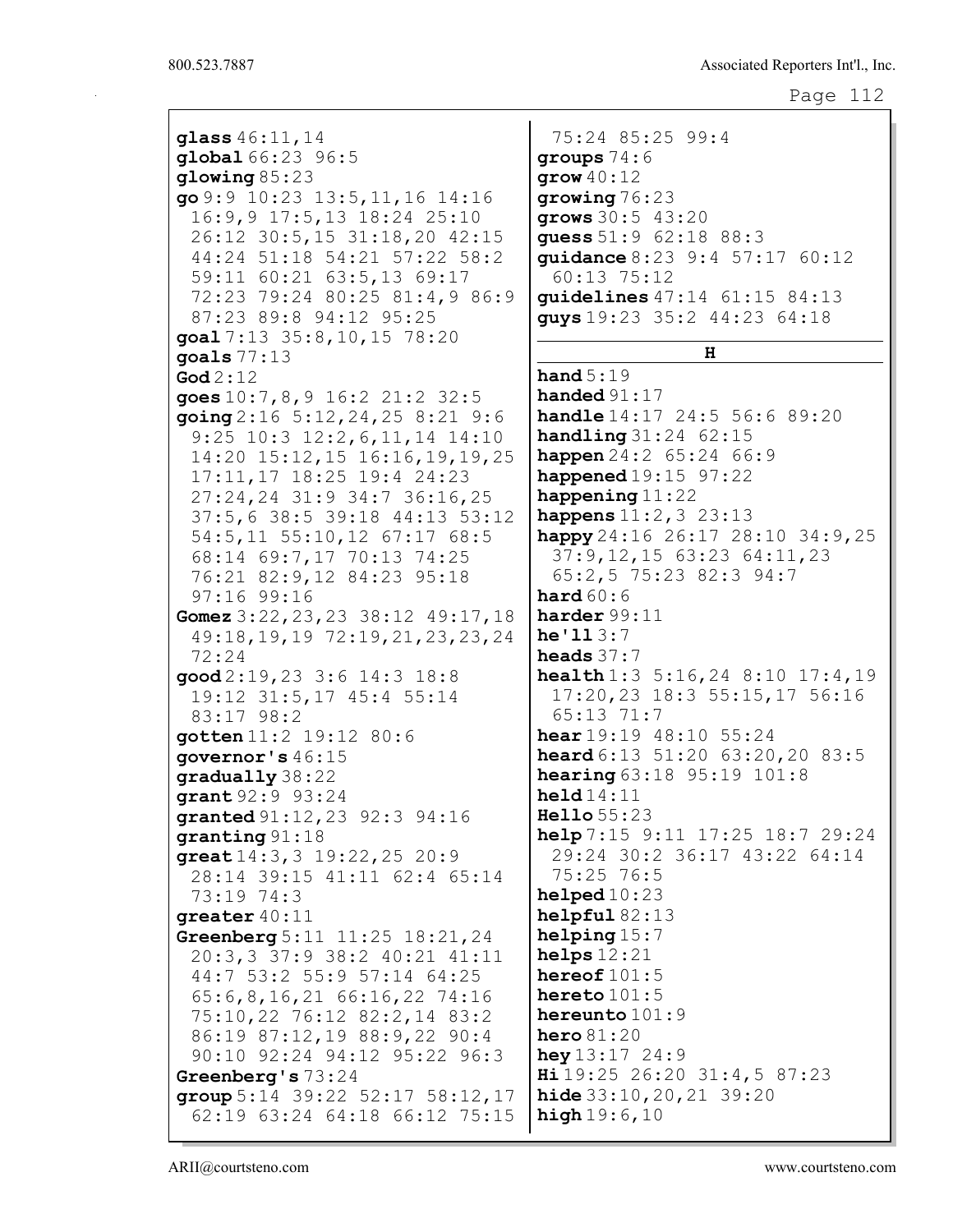**glass** 46:11,14
**global** 66:23 96:5
**glowing** 85:23
**go** 9:9 10:23 13:5,11,16 14:16 16:9,9 17:5,13 18:24 25:10 26:12 30:5,15 31:18,20 42:15 44:24 51:18 54:21 57:22 58:2 59:11 60:21 63:5,13 69:17 72:23 79:24 80:25 81:4,9 86:9 87:23 89:8 94:12 95:25
**goal** 7:13 35:8,10,15 78:20
**goals** 77:13
**God** 2:12
**goes** 10:7,8,9 16:2 21:2 32:5
**going** 2:16 5:12,24,25 8:21 9:6 9:25 10:3 12:2,6,11,14 14:10 14:20 15:12,15 16:16,19,19,25 17:11,17 18:25 19:4 24:23 27:24,24 31:9 34:7 36:16,25 37:5,6 38:5 39:18 44:13 53:12 54:5,11 55:10,12 67:17 68:5 68:14 69:7,17 70:13 74:25 76:21 82:9,12 84:23 95:18 97:16 99:16
**Gomez** 3:22,23,23 38:12 49:17,18 49:18,19,19 72:19,21,23,23,24 72:24
**good** 2:19,23 3:6 14:3 18:8 19:12 31:5,17 45:4 55:14 83:17 98:2
**gotten** 11:2 19:12 80:6
**governor's** 46:15
**gradually** 38:22
**grant** 92:9 93:24
**granted** 91:12,23 92:3 94:16
**granting** 91:18
**great** 14:3,3 19:22,25 20:9 28:14 39:15 41:11 62:4 65:14 73:19 74:3
**greater** 40:11
**Greenberg** 5:11 11:25 18:21,24 20:3,3 37:9 38:2 40:21 41:11 44:7 53:2 55:9 57:14 64:25 65:6,8,16,21 66:16,22 74:16 75:10,22 76:12 82:2,14 83:2 86:19 87:12,19 88:9,22 90:4 90:10 92:24 94:12 95:22 96:3
**Greenberg's** 73:24
**group** 5:14 39:22 52:17 58:12,17 62:19 63:24 64:18 66:12 75:15 75:24 85:25 99:4
**groups** 74:6
**grow** 40:12
**growing** 76:23
**grows** 30:5 43:20
**guess** 51:9 62:18 88:3
**guidance** 8:23 9:4 57:17 60:12 60:13 75:12
**guidelines** 47:14 61:15 84:13
**guys** 19:23 35:2 44:23 64:18

## H

**hand** 5:19
**handed** 91:17
**handle** 14:17 24:5 56:6 89:20
**handling** 31:24 62:15
**happen** 24:2 65:24 66:9
**happened** 19:15 97:22
**happening** 11:22
**happens** 11:2,3 23:13
**happy** 24:16 26:17 28:10 34:9,25 37:9,12,15 63:23 64:11,23 65:2,5 75:23 82:3 94:7
**hard** 60:6
**harder** 99:11
**he'll** 3:7
**heads** 37:7
**health** 1:3 5:16,24 8:10 17:4,19 17:20,23 18:3 55:15,17 56:16 65:13 71:7
**hear** 19:19 48:10 55:24
**heard** 6:13 51:20 63:20,20 83:5
**hearing** 63:18 95:19 101:8
**held** 14:11
**Hello** 55:23
**help** 7:15 9:11 17:25 18:7 29:24 29:24 30:2 36:17 43:22 64:14 75:25 76:5
**helped** 10:23
**helpful** 82:13
**helping** 15:7
**helps** 12:21
**hereof** 101:5
**hereto** 101:5
**hereunto** 101:9
**hero** 81:20
**hey** 13:17 24:9
**Hi** 19:25 26:20 31:4,5 87:23
**hide** 33:10,20,21 39:20
**high** 19:6,10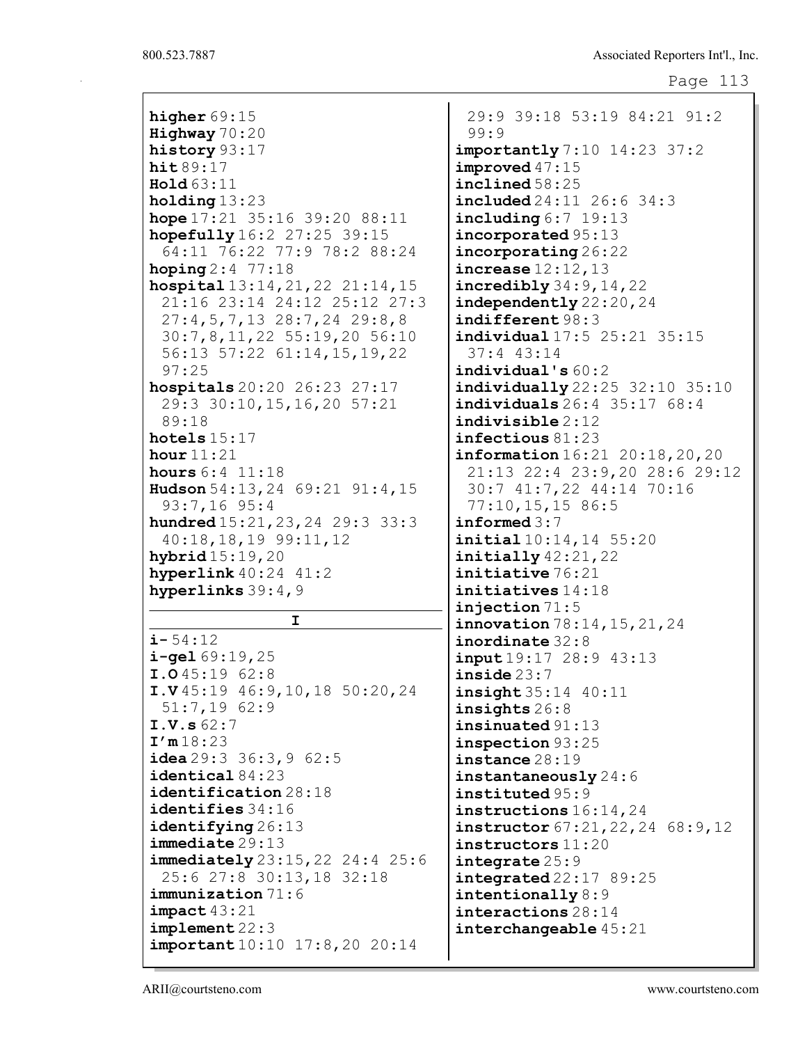**higher** 69:15
**Highway** 70:20
**history** 93:17
**hit** 89:17
**Hold** 63:11
**holding** 13:23
**hope** 17:21 35:16 39:20 88:11
**hopefully** 16:2 27:25 39:15 64:11 76:22 77:9 78:2 88:24
**hoping** 2:4 77:18
**hospital** 13:14,21,22 21:14,15 21:16 23:14 24:12 25:12 27:3 27:4,5,7,13 28:7,24 29:8,8 30:7,8,11,22 55:19,20 56:10 56:13 57:22 61:14,15,19,22 97:25
**hospitals** 20:20 26:23 27:17 29:3 30:10,15,16,20 57:21 89:18
**hotels** 15:17
**hour** 11:21
**hours** 6:4 11:18
**Hudson** 54:13,24 69:21 91:4,15 93:7,16 95:4
**hundred** 15:21,23,24 29:3 33:3 40:18,18,19 99:11,12
**hybrid** 15:19,20
**hyperlink** 40:24 41:2
**hyperlinks** 39:4,9

## I

**i-** 54:12
**i-gel** 69:19,25
**I.O** 45:19 62:8
**I.V** 45:19 46:9,10,18 50:20,24 51:7,19 62:9
**I.V.s** 62:7
**I'm** 18:23
**idea** 29:3 36:3,9 62:5
**identical** 84:23
**identification** 28:18
**identifies** 34:16
**identifying** 26:13
**immediate** 29:13
**immediately** 23:15,22 24:4 25:6 25:6 27:8 30:13,18 32:18
**immunization** 71:6
**impact** 43:21
**implement** 22:3
**important** 10:10 17:8,20 20:14 29:9 39:18 53:19 84:21 91:2 99:9
**importantly** 7:10 14:23 37:2
**improved** 47:15
**inclined** 58:25
**included** 24:11 26:6 34:3
**including** 6:7 19:13
**incorporated** 95:13
**incorporating** 26:22
**increase** 12:12,13
**incredibly** 34:9,14,22
**independently** 22:20,24
**indifferent** 98:3
**individual** 17:5 25:21 35:15 37:4 43:14
**individual's** 60:2
**individually** 22:25 32:10 35:10
**individuals** 26:4 35:17 68:4
**indivisible** 2:12
**infectious** 81:23
**information** 16:21 20:18,20,20 21:13 22:4 23:9,20 28:6 29:12 30:7 41:7,22 44:14 70:16 77:10,15,15 86:5
**informed** 3:7
**initial** 10:14,14 55:20
**initially** 42:21,22
**initiative** 76:21
**initiatives** 14:18
**injection** 71:5
**innovation** 78:14,15,21,24
**inordinate** 32:8
**input** 19:17 28:9 43:13
**inside** 23:7
**insight** 35:14 40:11
**insights** 26:8
**insinuated** 91:13
**inspection** 93:25
**instance** 28:19
**instantaneously** 24:6
**instituted** 95:9
**instructions** 16:14,24
**instructor** 67:21,22,24 68:9,12
**instructors** 11:20
**integrate** 25:9
**integrated** 22:17 89:25
**intentionally** 8:9
**interactions** 28:14
**interchangeable** 45:21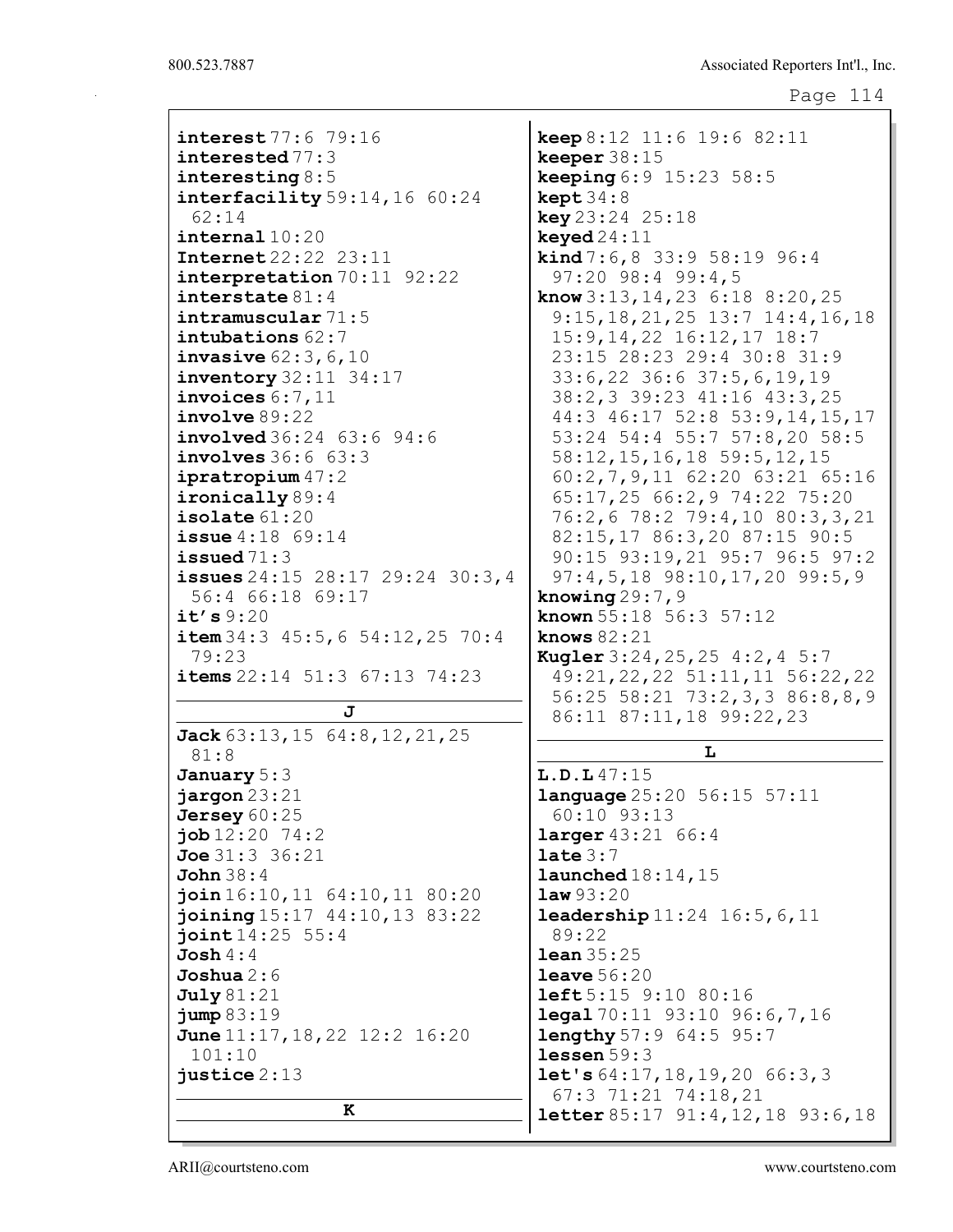**interest** 77:6 79:16
**interested** 77:3
**interesting** 8:5
**interfacility** 59:14,16 60:24 62:14
**internal** 10:20
**Internet** 22:22 23:11
**interpretation** 70:11 92:22
**interstate** 81:4
**intramuscular** 71:5
**intubations** 62:7
**invasive** 62:3,6,10
**inventory** 32:11 34:17
**invoices** 6:7,11
**involve** 89:22
**involved** 36:24 63:6 94:6
**involves** 36:6 63:3
**ipratropium** 47:2
**ironically** 89:4
**isolate** 61:20
**issue** 4:18 69:14
**issued** 71:3
**issues** 24:15 28:17 29:24 30:3,4 56:4 66:18 69:17
**it's** 9:20
**item** 34:3 45:5,6 54:12,25 70:4 79:23
**items** 22:14 51:3 67:13 74:23

## J

**Jack** 63:13,15 64:8,12,21,25 81:8
**January** 5:3
**jargon** 23:21
**Jersey** 60:25
**job** 12:20 74:2
**Joe** 31:3 36:21
**John** 38:4
**join** 16:10,11 64:10,11 80:20
**joining** 15:17 44:10,13 83:22
**joint** 14:25 55:4
**Josh** 4:4
**Joshua** 2:6
**July** 81:21
**jump** 83:19
**June** 11:17,18,22 12:2 16:20 101:10
**justice** 2:13

## K

**keep** 8:12 11:6 19:6 82:11
**keeper** 38:15
**keeping** 6:9 15:23 58:5
**kept** 34:8
**key** 23:24 25:18
**keyed** 24:11
**kind** 7:6,8 33:9 58:19 96:4 97:20 98:4 99:4,5
**know** 3:13,14,23 6:18 8:20,25 9:15,18,21,25 13:7 14:4,16,18 15:9,14,22 16:12,17 18:7 23:15 28:23 29:4 30:8 31:9 33:6,22 36:6 37:5,6,19,19 38:2,3 39:23 41:16 43:3,25 44:3 46:17 52:8 53:9,14,15,17 53:24 54:4 55:7 57:8,20 58:5 58:12,15,16,18 59:5,12,15 60:2,7,9,11 62:20 63:21 65:16 65:17,25 66:2,9 74:22 75:20 76:2,6 78:2 79:4,10 80:3,3,21 82:15,17 86:3,20 87:15 90:5 90:15 93:19,21 95:7 96:5 97:2 97:4,5,18 98:10,17,20 99:5,9
**knowing** 29:7,9
**known** 55:18 56:3 57:12
**knows** 82:21
**Kugler** 3:24,25,25 4:2,4 5:7 49:21,22,22 51:11,11 56:22,22 56:25 58:21 73:2,3,3 86:8,8,9 86:11 87:11,18 99:22,23

## L

**L.D.L** 47:15
**language** 25:20 56:15 57:11 60:10 93:13
**larger** 43:21 66:4
**late** 3:7
**launched** 18:14,15
**law** 93:20
**leadership** 11:24 16:5,6,11 89:22
**lean** 35:25
**leave** 56:20
**left** 5:15 9:10 80:16
**legal** 70:11 93:10 96:6,7,16
**lengthy** 57:9 64:5 95:7
**lessen** 59:3
**let's** 64:17,18,19,20 66:3,3 67:3 71:21 74:18,21
**letter** 85:17 91:4,12,18 93:6,18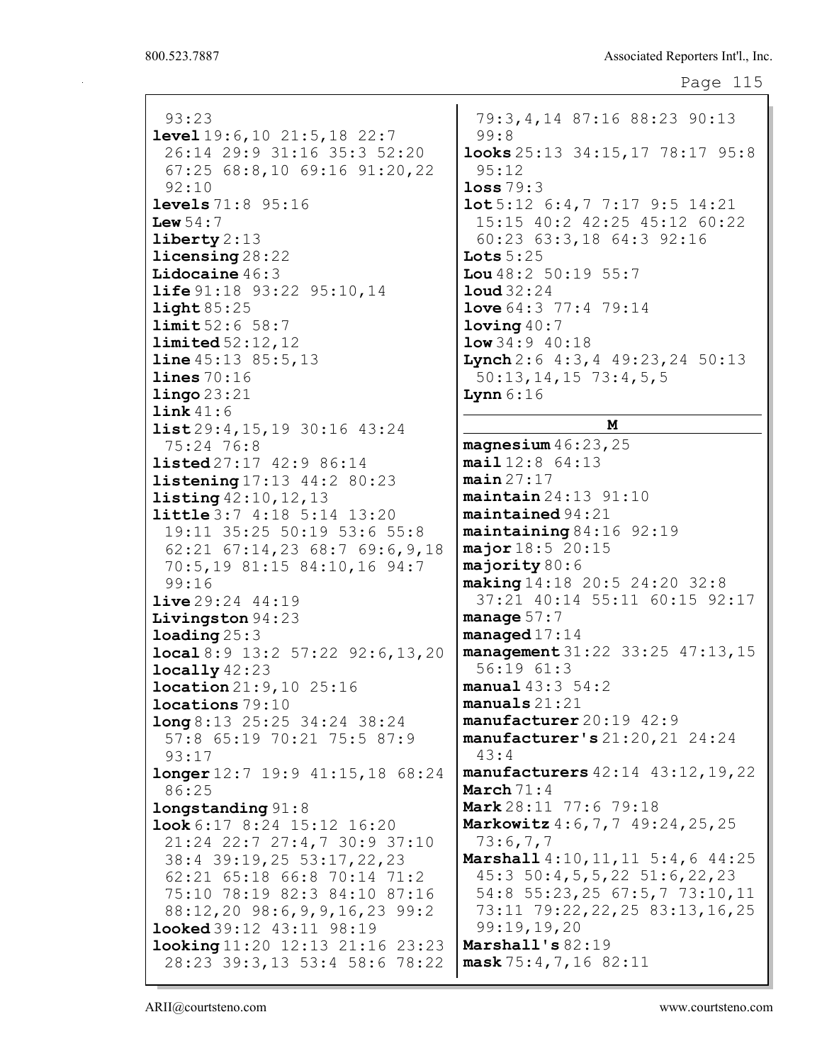93:23
**level** 19:6,10 21:5,18 22:7 26:14 29:9 31:16 35:3 52:20 67:25 68:8,10 69:16 91:20,22 92:10
**levels** 71:8 95:16
**Lew** 54:7
**liberty** 2:13
**licensing** 28:22
**Lidocaine** 46:3
**life** 91:18 93:22 95:10,14
**light** 85:25
**limit** 52:6 58:7
**limited** 52:12,12
**line** 45:13 85:5,13
**lines** 70:16
**lingo** 23:21
**link** 41:6
**list** 29:4,15,19 30:16 43:24 75:24 76:8
**listed** 27:17 42:9 86:14
**listening** 17:13 44:2 80:23
**listing** 42:10,12,13
**little** 3:7 4:18 5:14 13:20 19:11 35:25 50:19 53:6 55:8 62:21 67:14,23 68:7 69:6,9,18 70:5,19 81:15 84:10,16 94:7 99:16
**live** 29:24 44:19
**Livingston** 94:23
**loading** 25:3
**local** 8:9 13:2 57:22 92:6,13,20
**locally** 42:23
**location** 21:9,10 25:16
**locations** 79:10
**long** 8:13 25:25 34:24 38:24 57:8 65:19 70:21 75:5 87:9 93:17
**longer** 12:7 19:9 41:15,18 68:24 86:25
**longstanding** 91:8
**look** 6:17 8:24 15:12 16:20 21:24 22:7 27:4,7 30:9 37:10 38:4 39:19,25 53:17,22,23 62:21 65:18 66:8 70:14 71:2 75:10 78:19 82:3 84:10 87:16 88:12,20 98:6,9,9,16,23 99:2
**looked** 39:12 43:11 98:19
**looking** 11:20 12:13 21:16 23:23 28:23 39:3,13 53:4 58:6 78:22 79:3,4,14 87:16 88:23 90:13 99:8
**looks** 25:13 34:15,17 78:17 95:8 95:12
**loss** 79:3
**lot** 5:12 6:4,7 7:17 9:5 14:21 15:15 40:2 42:25 45:12 60:22 60:23 63:3,18 64:3 92:16
**Lots** 5:25
**Lou** 48:2 50:19 55:7
**loud** 32:24
**love** 64:3 77:4 79:14
**loving** 40:7
**low** 34:9 40:18
**Lynch** 2:6 4:3,4 49:23,24 50:13 50:13,14,15 73:4,5,5
**Lynn** 6:16

## M

**magnesium** 46:23,25
**mail** 12:8 64:13
**main** 27:17
**maintain** 24:13 91:10
**maintained** 94:21
**maintaining** 84:16 92:19
**major** 18:5 20:15
**majority** 80:6
**making** 14:18 20:5 24:20 32:8 37:21 40:14 55:11 60:15 92:17
**manage** 57:7
**managed** 17:14
**management** 31:22 33:25 47:13,15 56:19 61:3
**manual** 43:3 54:2
**manuals** 21:21
**manufacturer** 20:19 42:9
**manufacturer's** 21:20,21 24:24 43:4
**manufacturers** 42:14 43:12,19,22
**March** 71:4
**Mark** 28:11 77:6 79:18
**Markowitz** 4:6,7,7 49:24,25,25 73:6,7,7
**Marshall** 4:10,11,11 5:4,6 44:25 45:3 50:4,5,5,22 51:6,22,23 54:8 55:23,25 67:5,7 73:10,11 73:11 79:22,22,25 83:13,16,25 99:19,19,20
**Marshall's** 82:19
**mask** 75:4,7,16 82:11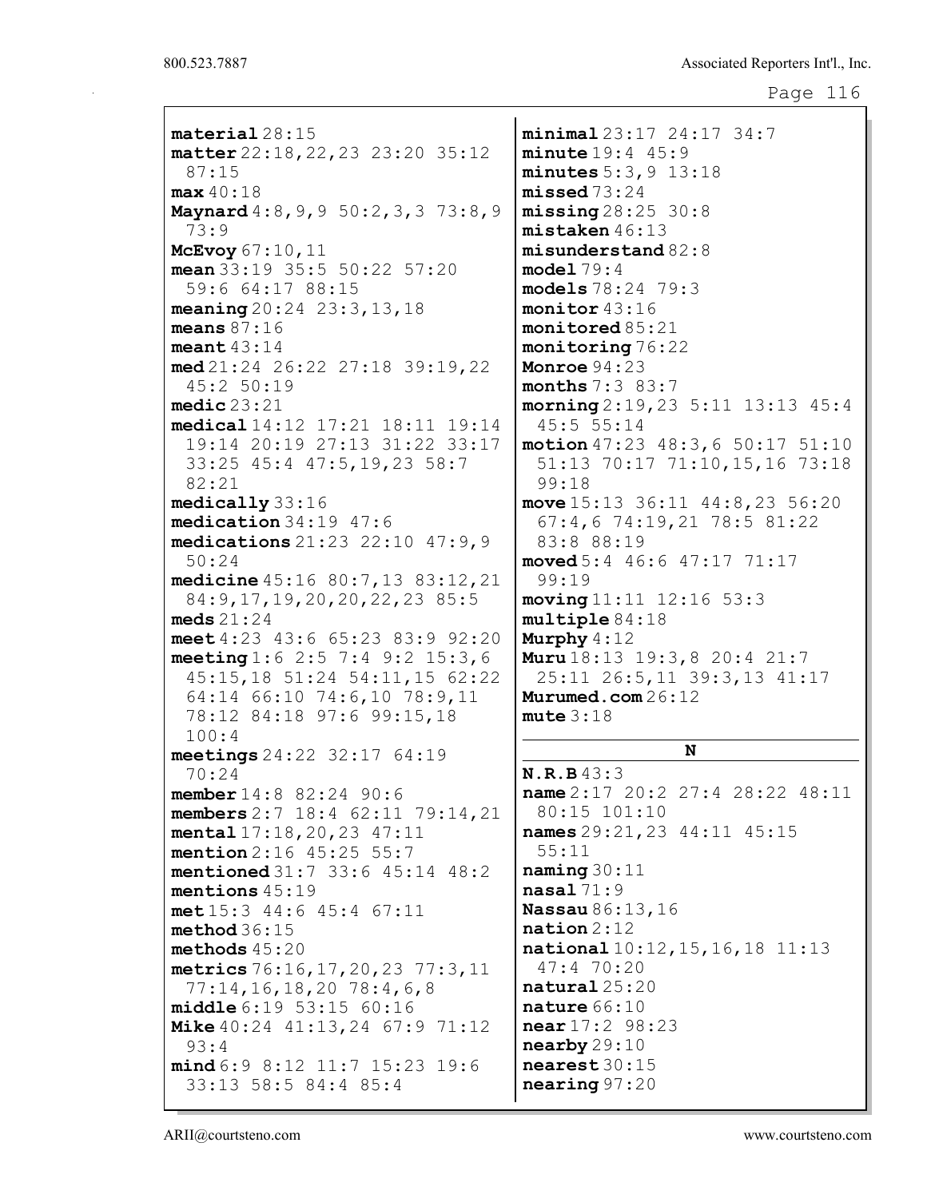**material** 28:15
**matter** 22:18,22,23 23:20 35:12 87:15
**max** 40:18
**Maynard** 4:8,9,9 50:2,3,3 73:8,9 73:9
**McEvoy** 67:10,11
**mean** 33:19 35:5 50:22 57:20 59:6 64:17 88:15
**meaning** 20:24 23:3,13,18
**means** 87:16
**meant** 43:14
**med** 21:24 26:22 27:18 39:19,22 45:2 50:19
**medic** 23:21
**medical** 14:12 17:21 18:11 19:14 19:14 20:19 27:13 31:22 33:17 33:25 45:4 47:5,19,23 58:7 82:21
**medically** 33:16
**medication** 34:19 47:6
**medications** 21:23 22:10 47:9,9 50:24
**medicine** 45:16 80:7,13 83:12,21 84:9,17,19,20,20,22,23 85:5
**meds** 21:24
**meet** 4:23 43:6 65:23 83:9 92:20
**meeting** 1:6 2:5 7:4 9:2 15:3,6 45:15,18 51:24 54:11,15 62:22 64:14 66:10 74:6,10 78:9,11 78:12 84:18 97:6 99:15,18 100:4
**meetings** 24:22 32:17 64:19 70:24
**member** 14:8 82:24 90:6
**members** 2:7 18:4 62:11 79:14,21
**mental** 17:18,20,23 47:11
**mention** 2:16 45:25 55:7
**mentioned** 31:7 33:6 45:14 48:2
**mentions** 45:19
**met** 15:3 44:6 45:4 67:11
**method** 36:15
**methods** 45:20
**metrics** 76:16,17,20,23 77:3,11 77:14,16,18,20 78:4,6,8
**middle** 6:19 53:15 60:16
**Mike** 40:24 41:13,24 67:9 71:12 93:4
**mind** 6:9 8:12 11:7 15:23 19:6 33:13 58:5 84:4 85:4
**minimal** 23:17 24:17 34:7
**minute** 19:4 45:9
**minutes** 5:3,9 13:18
**missed** 73:24
**missing** 28:25 30:8
**mistaken** 46:13
**misunderstand** 82:8
**model** 79:4
**models** 78:24 79:3
**monitor** 43:16
**monitored** 85:21
**monitoring** 76:22
**Monroe** 94:23
**months** 7:3 83:7
**morning** 2:19,23 5:11 13:13 45:4 45:5 55:14
**motion** 47:23 48:3,6 50:17 51:10 51:13 70:17 71:10,15,16 73:18 99:18
**move** 15:13 36:11 44:8,23 56:20 67:4,6 74:19,21 78:5 81:22 83:8 88:19
**moved** 5:4 46:6 47:17 71:17 99:19
**moving** 11:11 12:16 53:3
**multiple** 84:18
**Murphy** 4:12
**Muru** 18:13 19:3,8 20:4 21:7 25:11 26:5,11 39:3,13 41:17
**Murumed.com** 26:12
**mute** 3:18

## N

**N.R.B** 43:3
**name** 2:17 20:2 27:4 28:22 48:11 80:15 101:10
**names** 29:21,23 44:11 45:15 55:11
**naming** 30:11
**nasal** 71:9
**Nassau** 86:13,16
**nation** 2:12
**national** 10:12,15,16,18 11:13 47:4 70:20
**natural** 25:20
**nature** 66:10
**near** 17:2 98:23
**nearby** 29:10
**nearest** 30:15
**nearing** 97:20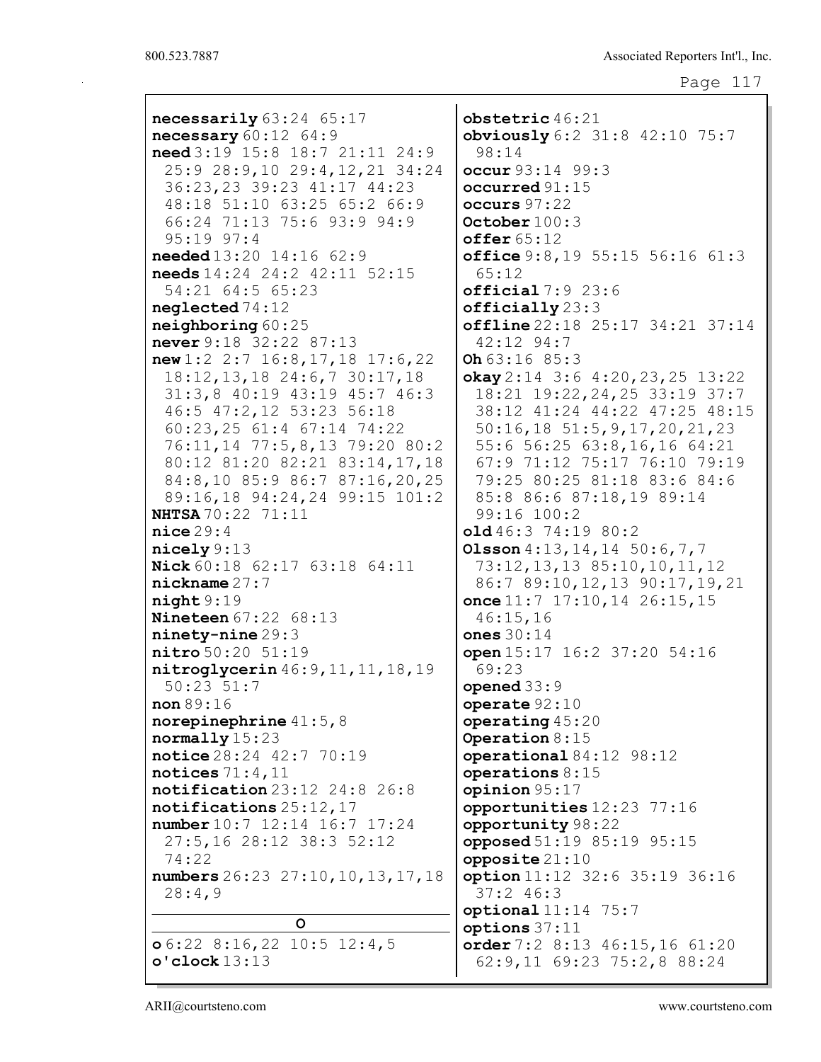**necessarily** 63:24 65:17
**necessary** 60:12 64:9
**need** 3:19 15:8 18:7 21:11 24:9 25:9 28:9,10 29:4,12,21 34:24 36:23,23 39:23 41:17 44:23 48:18 51:10 63:25 65:2 66:9 66:24 71:13 75:6 93:9 94:9 95:19 97:4
**needed** 13:20 14:16 62:9
**needs** 14:24 24:2 42:11 52:15 54:21 64:5 65:23
**neglected** 74:12
**neighboring** 60:25
**never** 9:18 32:22 87:13
**new** 1:2 2:7 16:8,17,18 17:6,22 18:12,13,18 24:6,7 30:17,18 31:3,8 40:19 43:19 45:7 46:3 46:5 47:2,12 53:23 56:18 60:23,25 61:4 67:14 74:22 76:11,14 77:5,8,13 79:20 80:2 80:12 81:20 82:21 83:14,17,18 84:8,10 85:9 86:7 87:16,20,25 89:16,18 94:24,24 99:15 101:2
**NHTSA** 70:22 71:11
**nice** 29:4
**nicely** 9:13
**Nick** 60:18 62:17 63:18 64:11
**nickname** 27:7
**night** 9:19
**Nineteen** 67:22 68:13
**ninety-nine** 29:3
**nitro** 50:20 51:19
**nitroglycerin** 46:9,11,11,18,19 50:23 51:7
**non** 89:16
**norepinephrine** 41:5,8
**normally** 15:23
**notice** 28:24 42:7 70:19
**notices** 71:4,11
**notification** 23:12 24:8 26:8
**notifications** 25:12,17
**number** 10:7 12:14 16:7 17:24 27:5,16 28:12 38:3 52:12 74:22
**numbers** 26:23 27:10,10,13,17,18 28:4,9

## O

**o** 6:22 8:16,22 10:5 12:4,5
**o'clock** 13:13
**obstetric** 46:21
**obviously** 6:2 31:8 42:10 75:7 98:14
**occur** 93:14 99:3
**occurred** 91:15
**occurs** 97:22
**October** 100:3
**offer** 65:12
**office** 9:8,19 55:15 56:16 61:3 65:12
**official** 7:9 23:6
**officially** 23:3
**offline** 22:18 25:17 34:21 37:14 42:12 94:7
**Oh** 63:16 85:3
**okay** 2:14 3:6 4:20,23,25 13:22 18:21 19:22,24,25 33:19 37:7 38:12 41:24 44:22 47:25 48:15 50:16,18 51:5,9,17,20,21,23 55:6 56:25 63:8,16,16 64:21 67:9 71:12 75:17 76:10 79:19 79:25 80:25 81:18 83:6 84:6 85:8 86:6 87:18,19 89:14 99:16 100:2
**old** 46:3 74:19 80:2
**Olsson** 4:13,14,14 50:6,7,7 73:12,13,13 85:10,10,11,12 86:7 89:10,12,13 90:17,19,21
**once** 11:7 17:10,14 26:15,15 46:15,16
**ones** 30:14
**open** 15:17 16:2 37:20 54:16 69:23
**opened** 33:9
**operate** 92:10
**operating** 45:20
**Operation** 8:15
**operational** 84:12 98:12
**operations** 8:15
**opinion** 95:17
**opportunities** 12:23 77:16
**opportunity** 98:22
**opposed** 51:19 85:19 95:15
**opposite** 21:10
**option** 11:12 32:6 35:19 36:16 37:2 46:3
**optional** 11:14 75:7
**options** 37:11
**order** 7:2 8:13 46:15,16 61:20 62:9,11 69:23 75:2,8 88:24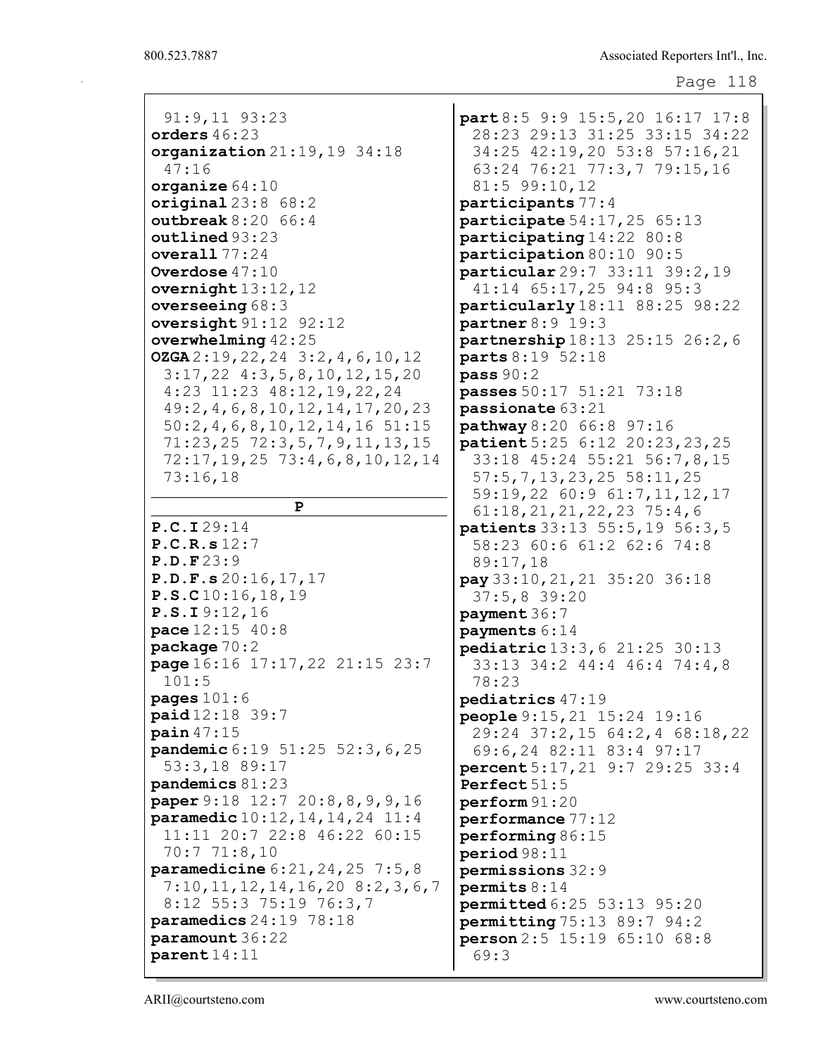91:9,11 93:23
**orders** 46:23
**organization** 21:19,19 34:18 47:16
**organize** 64:10
**original** 23:8 68:2
**outbreak** 8:20 66:4
**outlined** 93:23
**overall** 77:24
**Overdose** 47:10
**overnight** 13:12,12
**overseeing** 68:3
**oversight** 91:12 92:12
**overwhelming** 42:25
**OZGA** 2:19,22,24 3:2,4,6,10,12 3:17,22 4:3,5,8,10,12,15,20 4:23 11:23 48:12,19,22,24 49:2,4,6,8,10,12,14,17,20,23 50:2,4,6,8,10,12,14,16 51:15 71:23,25 72:3,5,7,9,11,13,15 72:17,19,25 73:4,6,8,10,12,14 73:16,18

## P

**P.C.I** 29:14
**P.C.R.s** 12:7
**P.D.F** 23:9
**P.D.F.s** 20:16,17,17
**P.S.C** 10:16,18,19
**P.S.I** 9:12,16
**pace** 12:15 40:8
**package** 70:2
**page** 16:16 17:17,22 21:15 23:7 101:5
**pages** 101:6
**paid** 12:18 39:7
**pain** 47:15
**pandemic** 6:19 51:25 52:3,6,25 53:3,18 89:17
**pandemics** 81:23
**paper** 9:18 12:7 20:8,8,9,9,16
**paramedic** 10:12,14,14,24 11:4 11:11 20:7 22:8 46:22 60:15 70:7 71:8,10
**paramedicine** 6:21,24,25 7:5,8 7:10,11,12,14,16,20 8:2,3,6,7 8:12 55:3 75:19 76:3,7
**paramedics** 24:19 78:18
**paramount** 36:22
**parent** 14:11
**part** 8:5 9:9 15:5,20 16:17 17:8 28:23 29:13 31:25 33:15 34:22 34:25 42:19,20 53:8 57:16,21 63:24 76:21 77:3,7 79:15,16 81:5 99:10,12
**participants** 77:4
**participate** 54:17,25 65:13
**participating** 14:22 80:8
**participation** 80:10 90:5
**particular** 29:7 33:11 39:2,19 41:14 65:17,25 94:8 95:3
**particularly** 18:11 88:25 98:22
**partner** 8:9 19:3
**partnership** 18:13 25:15 26:2,6
**parts** 8:19 52:18
**pass** 90:2
**passes** 50:17 51:21 73:18
**passionate** 63:21
**pathway** 8:20 66:8 97:16
**patient** 5:25 6:12 20:23,23,25 33:18 45:24 55:21 56:7,8,15 57:5,7,13,23,25 58:11,25 59:19,22 60:9 61:7,11,12,17 61:18,21,21,22,23 75:4,6
**patients** 33:13 55:5,19 56:3,5 58:23 60:6 61:2 62:6 74:8 89:17,18
**pay** 33:10,21,21 35:20 36:18 37:5,8 39:20
**payment** 36:7
**payments** 6:14
**pediatric** 13:3,6 21:25 30:13 33:13 34:2 44:4 46:4 74:4,8 78:23
**pediatrics** 47:19
**people** 9:15,21 15:24 19:16 29:24 37:2,15 64:2,4 68:18,22 69:6,24 82:11 83:4 97:17
**percent** 5:17,21 9:7 29:25 33:4
**Perfect** 51:5
**perform** 91:20
**performance** 77:12
**performing** 86:15
**period** 98:11
**permissions** 32:9
**permits** 8:14
**permitted** 6:25 53:13 95:20
**permitting** 75:13 89:7 94:2
**person** 2:5 15:19 65:10 68:8 69:3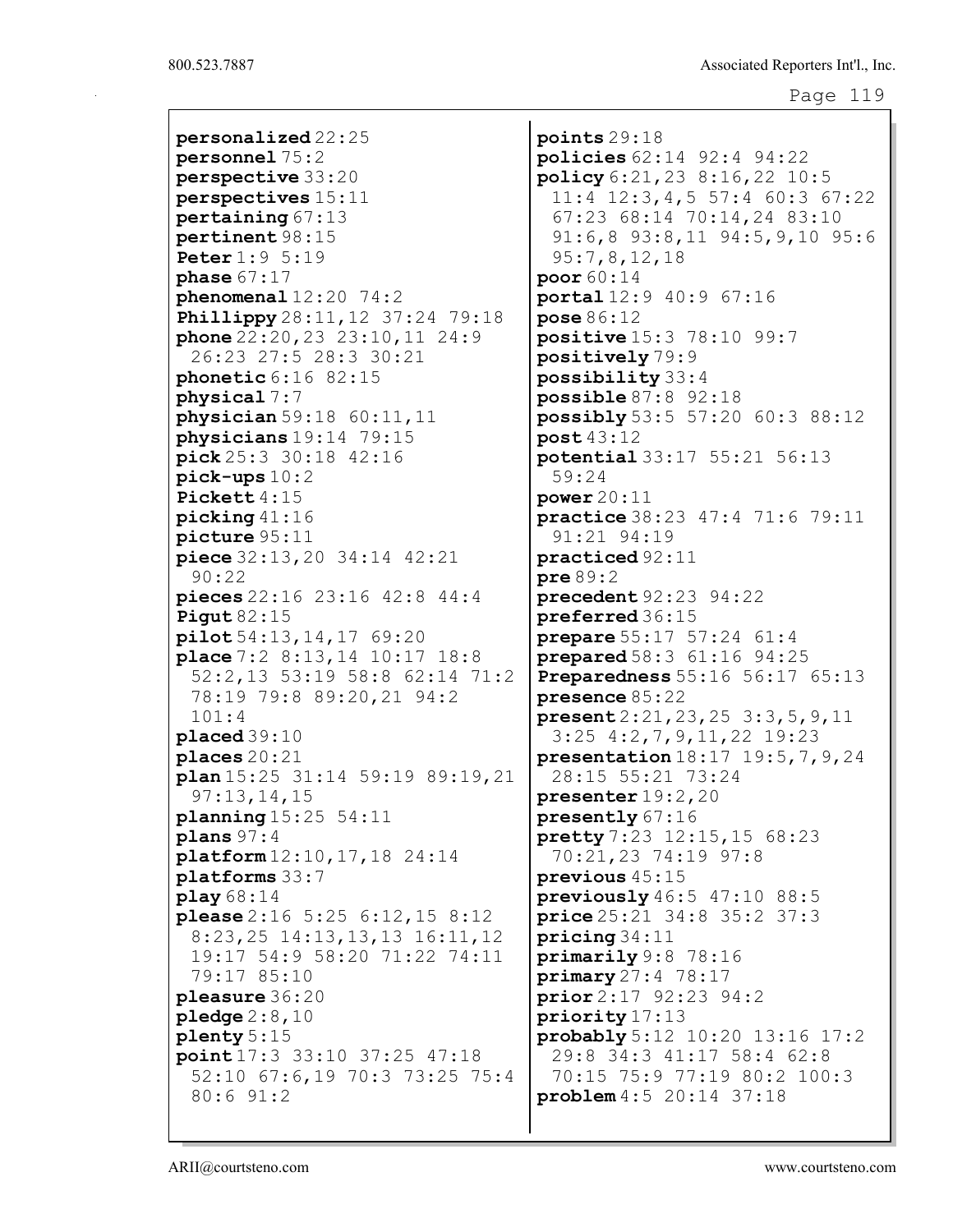**personalized** 22:25
**personnel** 75:2
**perspective** 33:20
**perspectives** 15:11
**pertaining** 67:13
**pertinent** 98:15
**Peter** 1:9 5:19
**phase** 67:17
**phenomenal** 12:20 74:2
**Phillippy** 28:11,12 37:24 79:18
**phone** 22:20,23 23:10,11 24:9 26:23 27:5 28:3 30:21
**phonetic** 6:16 82:15
**physical** 7:7
**physician** 59:18 60:11,11
**physicians** 19:14 79:15
**pick** 25:3 30:18 42:16
**pick-ups** 10:2
**Pickett** 4:15
**picking** 41:16
**picture** 95:11
**piece** 32:13,20 34:14 42:21 90:22
**pieces** 22:16 23:16 42:8 44:4
**Pigut** 82:15
**pilot** 54:13,14,17 69:20
**place** 7:2 8:13,14 10:17 18:8 52:2,13 53:19 58:8 62:14 71:2 78:19 79:8 89:20,21 94:2 101:4
**placed** 39:10
**places** 20:21
**plan** 15:25 31:14 59:19 89:19,21 97:13,14,15
**planning** 15:25 54:11
**plans** 97:4
**platform** 12:10,17,18 24:14
**platforms** 33:7
**play** 68:14
**please** 2:16 5:25 6:12,15 8:12 8:23,25 14:13,13,13 16:11,12 19:17 54:9 58:20 71:22 74:11 79:17 85:10
**pleasure** 36:20
**pledge** 2:8,10
**plenty** 5:15
**point** 17:3 33:10 37:25 47:18 52:10 67:6,19 70:3 73:25 75:4 80:6 91:2
**points** 29:18
**policies** 62:14 92:4 94:22
**policy** 6:21,23 8:16,22 10:5 11:4 12:3,4,5 57:4 60:3 67:22 67:23 68:14 70:14,24 83:10 91:6,8 93:8,11 94:5,9,10 95:6 95:7,8,12,18
**poor** 60:14
**portal** 12:9 40:9 67:16
**pose** 86:12
**positive** 15:3 78:10 99:7
**positively** 79:9
**possibility** 33:4
**possible** 87:8 92:18
**possibly** 53:5 57:20 60:3 88:12
**post** 43:12
**potential** 33:17 55:21 56:13 59:24
**power** 20:11
**practice** 38:23 47:4 71:6 79:11 91:21 94:19
**practiced** 92:11
**pre** 89:2
**precedent** 92:23 94:22
**preferred** 36:15
**prepare** 55:17 57:24 61:4
**prepared** 58:3 61:16 94:25
**Preparedness** 55:16 56:17 65:13
**presence** 85:22
**present** 2:21,23,25 3:3,5,9,11 3:25 4:2,7,9,11,22 19:23
**presentation** 18:17 19:5,7,9,24 28:15 55:21 73:24
**presenter** 19:2,20
**presently** 67:16
**pretty** 7:23 12:15,15 68:23 70:21,23 74:19 97:8
**previous** 45:15
**previously** 46:5 47:10 88:5
**price** 25:21 34:8 35:2 37:3
**pricing** 34:11
**primarily** 9:8 78:16
**primary** 27:4 78:17
**prior** 2:17 92:23 94:2
**priority** 17:13
**probably** 5:12 10:20 13:16 17:2 29:8 34:3 41:17 58:4 62:8 70:15 75:9 77:19 80:2 100:3
**problem** 4:5 20:14 37:18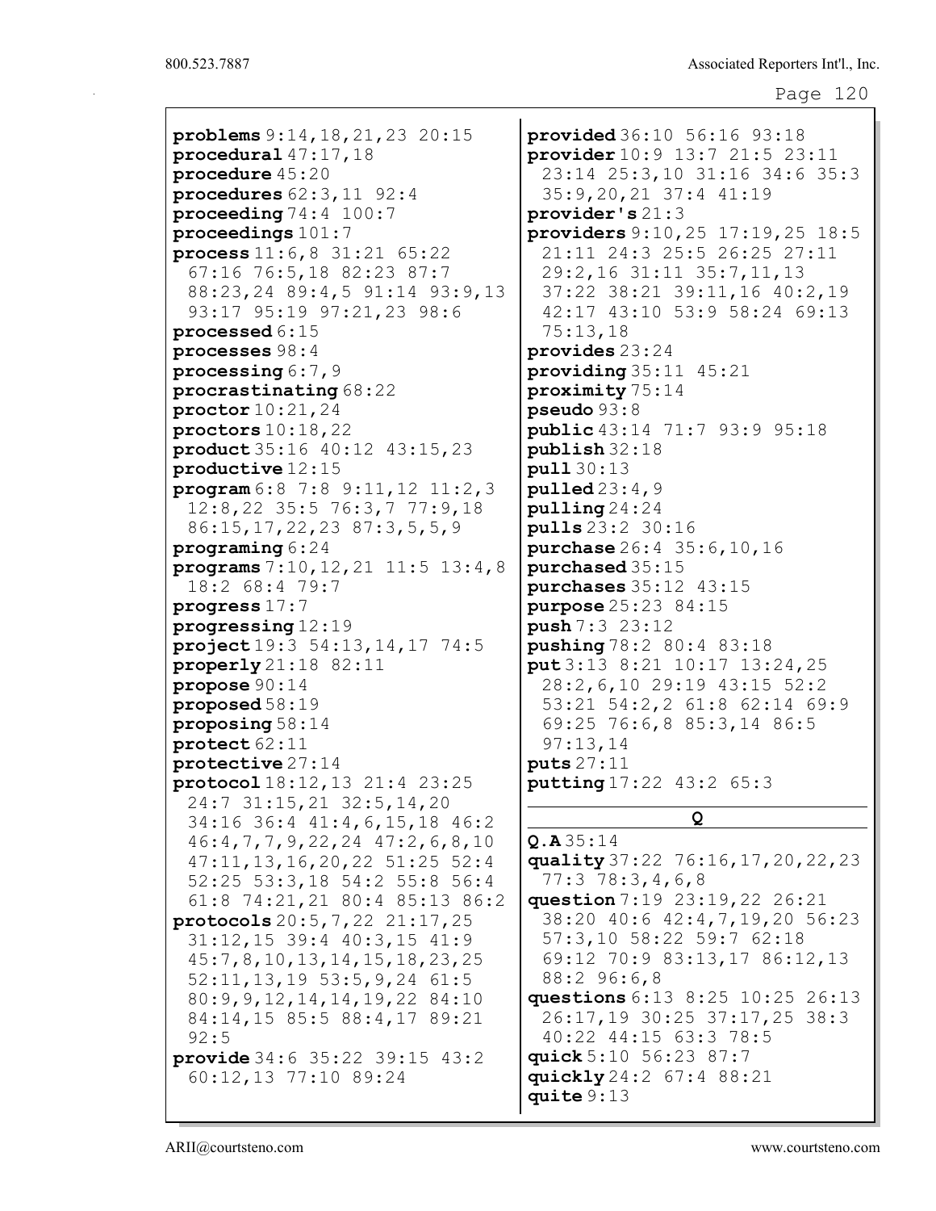**problems** 9:14,18,21,23 20:15
**procedural** 47:17,18
**procedure** 45:20
**procedures** 62:3,11 92:4
**proceeding** 74:4 100:7
**proceedings** 101:7
**process** 11:6,8 31:21 65:22 67:16 76:5,18 82:23 87:7 88:23,24 89:4,5 91:14 93:9,13 93:17 95:19 97:21,23 98:6
**processed** 6:15
**processes** 98:4
**processing** 6:7,9
**procrastinating** 68:22
**proctor** 10:21,24
**proctors** 10:18,22
**product** 35:16 40:12 43:15,23
**productive** 12:15
**program** 6:8 7:8 9:11,12 11:2,3 12:8,22 35:5 76:3,7 77:9,18 86:15,17,22,23 87:3,5,5,9
**programing** 6:24
**programs** 7:10,12,21 11:5 13:4,8 18:2 68:4 79:7
**progress** 17:7
**progressing** 12:19
**project** 19:3 54:13,14,17 74:5
**properly** 21:18 82:11
**propose** 90:14
**proposed** 58:19
**proposing** 58:14
**protect** 62:11
**protective** 27:14
**protocol** 18:12,13 21:4 23:25 24:7 31:15,21 32:5,14,20 34:16 36:4 41:4,6,15,18 46:2 46:4,7,7,9,22,24 47:2,6,8,10 47:11,13,16,20,22 51:25 52:4 52:25 53:3,18 54:2 55:8 56:4 61:8 74:21,21 80:4 85:13 86:2
**protocols** 20:5,7,22 21:17,25 31:12,15 39:4 40:3,15 41:9 45:7,8,10,13,14,15,18,23,25 52:11,13,19 53:5,9,24 61:5 80:9,9,12,14,14,19,22 84:10 84:14,15 85:5 88:4,17 89:21 92:5
**provide** 34:6 35:22 39:15 43:2 60:12,13 77:10 89:24
**provided** 36:10 56:16 93:18
**provider** 10:9 13:7 21:5 23:11 23:14 25:3,10 31:16 34:6 35:3 35:9,20,21 37:4 41:19
**provider's** 21:3
**providers** 9:10,25 17:19,25 18:5 21:11 24:3 25:5 26:25 27:11 29:2,16 31:11 35:7,11,13 37:22 38:21 39:11,16 40:2,19 42:17 43:10 53:9 58:24 69:13 75:13,18
**provides** 23:24
**providing** 35:11 45:21
**proximity** 75:14
**pseudo** 93:8
**public** 43:14 71:7 93:9 95:18
**publish** 32:18
**pull** 30:13
**pulled** 23:4,9
**pulling** 24:24
**pulls** 23:2 30:16
**purchase** 26:4 35:6,10,16
**purchased** 35:15
**purchases** 35:12 43:15
**purpose** 25:23 84:15
**push** 7:3 23:12
**pushing** 78:2 80:4 83:18
**put** 3:13 8:21 10:17 13:24,25 28:2,6,10 29:19 43:15 52:2 53:21 54:2,2 61:8 62:14 69:9 69:25 76:6,8 85:3,14 86:5 97:13,14
**puts** 27:11
**putting** 17:22 43:2 65:3

## Q

**Q.A** 35:14
**quality** 37:22 76:16,17,20,22,23 77:3 78:3,4,6,8
**question** 7:19 23:19,22 26:21 38:20 40:6 42:4,7,19,20 56:23 57:3,10 58:22 59:7 62:18 69:12 70:9 83:13,17 86:12,13 88:2 96:6,8
**questions** 6:13 8:25 10:25 26:13 26:17,19 30:25 37:17,25 38:3 40:22 44:15 63:3 78:5
**quick** 5:10 56:23 87:7
**quickly** 24:2 67:4 88:21
**quite** 9:13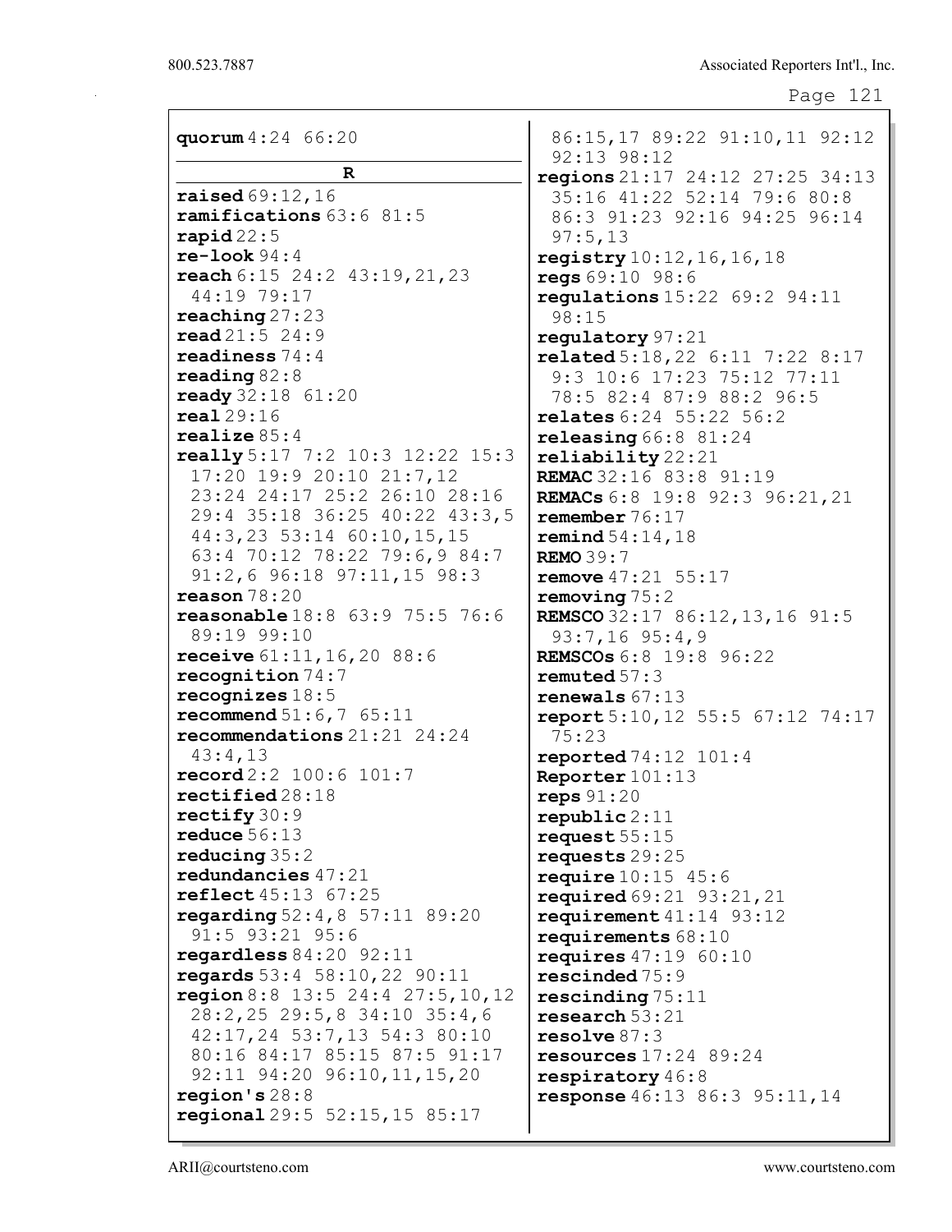**quorum** 4:24 66:20

## R

**raised** 69:12,16
**ramifications** 63:6 81:5
**rapid** 22:5
**re-look** 94:4
**reach** 6:15 24:2 43:19,21,23 44:19 79:17
**reaching** 27:23
**read** 21:5 24:9
**readiness** 74:4
**reading** 82:8
**ready** 32:18 61:20
**real** 29:16
**realize** 85:4
**really** 5:17 7:2 10:3 12:22 15:3 17:20 19:9 20:10 21:7,12 23:24 24:17 25:2 26:10 28:16 29:4 35:18 36:25 40:22 43:3,5 44:3,23 53:14 60:10,15,15 63:4 70:12 78:22 79:6,9 84:7 91:2,6 96:18 97:11,15 98:3
**reason** 78:20
**reasonable** 18:8 63:9 75:5 76:6 89:19 99:10
**receive** 61:11,16,20 88:6
**recognition** 74:7
**recognizes** 18:5
**recommend** 51:6,7 65:11
**recommendations** 21:21 24:24 43:4,13
**record** 2:2 100:6 101:7
**rectified** 28:18
**rectify** 30:9
**reduce** 56:13
**reducing** 35:2
**redundancies** 47:21
**reflect** 45:13 67:25
**regarding** 52:4,8 57:11 89:20 91:5 93:21 95:6
**regardless** 84:20 92:11
**regards** 53:4 58:10,22 90:11
**region** 8:8 13:5 24:4 27:5,10,12 28:2,25 29:5,8 34:10 35:4,6 42:17,24 53:7,13 54:3 80:10 80:16 84:17 85:15 87:5 91:17 92:11 94:20 96:10,11,15,20
**region's** 28:8
**regional** 29:5 52:15,15 85:17 86:15,17 89:22 91:10,11 92:12 92:13 98:12
**regions** 21:17 24:12 27:25 34:13 35:16 41:22 52:14 79:6 80:8 86:3 91:23 92:16 94:25 96:14 97:5,13
**registry** 10:12,16,16,18
**regs** 69:10 98:6
**regulations** 15:22 69:2 94:11 98:15
**regulatory** 97:21
**related** 5:18,22 6:11 7:22 8:17 9:3 10:6 17:23 75:12 77:11 78:5 82:4 87:9 88:2 96:5
**relates** 6:24 55:22 56:2
**releasing** 66:8 81:24
**reliability** 22:21
**REMAC** 32:16 83:8 91:19
**REMACs** 6:8 19:8 92:3 96:21,21
**remember** 76:17
**remind** 54:14,18
**REMO** 39:7
**remove** 47:21 55:17
**removing** 75:2
**REMSCO** 32:17 86:12,13,16 91:5 93:7,16 95:4,9
**REMSCOs** 6:8 19:8 96:22
**remuted** 57:3
**renewals** 67:13
**report** 5:10,12 55:5 67:12 74:17 75:23
**reported** 74:12 101:4
**Reporter** 101:13
**reps** 91:20
**republic** 2:11
**request** 55:15
**requests** 29:25
**require** 10:15 45:6
**required** 69:21 93:21,21
**requirement** 41:14 93:12
**requirements** 68:10
**requires** 47:19 60:10
**rescinded** 75:9
**rescinding** 75:11
**research** 53:21
**resolve** 87:3
**resources** 17:24 89:24
**respiratory** 46:8
**response** 46:13 86:3 95:11,14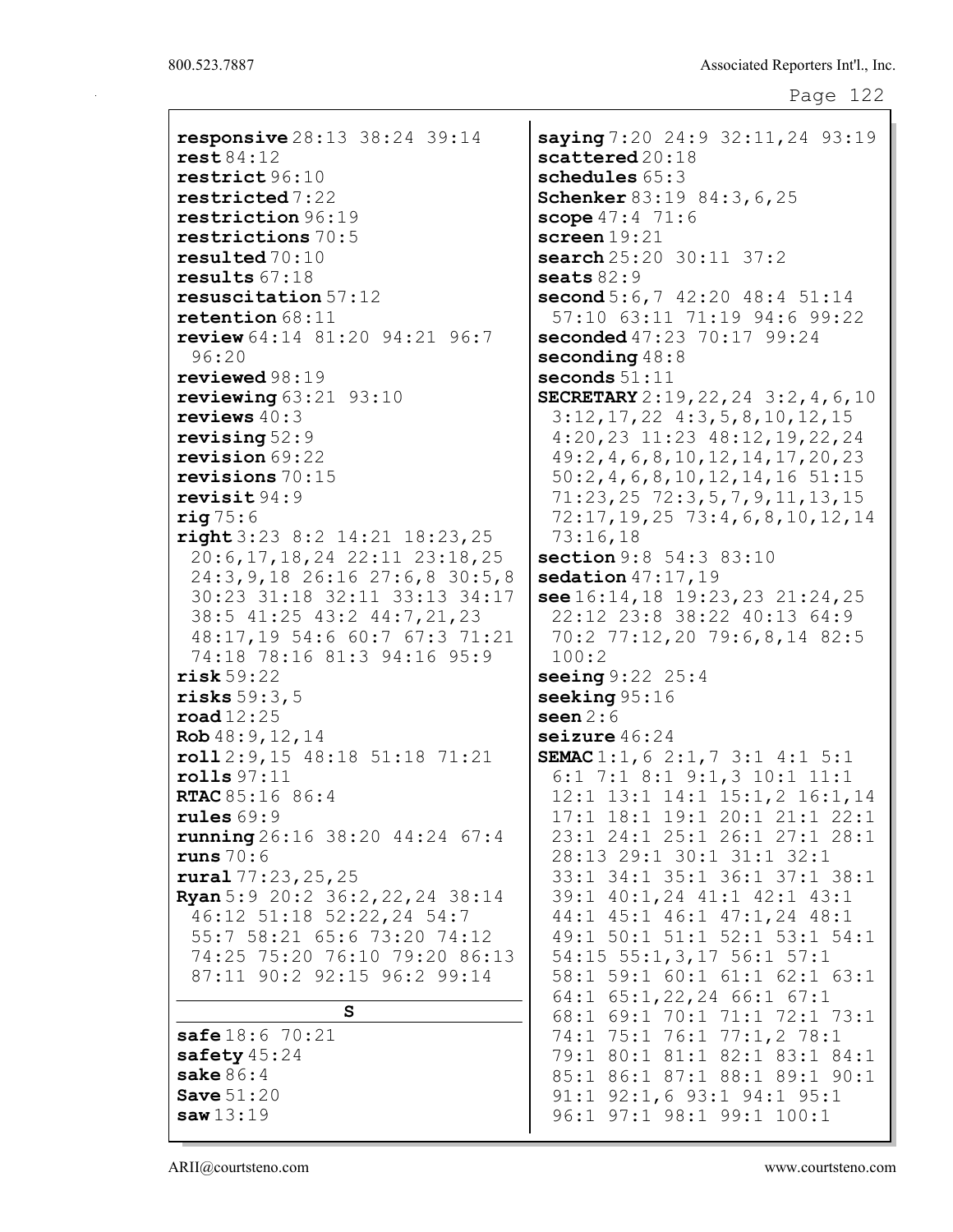**responsive** 28:13 38:24 39:14
**rest** 84:12
**restrict** 96:10
**restricted** 7:22
**restriction** 96:19
**restrictions** 70:5
**resulted** 70:10
**results** 67:18
**resuscitation** 57:12
**retention** 68:11
**review** 64:14 81:20 94:21 96:7 96:20
**reviewed** 98:19
**reviewing** 63:21 93:10
**reviews** 40:3
**revising** 52:9
**revision** 69:22
**revisions** 70:15
**revisit** 94:9
**rig** 75:6
**right** 3:23 8:2 14:21 18:23,25 20:6,17,18,24 22:11 23:18,25 24:3,9,18 26:16 27:6,8 30:5,8 30:23 31:18 32:11 33:13 34:17 38:5 41:25 43:2 44:7,21,23 48:17,19 54:6 60:7 67:3 71:21 74:18 78:16 81:3 94:16 95:9
**risk** 59:22
**risks** 59:3,5
**road** 12:25
**Rob** 48:9,12,14
**roll** 2:9,15 48:18 51:18 71:21
**rolls** 97:11
**RTAC** 85:16 86:4
**rules** 69:9
**running** 26:16 38:20 44:24 67:4
**runs** 70:6
**rural** 77:23,25,25
**Ryan** 5:9 20:2 36:2,22,24 38:14 46:12 51:18 52:22,24 54:7 55:7 58:21 65:6 73:20 74:12 74:25 75:20 76:10 79:20 86:13 87:11 90:2 92:15 96:2 99:14

## S

**safe** 18:6 70:21
**safety** 45:24
**sake** 86:4
**Save** 51:20
**saw** 13:19
**saying** 7:20 24:9 32:11,24 93:19
**scattered** 20:18
**schedules** 65:3
**Schenker** 83:19 84:3,6,25
**scope** 47:4 71:6
**screen** 19:21
**search** 25:20 30:11 37:2
**seats** 82:9
**second** 5:6,7 42:20 48:4 51:14 57:10 63:11 71:19 94:6 99:22
**seconded** 47:23 70:17 99:24
**seconding** 48:8
**seconds** 51:11
**SECRETARY** 2:19,22,24 3:2,4,6,10 3:12,17,22 4:3,5,8,10,12,15 4:20,23 11:23 48:12,19,22,24 49:2,4,6,8,10,12,14,17,20,23 50:2,4,6,8,10,12,14,16 51:15 71:23,25 72:3,5,7,9,11,13,15 72:17,19,25 73:4,6,8,10,12,14 73:16,18
**section** 9:8 54:3 83:10
**sedation** 47:17,19
**see** 16:14,18 19:23,23 21:24,25 22:12 23:8 38:22 40:13 64:9 70:2 77:12,20 79:6,8,14 82:5 100:2
**seeing** 9:22 25:4
**seeking** 95:16
**seen** 2:6
**seizure** 46:24
**SEMAC** 1:1,6 2:1,7 3:1 4:1 5:1 6:1 7:1 8:1 9:1,3 10:1 11:1 12:1 13:1 14:1 15:1,2 16:1,14 17:1 18:1 19:1 20:1 21:1 22:1 23:1 24:1 25:1 26:1 27:1 28:1 28:13 29:1 30:1 31:1 32:1 33:1 34:1 35:1 36:1 37:1 38:1 39:1 40:1,24 41:1 42:1 43:1 44:1 45:1 46:1 47:1,24 48:1 49:1 50:1 51:1 52:1 53:1 54:1 54:15 55:1,3,17 56:1 57:1 58:1 59:1 60:1 61:1 62:1 63:1 64:1 65:1,22,24 66:1 67:1 68:1 69:1 70:1 71:1 72:1 73:1 74:1 75:1 76:1 77:1,2 78:1 79:1 80:1 81:1 82:1 83:1 84:1 85:1 86:1 87:1 88:1 89:1 90:1 91:1 92:1,6 93:1 94:1 95:1 96:1 97:1 98:1 99:1 100:1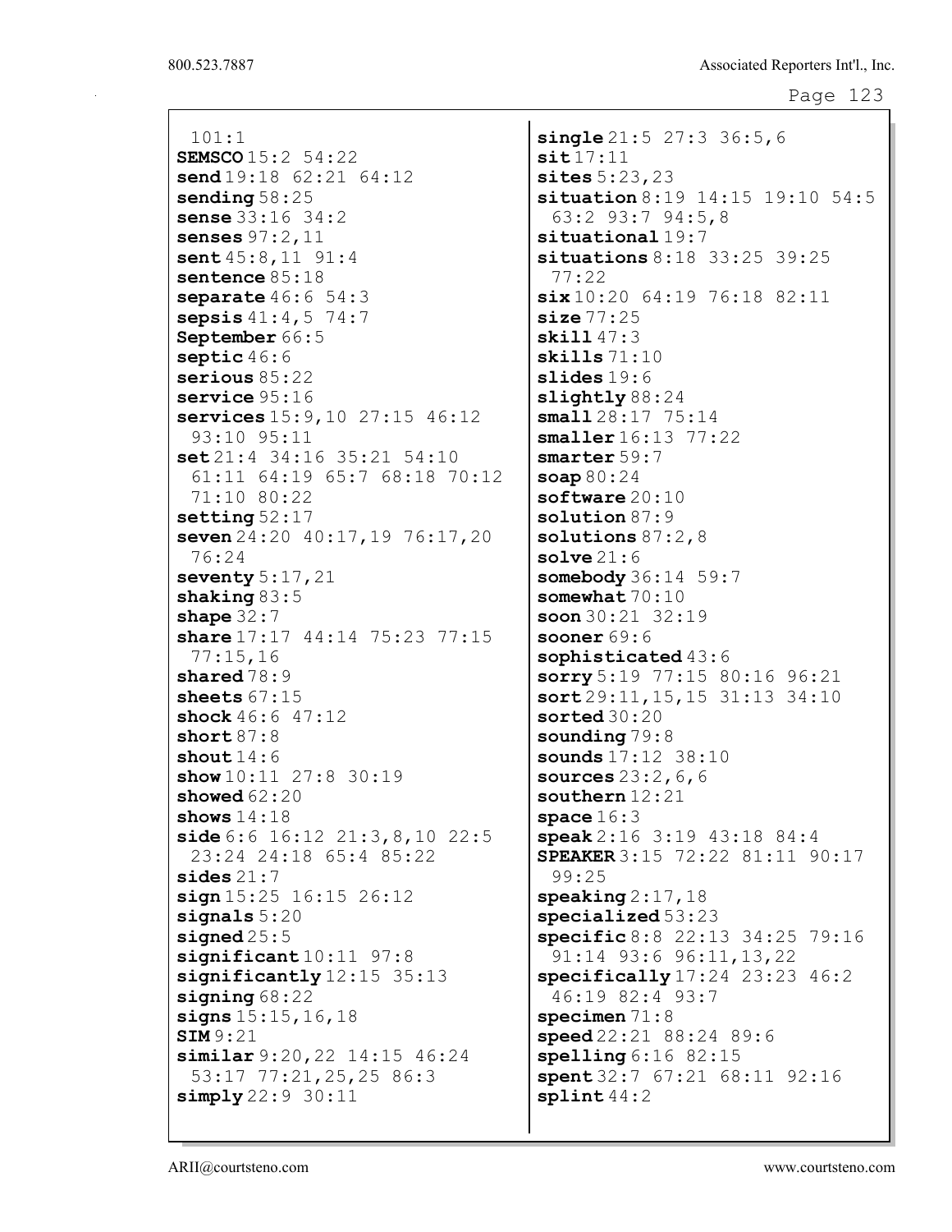101:1
**SEMSCO** 15:2 54:22
**send** 19:18 62:21 64:12
**sending** 58:25
**sense** 33:16 34:2
**senses** 97:2,11
**sent** 45:8,11 91:4
**sentence** 85:18
**separate** 46:6 54:3
**sepsis** 41:4,5 74:7
**September** 66:5
**septic** 46:6
**serious** 85:22
**service** 95:16
**services** 15:9,10 27:15 46:12 93:10 95:11
**set** 21:4 34:16 35:21 54:10 61:11 64:19 65:7 68:18 70:12 71:10 80:22
**setting** 52:17
**seven** 24:20 40:17,19 76:17,20 76:24
**seventy** 5:17,21
**shaking** 83:5
**shape** 32:7
**share** 17:17 44:14 75:23 77:15 77:15,16
**shared** 78:9
**sheets** 67:15
**shock** 46:6 47:12
**short** 87:8
**shout** 14:6
**show** 10:11 27:8 30:19
**showed** 62:20
**shows** 14:18
**side** 6:6 16:12 21:3,8,10 22:5 23:24 24:18 65:4 85:22
**sides** 21:7
**sign** 15:25 16:15 26:12
**signals** 5:20
**signed** 25:5
**significant** 10:11 97:8
**significantly** 12:15 35:13
**signing** 68:22
**signs** 15:15,16,18
**SIM** 9:21
**similar** 9:20,22 14:15 46:24 53:17 77:21,25,25 86:3
**simply** 22:9 30:11
**single** 21:5 27:3 36:5,6
**sit** 17:11
**sites** 5:23,23
**situation** 8:19 14:15 19:10 54:5 63:2 93:7 94:5,8
**situational** 19:7
**situations** 8:18 33:25 39:25 77:22
**six** 10:20 64:19 76:18 82:11
**size** 77:25
**skill** 47:3
**skills** 71:10
**slides** 19:6
**slightly** 88:24
**small** 28:17 75:14
**smaller** 16:13 77:22
**smarter** 59:7
**soap** 80:24
**software** 20:10
**solution** 87:9
**solutions** 87:2,8
**solve** 21:6
**somebody** 36:14 59:7
**somewhat** 70:10
**soon** 30:21 32:19
**sooner** 69:6
**sophisticated** 43:6
**sorry** 5:19 77:15 80:16 96:21
**sort** 29:11,15,15 31:13 34:10
**sorted** 30:20
**sounding** 79:8
**sounds** 17:12 38:10
**sources** 23:2,6,6
**southern** 12:21
**space** 16:3
**speak** 2:16 3:19 43:18 84:4
**SPEAKER** 3:15 72:22 81:11 90:17 99:25
**speaking** 2:17,18
**specialized** 53:23
**specific** 8:8 22:13 34:25 79:16 91:14 93:6 96:11,13,22
**specifically** 17:24 23:23 46:2 46:19 82:4 93:7
**specimen** 71:8
**speed** 22:21 88:24 89:6
**spelling** 6:16 82:15
**spent** 32:7 67:21 68:11 92:16
**splint** 44:2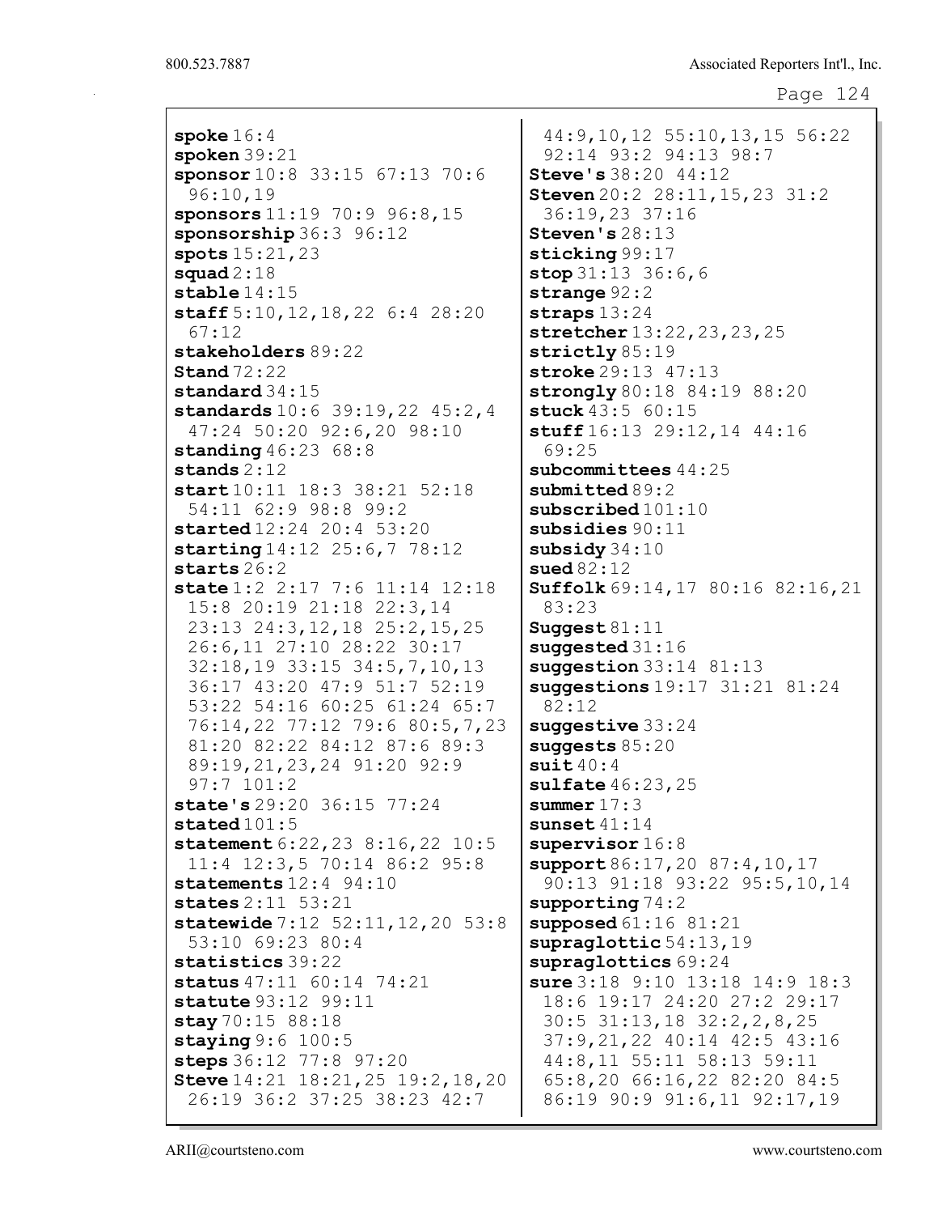**spoke** 16:4
**spoken** 39:21
**sponsor** 10:8 33:15 67:13 70:6 96:10,19
**sponsors** 11:19 70:9 96:8,15
**sponsorship** 36:3 96:12
**spots** 15:21,23
**squad** 2:18
**stable** 14:15
**staff** 5:10,12,18,22 6:4 28:20 67:12
**stakeholders** 89:22
**Stand** 72:22
**standard** 34:15
**standards** 10:6 39:19,22 45:2,4 47:24 50:20 92:6,20 98:10
**standing** 46:23 68:8
**stands** 2:12
**start** 10:11 18:3 38:21 52:18 54:11 62:9 98:8 99:2
**started** 12:24 20:4 53:20
**starting** 14:12 25:6,7 78:12
**starts** 26:2
**state** 1:2 2:17 7:6 11:14 12:18 15:8 20:19 21:18 22:3,14 23:13 24:3,12,18 25:2,15,25 26:6,11 27:10 28:22 30:17 32:18,19 33:15 34:5,7,10,13 36:17 43:20 47:9 51:7 52:19 53:22 54:16 60:25 61:24 65:7 76:14,22 77:12 79:6 80:5,7,23 81:20 82:22 84:12 87:6 89:3 89:19,21,23,24 91:20 92:9 97:7 101:2
**state's** 29:20 36:15 77:24
**stated** 101:5
**statement** 6:22,23 8:16,22 10:5 11:4 12:3,5 70:14 86:2 95:8
**statements** 12:4 94:10
**states** 2:11 53:21
**statewide** 7:12 52:11,12,20 53:8 53:10 69:23 80:4
**statistics** 39:22
**status** 47:11 60:14 74:21
**statute** 93:12 99:11
**stay** 70:15 88:18
**staying** 9:6 100:5
**steps** 36:12 77:8 97:20
**Steve** 14:21 18:21,25 19:2,18,20 26:19 36:2 37:25 38:23 42:7 44:9,10,12 55:10,13,15 56:22 92:14 93:2 94:13 98:7
**Steve's** 38:20 44:12
**Steven** 20:2 28:11,15,23 31:2 36:19,23 37:16
**Steven's** 28:13
**sticking** 99:17
**stop** 31:13 36:6,6
**strange** 92:2
**straps** 13:24
**stretcher** 13:22,23,23,25
**strictly** 85:19
**stroke** 29:13 47:13
**strongly** 80:18 84:19 88:20
**stuck** 43:5 60:15
**stuff** 16:13 29:12,14 44:16 69:25
**subcommittees** 44:25
**submitted** 89:2
**subscribed** 101:10
**subsidies** 90:11
**subsidy** 34:10
**sued** 82:12
**Suffolk** 69:14,17 80:16 82:16,21 83:23
**Suggest** 81:11
**suggested** 31:16
**suggestion** 33:14 81:13
**suggestions** 19:17 31:21 81:24 82:12
**suggestive** 33:24
**suggests** 85:20
**suit** 40:4
**sulfate** 46:23,25
**summer** 17:3
**sunset** 41:14
**supervisor** 16:8
**support** 86:17,20 87:4,10,17 90:13 91:18 93:22 95:5,10,14
**supporting** 74:2
**supposed** 61:16 81:21
**supraglottic** 54:13,19
**supraglottics** 69:24
**sure** 3:18 9:10 13:18 14:9 18:3 18:6 19:17 24:20 27:2 29:17 30:5 31:13,18 32:2,2,8,25 37:9,21,22 40:14 42:5 43:16 44:8,11 55:11 58:13 59:11 65:8,20 66:16,22 82:20 84:5 86:19 90:9 91:6,11 92:17,19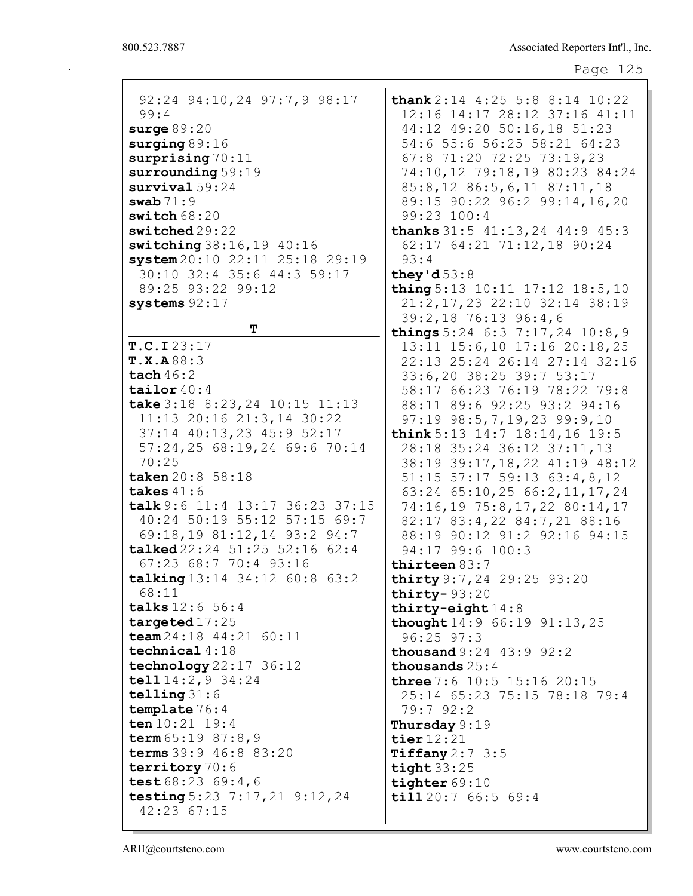92:24 94:10,24 97:7,9 98:17 99:4
**surge** 89:20
**surging** 89:16
**surprising** 70:11
**surrounding** 59:19
**survival** 59:24
**swab** 71:9
**switch** 68:20
**switched** 29:22
**switching** 38:16,19 40:16
**system** 20:10 22:11 25:18 29:19 30:10 32:4 35:6 44:3 59:17 89:25 93:22 99:12
**systems** 92:17

**T**

**T.C.I** 23:17
**T.X.A** 88:3
**tach** 46:2
**tailor** 40:4
**take** 3:18 8:23,24 10:15 11:13 11:13 20:16 21:3,14 30:22 37:14 40:13,23 45:9 52:17 57:24,25 68:19,24 69:6 70:14 70:25
**taken** 20:8 58:18
**takes** 41:6
**talk** 9:6 11:4 13:17 36:23 37:15 40:24 50:19 55:12 57:15 69:7 69:18,19 81:12,14 93:2 94:7
**talked** 22:24 51:25 52:16 62:4 67:23 68:7 70:4 93:16
**talking** 13:14 34:12 60:8 63:2 68:11
**talks** 12:6 56:4
**targeted** 17:25
**team** 24:18 44:21 60:11
**technical** 4:18
**technology** 22:17 36:12
**tell** 14:2,9 34:24
**telling** 31:6
**template** 76:4
**ten** 10:21 19:4
**term** 65:19 87:8,9
**terms** 39:9 46:8 83:20
**territory** 70:6
**test** 68:23 69:4,6
**testing** 5:23 7:17,21 9:12,24 42:23 67:15
**thank** 2:14 4:25 5:8 8:14 10:22 12:16 14:17 28:12 37:16 41:11 44:12 49:20 50:16,18 51:23 54:6 55:6 56:25 58:21 64:23 67:8 71:20 72:25 73:19,23 74:10,12 79:18,19 80:23 84:24 85:8,12 86:5,6,11 87:11,18 89:15 90:22 96:2 99:14,16,20 99:23 100:4
**thanks** 31:5 41:13,24 44:9 45:3 62:17 64:21 71:12,18 90:24 93:4
**they'd** 53:8
**thing** 5:13 10:11 17:12 18:5,10 21:2,17,23 22:10 32:14 38:19 39:2,18 76:13 96:4,6
**things** 5:24 6:3 7:17,24 10:8,9 13:11 15:6,10 17:16 20:18,25 22:13 25:24 26:14 27:14 32:16 33:6,20 38:25 39:7 53:17 58:17 66:23 76:19 78:22 79:8 88:11 89:6 92:25 93:2 94:16 97:19 98:5,7,19,23 99:9,10
**think** 5:13 14:7 18:14,16 19:5 28:18 35:24 36:12 37:11,13 38:19 39:17,18,22 41:19 48:12 51:15 57:17 59:13 63:4,8,12 63:24 65:10,25 66:2,11,17,24 74:16,19 75:8,17,22 80:14,17 82:17 83:4,22 84:7,21 88:16 88:19 90:12 91:2 92:16 94:15 94:17 99:6 100:3
**thirteen** 83:7
**thirty** 9:7,24 29:25 93:20
**thirty-** 93:20
**thirty-eight** 14:8
**thought** 14:9 66:19 91:13,25 96:25 97:3
**thousand** 9:24 43:9 92:2
**thousands** 25:4
**three** 7:6 10:5 15:16 20:15 25:14 65:23 75:15 78:18 79:4 79:7 92:2
**Thursday** 9:19
**tier** 12:21
**Tiffany** 2:7 3:5
**tight** 33:25
**tighter** 69:10
**till** 20:7 66:5 69:4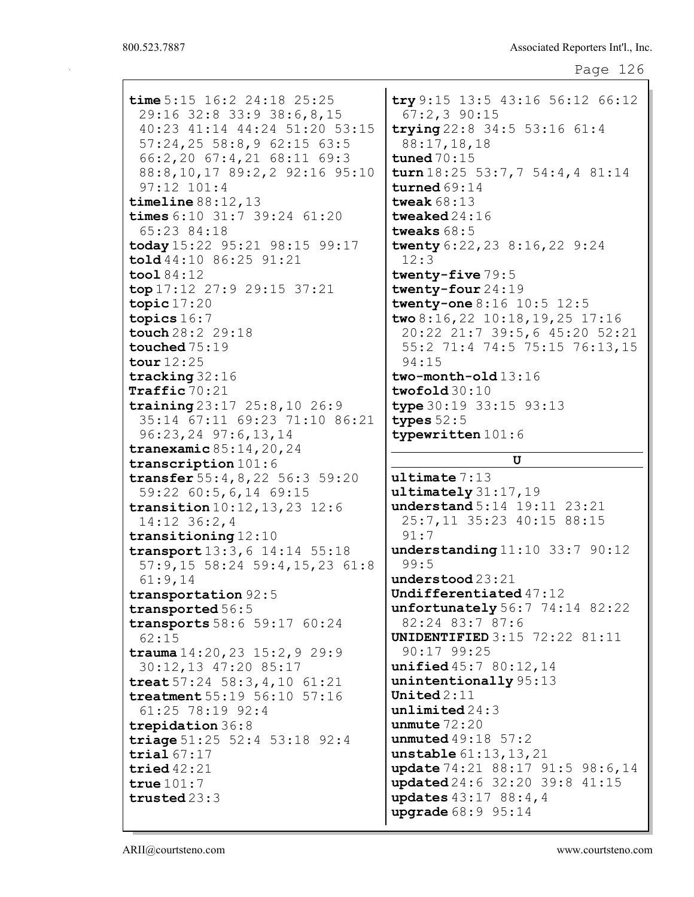**time** 5:15 16:2 24:18 25:25 29:16 32:8 33:9 38:6,8,15 40:23 41:14 44:24 51:20 53:15 57:24,25 58:8,9 62:15 63:5 66:2,20 67:4,21 68:11 69:3 88:8,10,17 89:2,2 92:16 95:10 97:12 101:4
**timeline** 88:12,13
**times** 6:10 31:7 39:24 61:20 65:23 84:18
**today** 15:22 95:21 98:15 99:17
**told** 44:10 86:25 91:21
**tool** 84:12
**top** 17:12 27:9 29:15 37:21
**topic** 17:20
**topics** 16:7
**touch** 28:2 29:18
**touched** 75:19
**tour** 12:25
**tracking** 32:16
**Traffic** 70:21
**training** 23:17 25:8,10 26:9 35:14 67:11 69:23 71:10 86:21 96:23,24 97:6,13,14
**tranexamic** 85:14,20,24
**transcription** 101:6
**transfer** 55:4,8,22 56:3 59:20 59:22 60:5,6,14 69:15
**transition** 10:12,13,23 12:6 14:12 36:2,4
**transitioning** 12:10
**transport** 13:3,6 14:14 55:18 57:9,15 58:24 59:4,15,23 61:8 61:9,14
**transportation** 92:5
**transported** 56:5
**transports** 58:6 59:17 60:24 62:15
**trauma** 14:20,23 15:2,9 29:9 30:12,13 47:20 85:17
**treat** 57:24 58:3,4,10 61:21
**treatment** 55:19 56:10 57:16 61:25 78:19 92:4
**trepidation** 36:8
**triage** 51:25 52:4 53:18 92:4
**trial** 67:17
**tried** 42:21
**true** 101:7
**trusted** 23:3
**try** 9:15 13:5 43:16 56:12 66:12 67:2,3 90:15
**trying** 22:8 34:5 53:16 61:4 88:17,18,18
**tuned** 70:15
**turn** 18:25 53:7,7 54:4,4 81:14
**turned** 69:14
**tweak** 68:13
**tweaked** 24:16
**tweaks** 68:5
**twenty** 6:22,23 8:16,22 9:24 12:3
**twenty-five** 79:5
**twenty-four** 24:19
**twenty-one** 8:16 10:5 12:5
**two** 8:16,22 10:18,19,25 17:16 20:22 21:7 39:5,6 45:20 52:21 55:2 71:4 74:5 75:15 76:13,15 94:15
**two-month-old** 13:16
**twofold** 30:10
**type** 30:19 33:15 93:13
**types** 52:5
**typewritten** 101:6

**U**

**ultimate** 7:13
**ultimately** 31:17,19
**understand** 5:14 19:11 23:21 25:7,11 35:23 40:15 88:15 91:7
**understanding** 11:10 33:7 90:12 99:5
**understood** 23:21
**Undifferentiated** 47:12
**unfortunately** 56:7 74:14 82:22 82:24 83:7 87:6
**UNIDENTIFIED** 3:15 72:22 81:11 90:17 99:25
**unified** 45:7 80:12,14
**unintentionally** 95:13
**United** 2:11
**unlimited** 24:3
**unmute** 72:20
**unmuted** 49:18 57:2
**unstable** 61:13,13,21
**update** 74:21 88:17 91:5 98:6,14
**updated** 24:6 32:20 39:8 41:15
**updates** 43:17 88:4,4
**upgrade** 68:9 95:14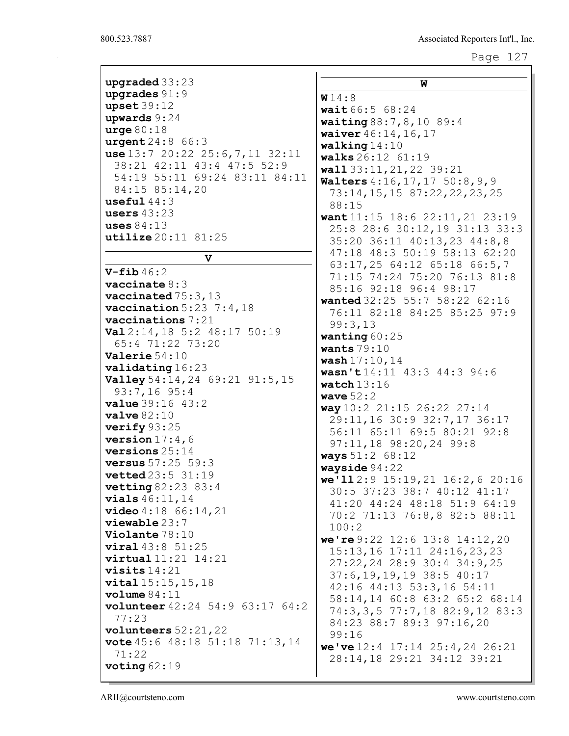**upgraded** 33:23
**upgrades** 91:9
**upset** 39:12
**upwards** 9:24
**urge** 80:18
**urgent** 24:8 66:3
**use** 13:7 20:22 25:6,7,11 32:11 38:21 42:11 43:4 47:5 52:9 54:19 55:11 69:24 83:11 84:11 84:15 85:14,20
**useful** 44:3
**users** 43:23
**uses** 84:13
**utilize** 20:11 81:25

## V

**V-fib** 46:2
**vaccinate** 8:3
**vaccinated** 75:3,13
**vaccination** 5:23 7:4,18
**vaccinations** 7:21
**Val** 2:14,18 5:2 48:17 50:19 65:4 71:22 73:20
**Valerie** 54:10
**validating** 16:23
**Valley** 54:14,24 69:21 91:5,15 93:7,16 95:4
**value** 39:16 43:2
**valve** 82:10
**verify** 93:25
**version** 17:4,6
**versions** 25:14
**versus** 57:25 59:3
**vetted** 23:5 31:19
**vetting** 82:23 83:4
**vials** 46:11,14
**video** 4:18 66:14,21
**viewable** 23:7
**Violante** 78:10
**viral** 43:8 51:25
**virtual** 11:21 14:21
**visits** 14:21
**vital** 15:15,15,18
**volume** 84:11
**volunteer** 42:24 54:9 63:17 64:2 77:23
**volunteers** 52:21,22
**vote** 45:6 48:18 51:18 71:13,14 71:22
**voting** 62:19

## W

**W** 14:8
**wait** 66:5 68:24
**waiting** 88:7,8,10 89:4
**waiver** 46:14,16,17
**walking** 14:10
**walks** 26:12 61:19
**wall** 33:11,21,22 39:21
**Walters** 4:16,17,17 50:8,9,9 73:14,15,15 87:22,22,23,25 88:15
**want** 11:15 18:6 22:11,21 23:19 25:8 28:6 30:12,19 31:13 33:3 35:20 36:11 40:13,23 44:8,8 47:18 48:3 50:19 58:13 62:20 63:17,25 64:12 65:18 66:5,7 71:15 74:24 75:20 76:13 81:8 85:16 92:18 96:4 98:17
**wanted** 32:25 55:7 58:22 62:16 76:11 82:18 84:25 85:25 97:9 99:3,13
**wanting** 60:25
**wants** 79:10
**wash** 17:10,14
**wasn't** 14:11 43:3 44:3 94:6
**watch** 13:16
**wave** 52:2
**way** 10:2 21:15 26:22 27:14 29:11,16 30:9 32:7,17 36:17 56:11 65:11 69:5 80:21 92:8 97:11,18 98:20,24 99:8
**ways** 51:2 68:12
**wayside** 94:22
**we'll** 2:9 15:19,21 16:2,6 20:16 30:5 37:23 38:7 40:12 41:17 41:20 44:24 48:18 51:9 64:19 70:2 71:13 76:8,8 82:5 88:11 100:2
**we're** 9:22 12:6 13:8 14:12,20 15:13,16 17:11 24:16,23,23 27:22,24 28:9 30:4 34:9,25 37:6,19,19,19 38:5 40:17 42:16 44:13 53:3,16 54:11 58:14,14 60:8 63:2 65:2 68:14 74:3,3,5 77:7,18 82:9,12 83:3 84:23 88:7 89:3 97:16,20 99:16
**we've** 12:4 17:14 25:4,24 26:21 28:14,18 29:21 34:12 39:21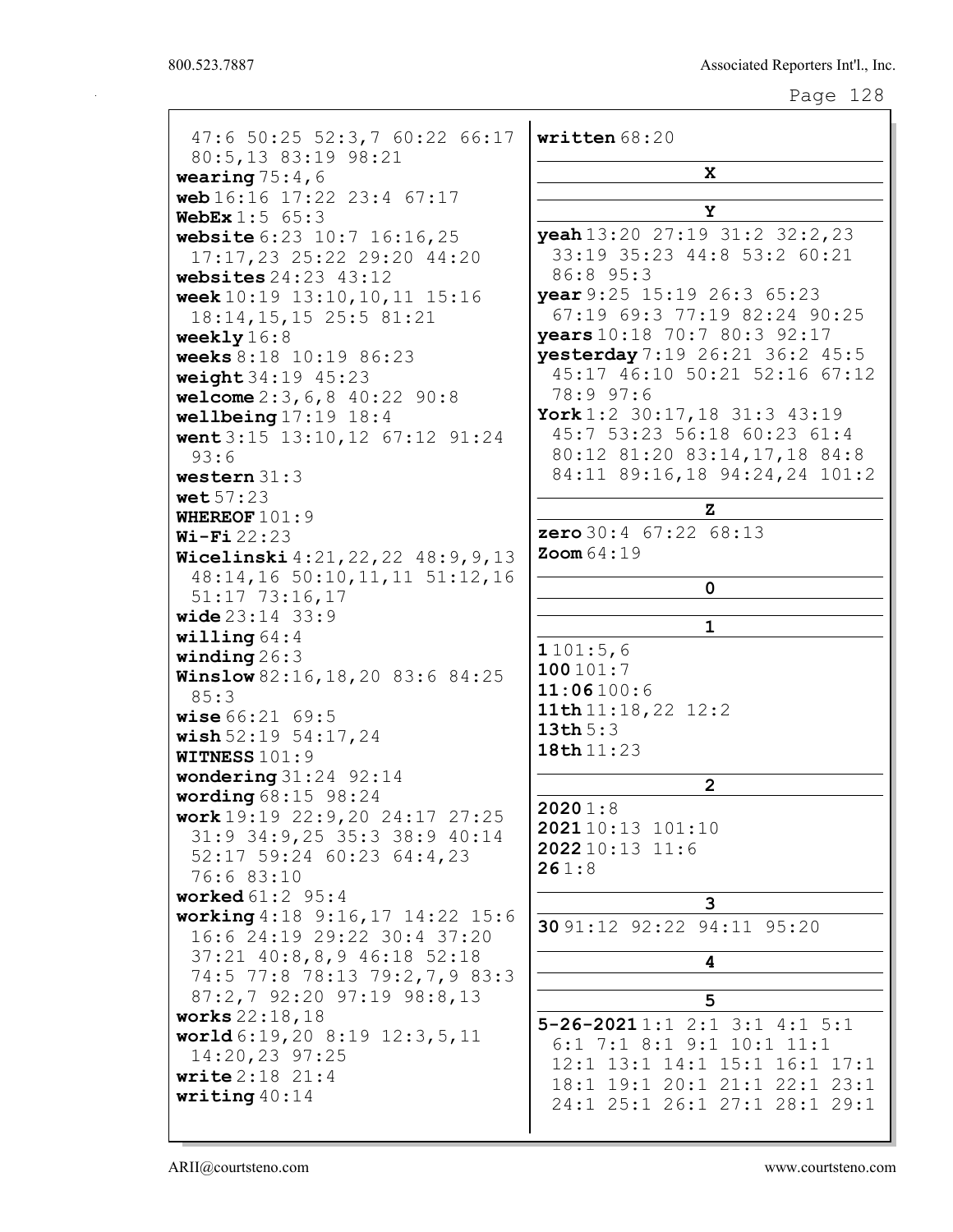47:6 50:25 52:3,7 60:22 66:17 80:5,13 83:19 98:21
**wearing** 75:4,6
**web** 16:16 17:22 23:4 67:17
**WebEx** 1:5 65:3
**website** 6:23 10:7 16:16,25 17:17,23 25:22 29:20 44:20
**websites** 24:23 43:12
**week** 10:19 13:10,10,11 15:16 18:14,15,15 25:5 81:21
**weekly** 16:8
**weeks** 8:18 10:19 86:23
**weight** 34:19 45:23
**welcome** 2:3,6,8 40:22 90:8
**wellbeing** 17:19 18:4
**went** 3:15 13:10,12 67:12 91:24 93:6
**western** 31:3
**wet** 57:23
**WHEREOF** 101:9
**Wi-Fi** 22:23
**Wicelinski** 4:21,22,22 48:9,9,13 48:14,16 50:10,11,11 51:12,16 51:17 73:16,17
**wide** 23:14 33:9
**willing** 64:4
**winding** 26:3
**Winslow** 82:16,18,20 83:6 84:25 85:3
**wise** 66:21 69:5
**wish** 52:19 54:17,24
**WITNESS** 101:9
**wondering** 31:24 92:14
**wording** 68:15 98:24
**work** 19:19 22:9,20 24:17 27:25 31:9 34:9,25 35:3 38:9 40:14 52:17 59:24 60:23 64:4,23 76:6 83:10
**worked** 61:2 95:4
**working** 4:18 9:16,17 14:22 15:6 16:6 24:19 29:22 30:4 37:20 37:21 40:8,8,9 46:18 52:18 74:5 77:8 78:13 79:2,7,9 83:3 87:2,7 92:20 97:19 98:8,13
**works** 22:18,18
**world** 6:19,20 8:19 12:3,5,11 14:20,23 97:25
**write** 2:18 21:4
**writing** 40:14
**written** 68:20

**X**

**Y**

**yeah** 13:20 27:19 31:2 32:2,23 33:19 35:23 44:8 53:2 60:21 86:8 95:3
**year** 9:25 15:19 26:3 65:23 67:19 69:3 77:19 82:24 90:25
**years** 10:18 70:7 80:3 92:17
**yesterday** 7:19 26:21 36:2 45:5 45:17 46:10 50:21 52:16 67:12 78:9 97:6
**York** 1:2 30:17,18 31:3 43:19 45:7 53:23 56:18 60:23 61:4 80:12 81:20 83:14,17,18 84:8 84:11 89:16,18 94:24,24 101:2

**Z**

**zero** 30:4 67:22 68:13
**Zoom** 64:19

**0**

**1**

**1** 101:5,6
**100** 101:7
**11:06** 100:6
**11th** 11:18,22 12:2
**13th** 5:3
**18th** 11:23

**2**

**2020** 1:8
**2021** 10:13 101:10
**2022** 10:13 11:6
**26** 1:8

**3**

**30** 91:12 92:22 94:11 95:20

**4**

**5**

**5-26-2021** 1:1 2:1 3:1 4:1 5:1 6:1 7:1 8:1 9:1 10:1 11:1 12:1 13:1 14:1 15:1 16:1 17:1 18:1 19:1 20:1 21:1 22:1 23:1 24:1 25:1 26:1 27:1 28:1 29:1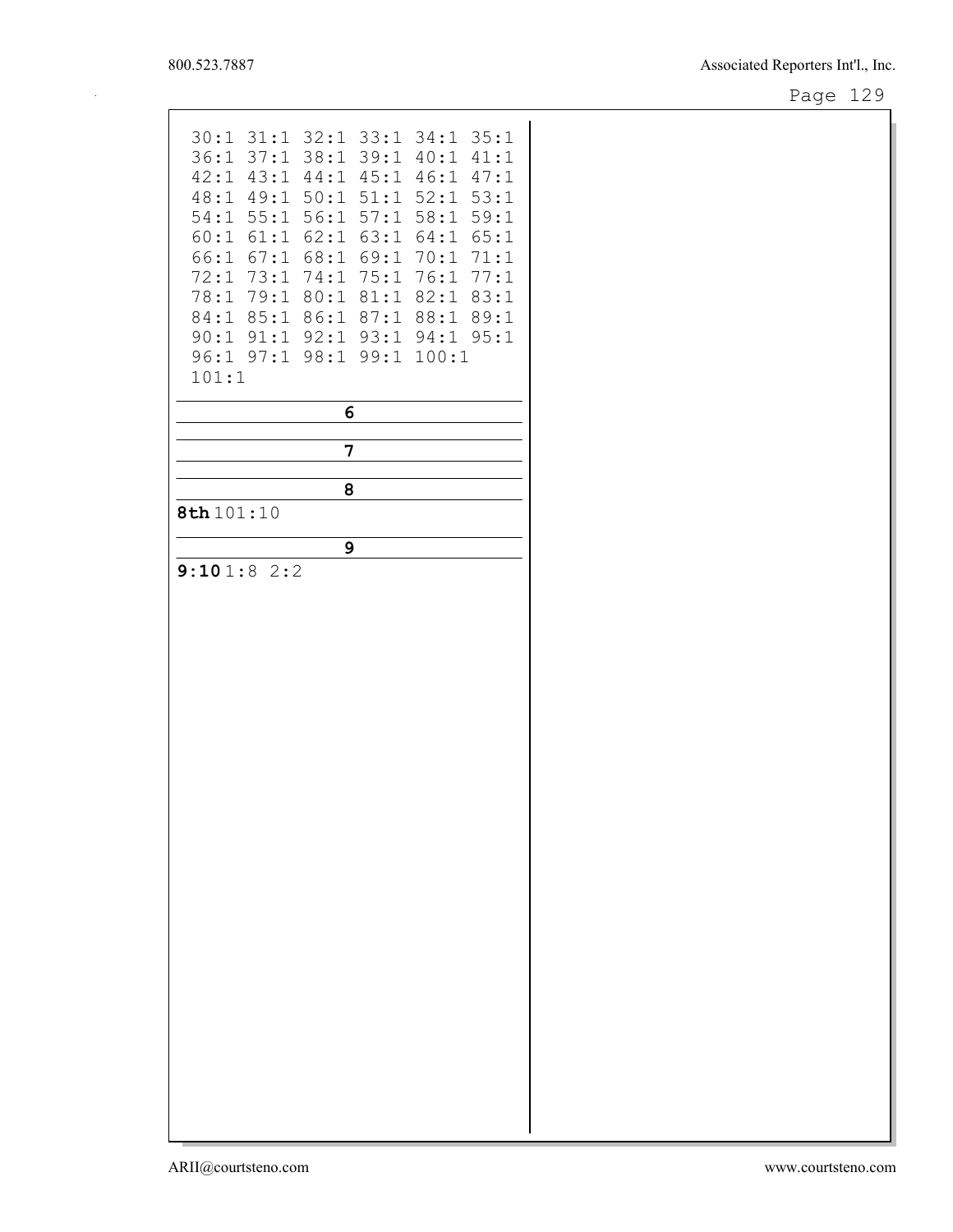30:1 31:1 32:1 33:1 34:1 35:1
36:1 37:1 38:1 39:1 40:1 41:1
42:1 43:1 44:1 45:1 46:1 47:1
48:1 49:1 50:1 51:1 52:1 53:1
54:1 55:1 56:1 57:1 58:1 59:1
60:1 61:1 62:1 63:1 64:1 65:1
66:1 67:1 68:1 69:1 70:1 71:1
72:1 73:1 74:1 75:1 76:1 77:1
78:1 79:1 80:1 81:1 82:1 83:1
84:1 85:1 86:1 87:1 88:1 89:1
90:1 91:1 92:1 93:1 94:1 95:1
96:1 97:1 98:1 99:1 100:1
101:1

**6**

**7**

**8**

**8th** 101:10

**9**

**9:10** 1:8 2:2